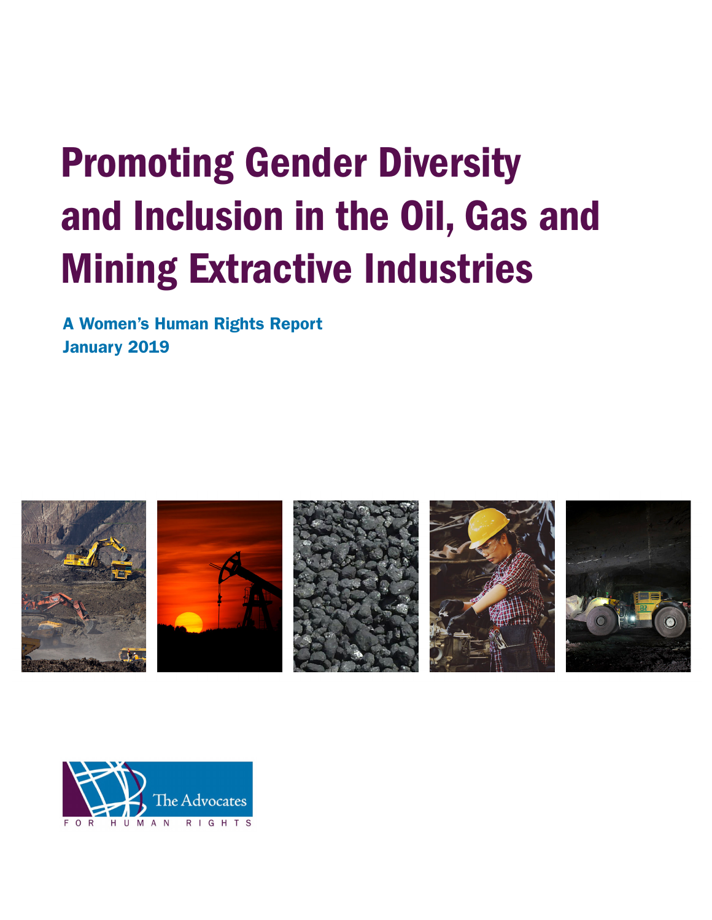# Promoting Gender Diversity and Inclusion in the Oil, Gas and Mining Extractive Industries

**A Women's Human Rights Report**
**January 2019**

The Advocates
FOR HUMAN RIGHTS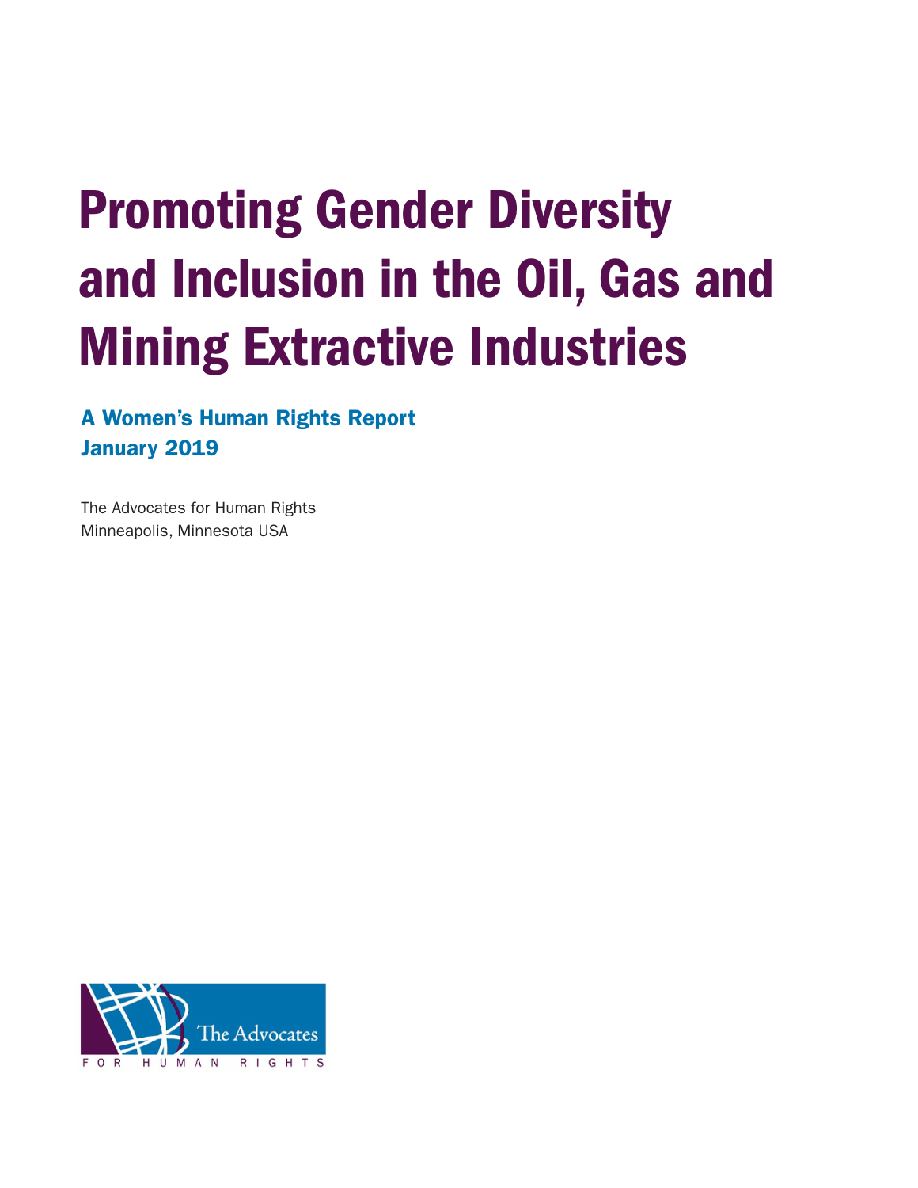# Promoting Gender Diversity and Inclusion in the Oil, Gas and Mining Extractive Industries

## A Women's Human Rights Report
## January 2019

The Advocates for Human Rights
Minneapolis, Minnesota USA

The Advocates
FOR HUMAN RIGHTS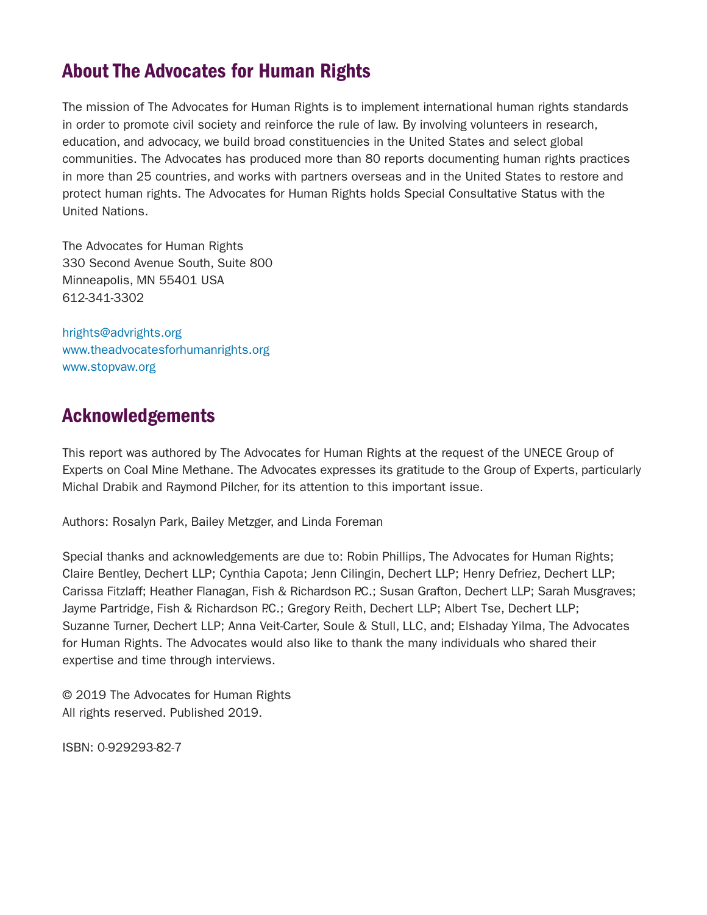## About The Advocates for Human Rights

The mission of The Advocates for Human Rights is to implement international human rights standards in order to promote civil society and reinforce the rule of law. By involving volunteers in research, education, and advocacy, we build broad constituencies in the United States and select global communities. The Advocates has produced more than 80 reports documenting human rights practices in more than 25 countries, and works with partners overseas and in the United States to restore and protect human rights. The Advocates for Human Rights holds Special Consultative Status with the United Nations.

The Advocates for Human Rights
330 Second Avenue South, Suite 800
Minneapolis, MN 55401 USA
612-341-3302

hrights@advrights.org
www.theadvocatesforhumanrights.org
www.stopvaw.org

## Acknowledgements

This report was authored by The Advocates for Human Rights at the request of the UNECE Group of Experts on Coal Mine Methane. The Advocates expresses its gratitude to the Group of Experts, particularly Michal Drabik and Raymond Pilcher, for its attention to this important issue.

Authors: Rosalyn Park, Bailey Metzger, and Linda Foreman

Special thanks and acknowledgements are due to: Robin Phillips, The Advocates for Human Rights; Claire Bentley, Dechert LLP; Cynthia Capota; Jenn Cilingin, Dechert LLP; Henry Defriez, Dechert LLP; Carissa Fitzlaff; Heather Flanagan, Fish & Richardson P.C.; Susan Grafton, Dechert LLP; Sarah Musgraves; Jayme Partridge, Fish & Richardson P.C.; Gregory Reith, Dechert LLP; Albert Tse, Dechert LLP; Suzanne Turner, Dechert LLP; Anna Veit-Carter, Soule & Stull, LLC, and; Elshaday Yilma, The Advocates for Human Rights. The Advocates would also like to thank the many individuals who shared their expertise and time through interviews.

© 2019 The Advocates for Human Rights
All rights reserved. Published 2019.

ISBN: 0-929293-82-7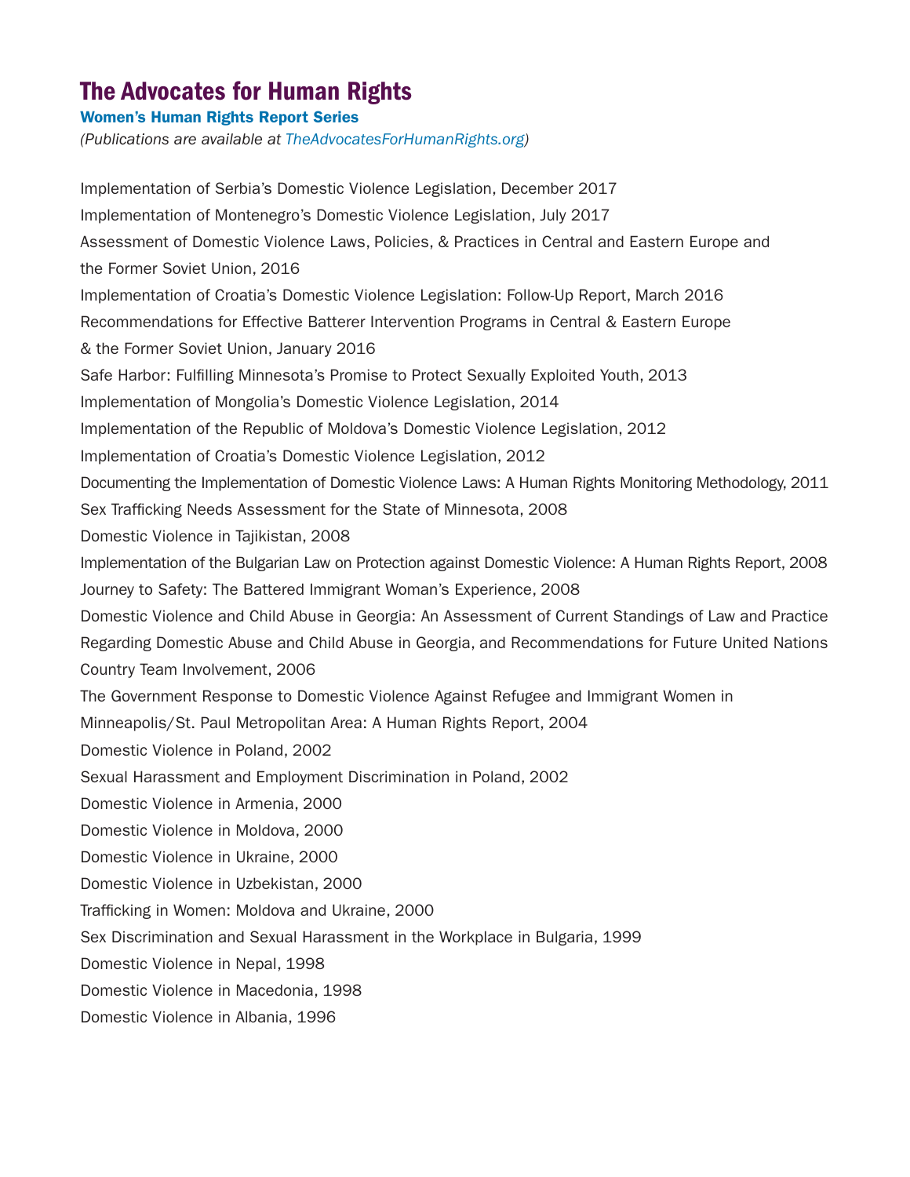# The Advocates for Human Rights

### Women's Human Rights Report Series

*(Publications are available at TheAdvocatesForHumanRights.org)*

Implementation of Serbia's Domestic Violence Legislation, December 2017

Implementation of Montenegro's Domestic Violence Legislation, July 2017

Assessment of Domestic Violence Laws, Policies, & Practices in Central and Eastern Europe and the Former Soviet Union, 2016

Implementation of Croatia's Domestic Violence Legislation: Follow-Up Report, March 2016

Recommendations for Effective Batterer Intervention Programs in Central & Eastern Europe & the Former Soviet Union, January 2016

Safe Harbor: Fulfilling Minnesota's Promise to Protect Sexually Exploited Youth, 2013

Implementation of Mongolia's Domestic Violence Legislation, 2014

Implementation of the Republic of Moldova's Domestic Violence Legislation, 2012

Implementation of Croatia's Domestic Violence Legislation, 2012

Documenting the Implementation of Domestic Violence Laws: A Human Rights Monitoring Methodology, 2011

Sex Trafficking Needs Assessment for the State of Minnesota, 2008

Domestic Violence in Tajikistan, 2008

Implementation of the Bulgarian Law on Protection against Domestic Violence: A Human Rights Report, 2008

Journey to Safety: The Battered Immigrant Woman's Experience, 2008

Domestic Violence and Child Abuse in Georgia: An Assessment of Current Standings of Law and Practice Regarding Domestic Abuse and Child Abuse in Georgia, and Recommendations for Future United Nations Country Team Involvement, 2006

The Government Response to Domestic Violence Against Refugee and Immigrant Women in Minneapolis/St. Paul Metropolitan Area: A Human Rights Report, 2004

Domestic Violence in Poland, 2002

Sexual Harassment and Employment Discrimination in Poland, 2002

Domestic Violence in Armenia, 2000

Domestic Violence in Moldova, 2000

Domestic Violence in Ukraine, 2000

Domestic Violence in Uzbekistan, 2000

Trafficking in Women: Moldova and Ukraine, 2000

Sex Discrimination and Sexual Harassment in the Workplace in Bulgaria, 1999

Domestic Violence in Nepal, 1998

Domestic Violence in Macedonia, 1998

Domestic Violence in Albania, 1996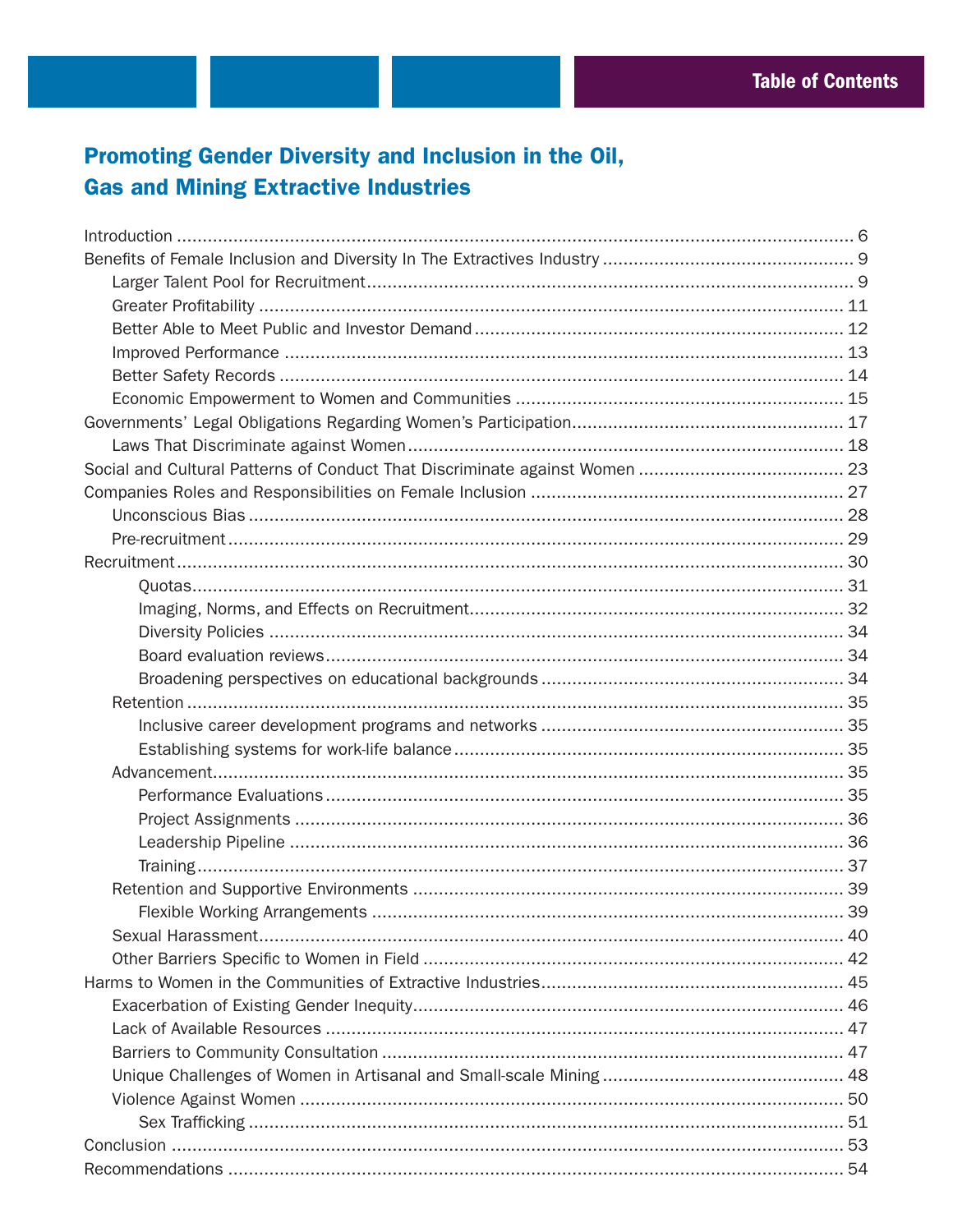Table of Contents

## Promoting Gender Diversity and Inclusion in the Oil, Gas and Mining Extractive Industries

- Introduction ... 6
- Benefits of Female Inclusion and Diversity In The Extractives Industry ... 9
  - Larger Talent Pool for Recruitment ... 9
  - Greater Profitability ... 11
  - Better Able to Meet Public and Investor Demand ... 12
  - Improved Performance ... 13
  - Better Safety Records ... 14
  - Economic Empowerment to Women and Communities ... 15
- Governments' Legal Obligations Regarding Women's Participation ... 17
  - Laws That Discriminate against Women ... 18
- Social and Cultural Patterns of Conduct That Discriminate against Women ... 23
- Companies Roles and Responsibilities on Female Inclusion ... 27
  - Unconscious Bias ... 28
  - Pre-recruitment ... 29
- Recruitment ... 30
    - Quotas ... 31
    - Imaging, Norms, and Effects on Recruitment ... 32
    - Diversity Policies ... 34
    - Board evaluation reviews ... 34
    - Broadening perspectives on educational backgrounds ... 34
  - Retention ... 35
    - Inclusive career development programs and networks ... 35
    - Establishing systems for work-life balance ... 35
  - Advancement ... 35
    - Performance Evaluations ... 35
    - Project Assignments ... 36
    - Leadership Pipeline ... 36
    - Training ... 37
  - Retention and Supportive Environments ... 39
    - Flexible Working Arrangements ... 39
  - Sexual Harassment ... 40
  - Other Barriers Specific to Women in Field ... 42
- Harms to Women in the Communities of Extractive Industries ... 45
  - Exacerbation of Existing Gender Inequity ... 46
  - Lack of Available Resources ... 47
  - Barriers to Community Consultation ... 47
  - Unique Challenges of Women in Artisanal and Small-scale Mining ... 48
  - Violence Against Women ... 50
    - Sex Trafficking ... 51
- Conclusion ... 53
- Recommendations ... 54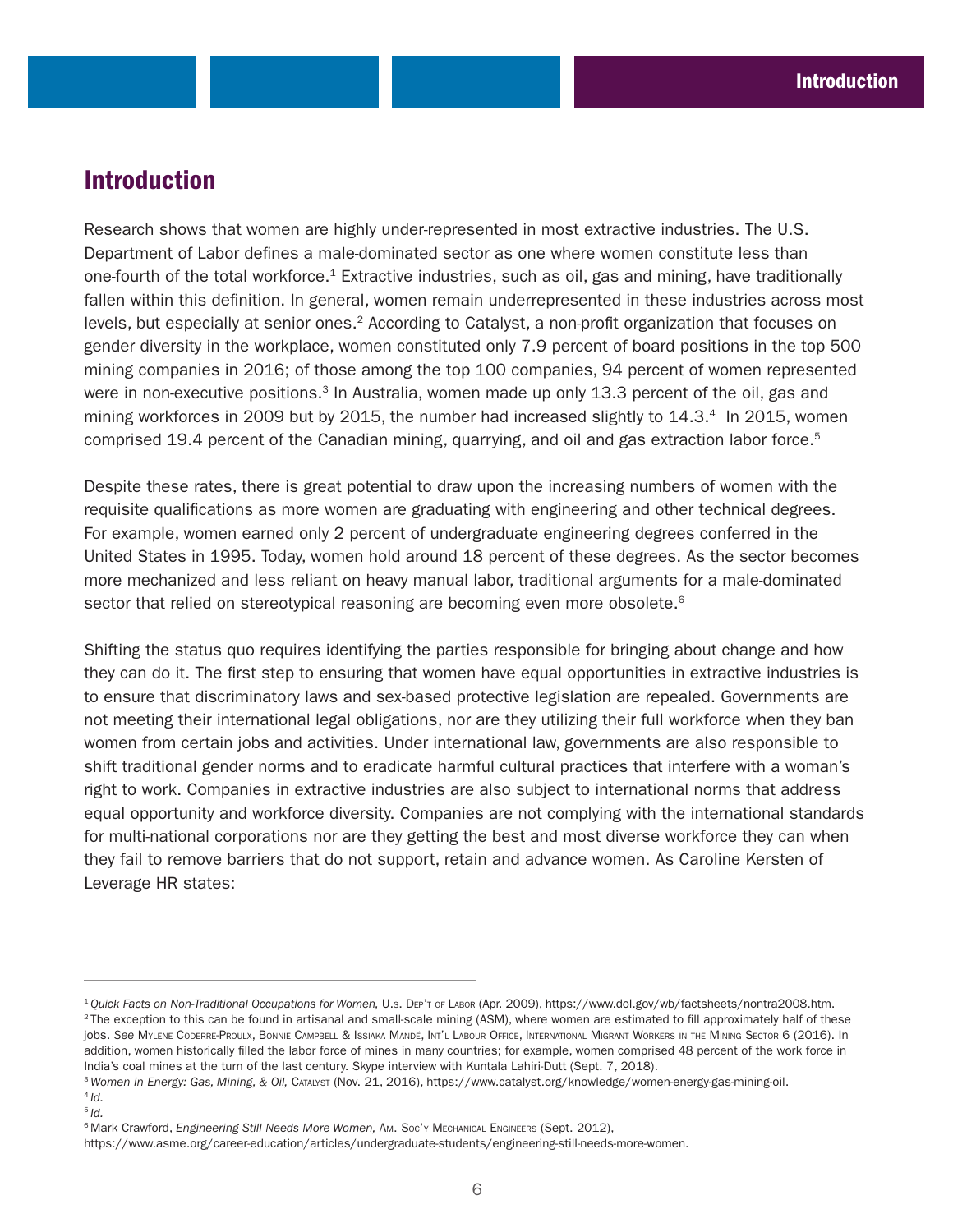# Introduction

Research shows that women are highly under-represented in most extractive industries. The U.S. Department of Labor defines a male-dominated sector as one where women constitute less than one-fourth of the total workforce.[1] Extractive industries, such as oil, gas and mining, have traditionally fallen within this definition. In general, women remain underrepresented in these industries across most levels, but especially at senior ones.[2] According to Catalyst, a non-profit organization that focuses on gender diversity in the workplace, women constituted only 7.9 percent of board positions in the top 500 mining companies in 2016; of those among the top 100 companies, 94 percent of women represented were in non-executive positions.[3] In Australia, women made up only 13.3 percent of the oil, gas and mining workforces in 2009 but by 2015, the number had increased slightly to 14.3.[4] In 2015, women comprised 19.4 percent of the Canadian mining, quarrying, and oil and gas extraction labor force.[5]

Despite these rates, there is great potential to draw upon the increasing numbers of women with the requisite qualifications as more women are graduating with engineering and other technical degrees. For example, women earned only 2 percent of undergraduate engineering degrees conferred in the United States in 1995. Today, women hold around 18 percent of these degrees. As the sector becomes more mechanized and less reliant on heavy manual labor, traditional arguments for a male-dominated sector that relied on stereotypical reasoning are becoming even more obsolete.[6]

Shifting the status quo requires identifying the parties responsible for bringing about change and how they can do it. The first step to ensuring that women have equal opportunities in extractive industries is to ensure that discriminatory laws and sex-based protective legislation are repealed. Governments are not meeting their international legal obligations, nor are they utilizing their full workforce when they ban women from certain jobs and activities. Under international law, governments are also responsible to shift traditional gender norms and to eradicate harmful cultural practices that interfere with a woman's right to work. Companies in extractive industries are also subject to international norms that address equal opportunity and workforce diversity. Companies are not complying with the international standards for multi-national corporations nor are they getting the best and most diverse workforce they can when they fail to remove barriers that do not support, retain and advance women. As Caroline Kersten of Leverage HR states:

---

[1] *Quick Facts on Non-Traditional Occupations for Women,* U.S. Dep't of Labor (Apr. 2009), https://www.dol.gov/wb/factsheets/nontra2008.htm.

[2] The exception to this can be found in artisanal and small-scale mining (ASM), where women are estimated to fill approximately half of these jobs. *See* Mylène Coderre-Proulx, Bonnie Campbell & Issiaka Mandé, Int'l Labour Office, International Migrant Workers in the Mining Sector 6 (2016). In addition, women historically filled the labor force of mines in many countries; for example, women comprised 48 percent of the work force in India's coal mines at the turn of the last century. Skype interview with Kuntala Lahiri-Dutt (Sept. 7, 2018).

[3] *Women in Energy: Gas, Mining, & Oil,* Catalyst (Nov. 21, 2016), https://www.catalyst.org/knowledge/women-energy-gas-mining-oil.

[4] *Id.*

[5] *Id.*

[6] Mark Crawford, *Engineering Still Needs More Women,* Am. Soc'y Mechanical Engineers (Sept. 2012), https://www.asme.org/career-education/articles/undergraduate-students/engineering-still-needs-more-women.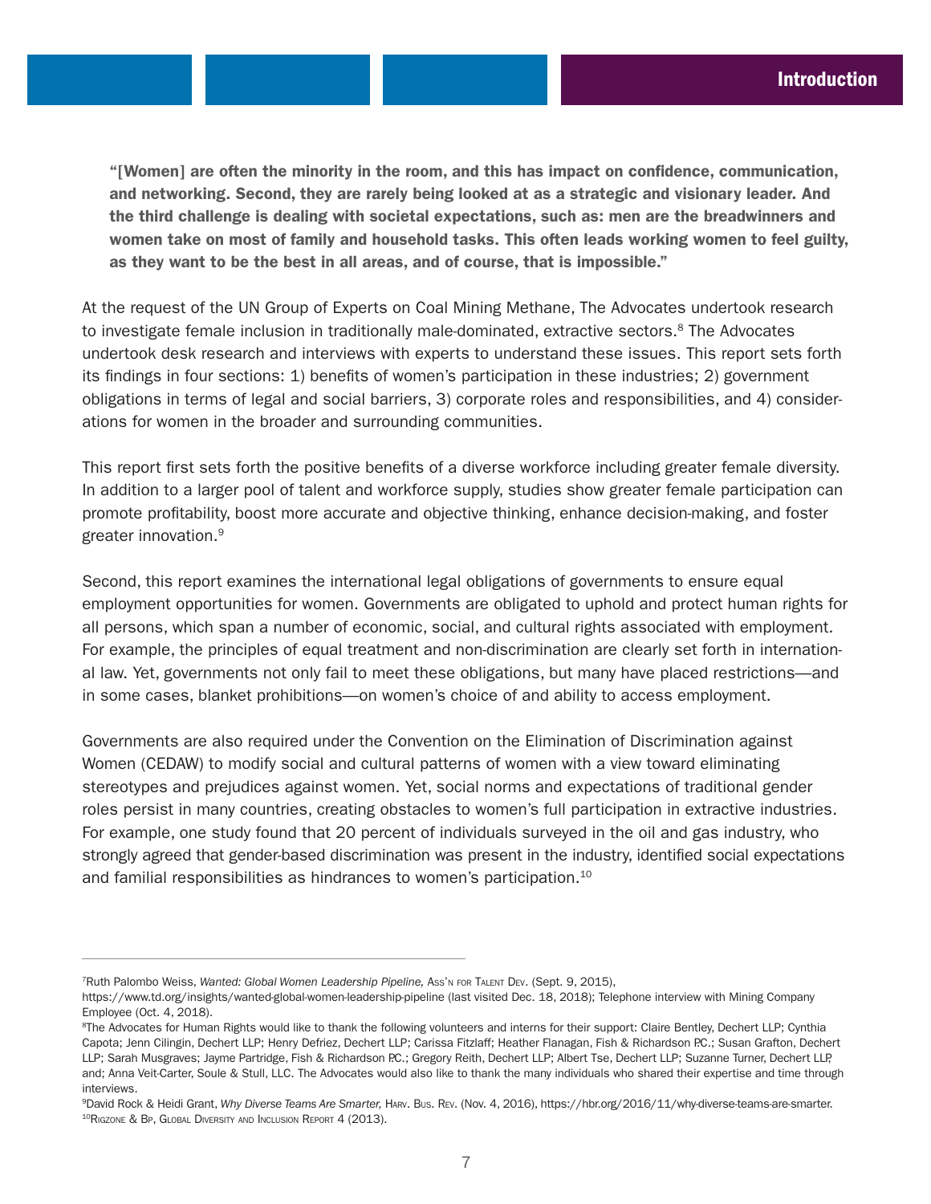**"[Women] are often the minority in the room, and this has impact on confidence, communication, and networking. Second, they are rarely being looked at as a strategic and visionary leader. And the third challenge is dealing with societal expectations, such as: men are the breadwinners and women take on most of family and household tasks. This often leads working women to feel guilty, as they want to be the best in all areas, and of course, that is impossible."**

At the request of the UN Group of Experts on Coal Mining Methane, The Advocates undertook research to investigate female inclusion in traditionally male-dominated, extractive sectors.[8] The Advocates undertook desk research and interviews with experts to understand these issues. This report sets forth its findings in four sections: 1) benefits of women's participation in these industries; 2) government obligations in terms of legal and social barriers, 3) corporate roles and responsibilities, and 4) considerations for women in the broader and surrounding communities.

This report first sets forth the positive benefits of a diverse workforce including greater female diversity. In addition to a larger pool of talent and workforce supply, studies show greater female participation can promote profitability, boost more accurate and objective thinking, enhance decision-making, and foster greater innovation.[9]

Second, this report examines the international legal obligations of governments to ensure equal employment opportunities for women. Governments are obligated to uphold and protect human rights for all persons, which span a number of economic, social, and cultural rights associated with employment. For example, the principles of equal treatment and non-discrimination are clearly set forth in international law. Yet, governments not only fail to meet these obligations, but many have placed restrictions—and in some cases, blanket prohibitions—on women's choice of and ability to access employment.

Governments are also required under the Convention on the Elimination of Discrimination against Women (CEDAW) to modify social and cultural patterns of women with a view toward eliminating stereotypes and prejudices against women. Yet, social norms and expectations of traditional gender roles persist in many countries, creating obstacles to women's full participation in extractive industries. For example, one study found that 20 percent of individuals surveyed in the oil and gas industry, who strongly agreed that gender-based discrimination was present in the industry, identified social expectations and familial responsibilities as hindrances to women's participation.[10]

---

[7]Ruth Palombo Weiss, *Wanted: Global Women Leadership Pipeline,* Ass'n for Talent Dev. (Sept. 9, 2015), https://www.td.org/insights/wanted-global-women-leadership-pipeline (last visited Dec. 18, 2018); Telephone interview with Mining Company Employee (Oct. 4, 2018).

[8]The Advocates for Human Rights would like to thank the following volunteers and interns for their support: Claire Bentley, Dechert LLP; Cynthia Capota; Jenn Cilingin, Dechert LLP; Henry Defriez, Dechert LLP; Carissa Fitzlaff; Heather Flanagan, Fish & Richardson P.C.; Susan Grafton, Dechert LLP; Sarah Musgraves; Jayme Partridge, Fish & Richardson P.C.; Gregory Reith, Dechert LLP; Albert Tse, Dechert LLP; Suzanne Turner, Dechert LLP, and; Anna Veit-Carter, Soule & Stull, LLC. The Advocates would also like to thank the many individuals who shared their expertise and time through interviews.

[9]David Rock & Heidi Grant, *Why Diverse Teams Are Smarter,* Harv. Bus. Rev. (Nov. 4, 2016), https://hbr.org/2016/11/why-diverse-teams-are-smarter.

[10]Rigzone & Bp, Global Diversity and Inclusion Report 4 (2013).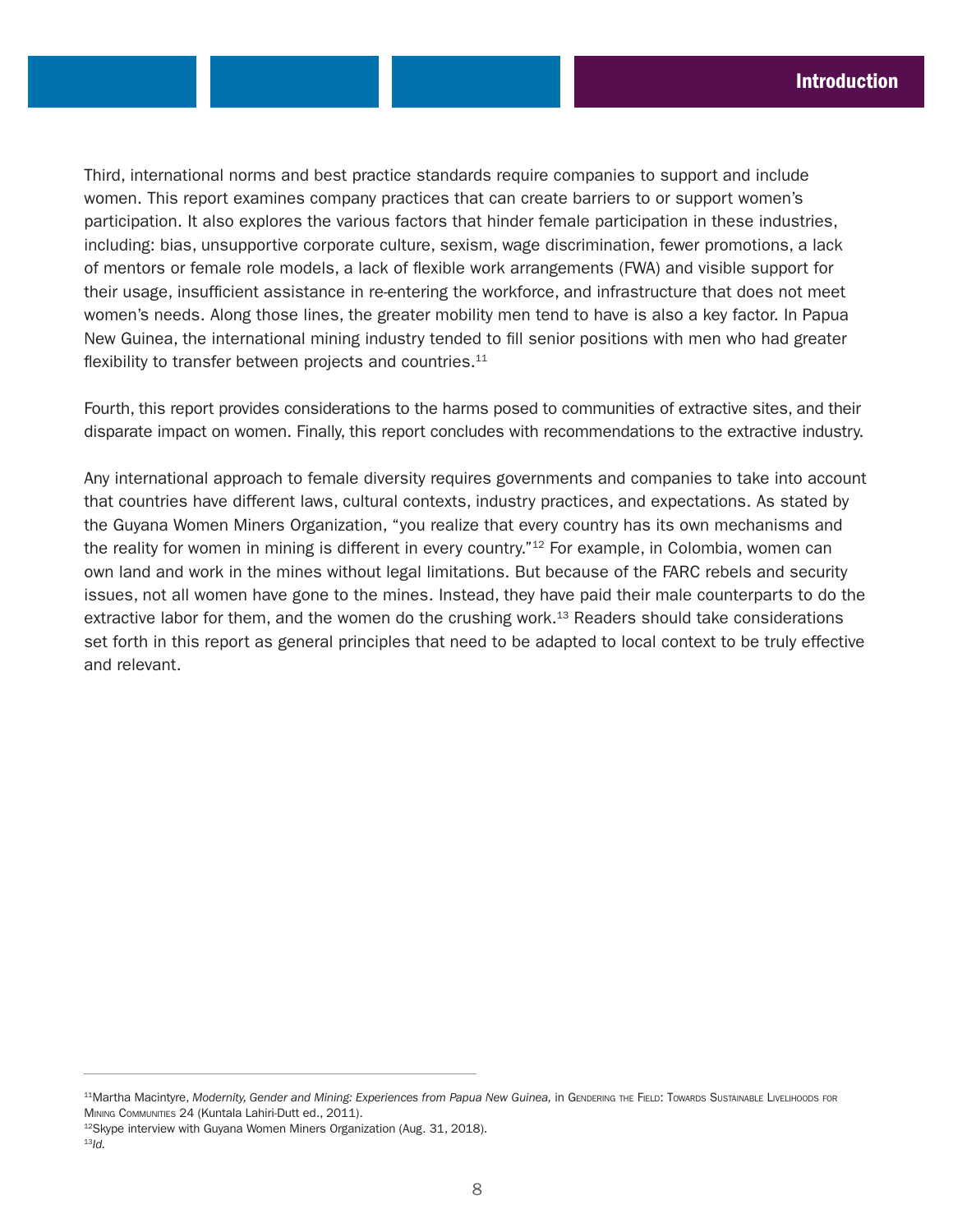Third, international norms and best practice standards require companies to support and include women. This report examines company practices that can create barriers to or support women's participation. It also explores the various factors that hinder female participation in these industries, including: bias, unsupportive corporate culture, sexism, wage discrimination, fewer promotions, a lack of mentors or female role models, a lack of flexible work arrangements (FWA) and visible support for their usage, insufficient assistance in re-entering the workforce, and infrastructure that does not meet women's needs. Along those lines, the greater mobility men tend to have is also a key factor. In Papua New Guinea, the international mining industry tended to fill senior positions with men who had greater flexibility to transfer between projects and countries.[11]

Fourth, this report provides considerations to the harms posed to communities of extractive sites, and their disparate impact on women. Finally, this report concludes with recommendations to the extractive industry.

Any international approach to female diversity requires governments and companies to take into account that countries have different laws, cultural contexts, industry practices, and expectations. As stated by the Guyana Women Miners Organization, "you realize that every country has its own mechanisms and the reality for women in mining is different in every country."[12] For example, in Colombia, women can own land and work in the mines without legal limitations. But because of the FARC rebels and security issues, not all women have gone to the mines. Instead, they have paid their male counterparts to do the extractive labor for them, and the women do the crushing work.[13] Readers should take considerations set forth in this report as general principles that need to be adapted to local context to be truly effective and relevant.

---

[11] Martha Macintyre, *Modernity, Gender and Mining: Experiences from Papua New Guinea,* in Gendering the Field: Towards Sustainable Livelihoods for Mining Communities 24 (Kuntala Lahiri-Dutt ed., 2011).

[12] Skype interview with Guyana Women Miners Organization (Aug. 31, 2018).

[13] *Id.*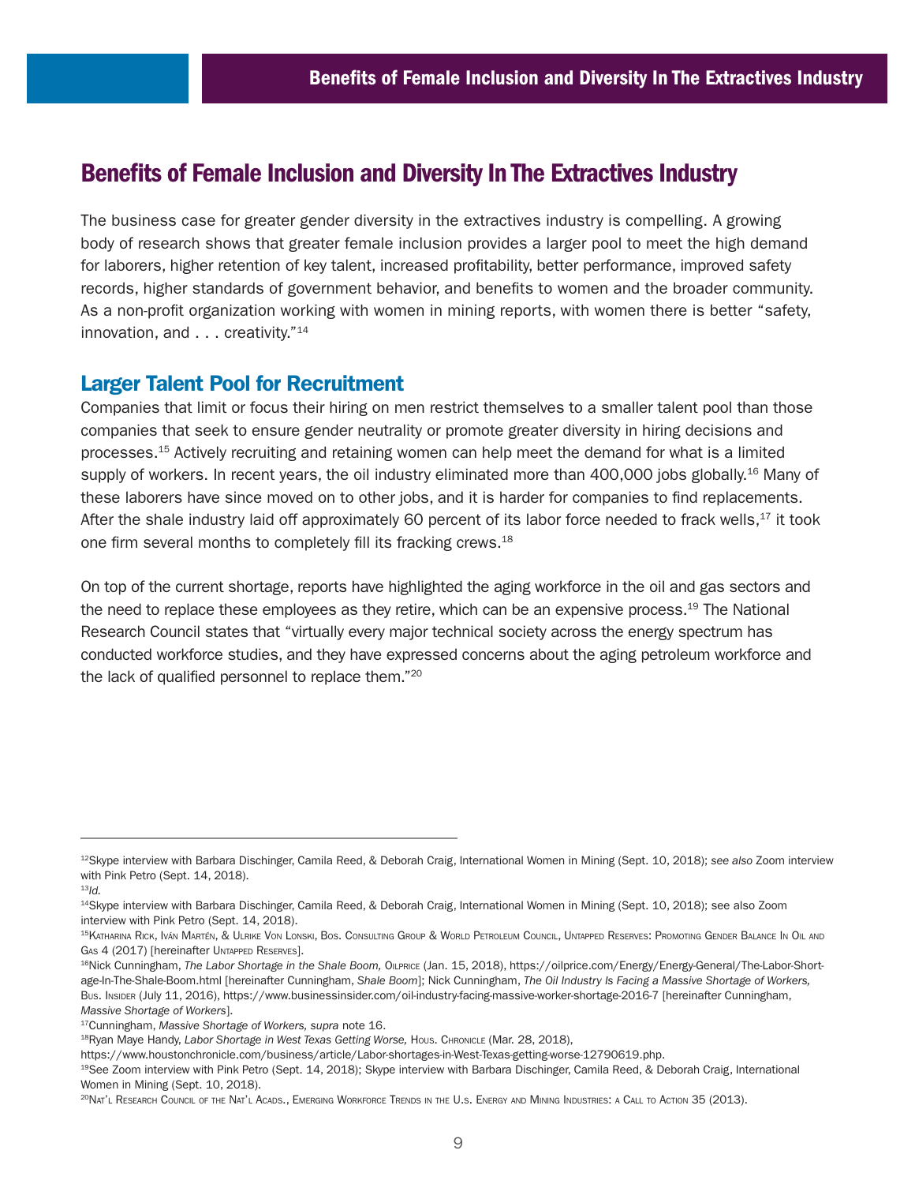## Benefits of Female Inclusion and Diversity In The Extractives Industry

The business case for greater gender diversity in the extractives industry is compelling. A growing body of research shows that greater female inclusion provides a larger pool to meet the high demand for laborers, higher retention of key talent, increased profitability, better performance, improved safety records, higher standards of government behavior, and benefits to women and the broader community. As a non-profit organization working with women in mining reports, with women there is better "safety, innovation, and . . . creativity."[14]

### Larger Talent Pool for Recruitment

Companies that limit or focus their hiring on men restrict themselves to a smaller talent pool than those companies that seek to ensure gender neutrality or promote greater diversity in hiring decisions and processes.[15] Actively recruiting and retaining women can help meet the demand for what is a limited supply of workers. In recent years, the oil industry eliminated more than 400,000 jobs globally.[16] Many of these laborers have since moved on to other jobs, and it is harder for companies to find replacements. After the shale industry laid off approximately 60 percent of its labor force needed to frack wells,[17] it took one firm several months to completely fill its fracking crews.[18]

On top of the current shortage, reports have highlighted the aging workforce in the oil and gas sectors and the need to replace these employees as they retire, which can be an expensive process.[19] The National Research Council states that "virtually every major technical society across the energy spectrum has conducted workforce studies, and they have expressed concerns about the aging petroleum workforce and the lack of qualified personnel to replace them."[20]

---

[12] Skype interview with Barbara Dischinger, Camila Reed, & Deborah Craig, International Women in Mining (Sept. 10, 2018); *see also* Zoom interview with Pink Petro (Sept. 14, 2018).

[13] *Id.*

[14] Skype interview with Barbara Dischinger, Camila Reed, & Deborah Craig, International Women in Mining (Sept. 10, 2018); see also Zoom interview with Pink Petro (Sept. 14, 2018).

[15] Katharina Rick, Iván Martén, & Ulrike Von Lonski, Bos. Consulting Group & World Petroleum Council, Untapped Reserves: Promoting Gender Balance In Oil and Gas 4 (2017) [hereinafter Untapped Reserves].

[16] Nick Cunningham, *The Labor Shortage in the Shale Boom,* Oilprice (Jan. 15, 2018), https://oilprice.com/Energy/Energy-General/The-Labor-Shortage-In-The-Shale-Boom.html [hereinafter Cunningham, *Shale Boom*]; Nick Cunningham, *The Oil Industry Is Facing a Massive Shortage of Workers,* Bus. Insider (July 11, 2016), https://www.businessinsider.com/oil-industry-facing-massive-worker-shortage-2016-7 [hereinafter Cunningham, *Massive Shortage of Workers*].

[17] Cunningham, *Massive Shortage of Workers, supra* note 16.

[18] Ryan Maye Handy, *Labor Shortage in West Texas Getting Worse,* Hous. Chronicle (Mar. 28, 2018), https://www.houstonchronicle.com/business/article/Labor-shortages-in-West-Texas-getting-worse-12790619.php.

[19] See Zoom interview with Pink Petro (Sept. 14, 2018); Skype interview with Barbara Dischinger, Camila Reed, & Deborah Craig, International Women in Mining (Sept. 10, 2018).

[20] Nat'l Research Council of the Nat'l Acads., Emerging Workforce Trends in the U.s. Energy and Mining Industries: a Call to Action 35 (2013).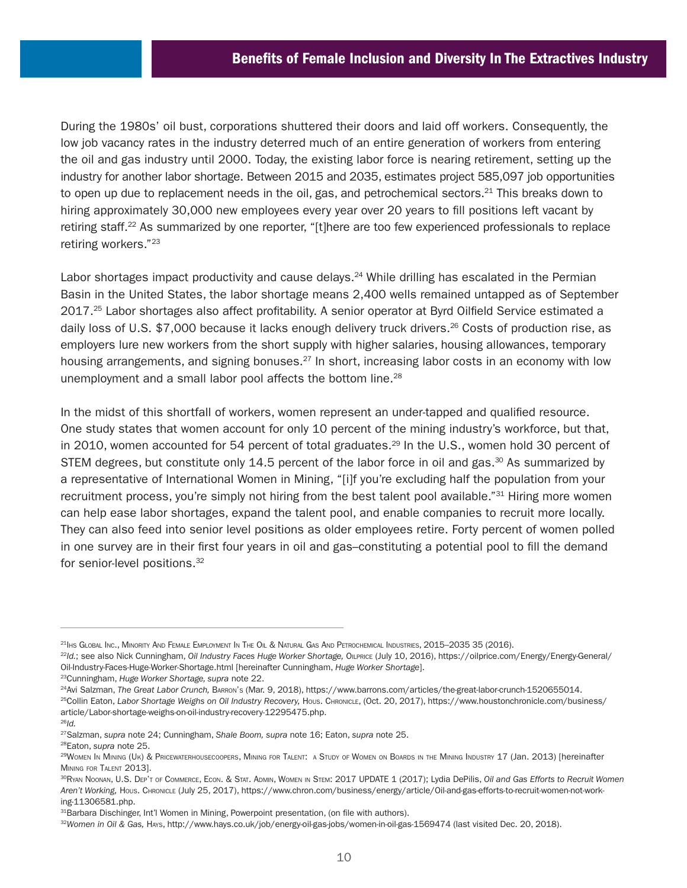During the 1980s' oil bust, corporations shuttered their doors and laid off workers. Consequently, the low job vacancy rates in the industry deterred much of an entire generation of workers from entering the oil and gas industry until 2000. Today, the existing labor force is nearing retirement, setting up the industry for another labor shortage. Between 2015 and 2035, estimates project 585,097 job opportunities to open up due to replacement needs in the oil, gas, and petrochemical sectors.[21] This breaks down to hiring approximately 30,000 new employees every year over 20 years to fill positions left vacant by retiring staff.[22] As summarized by one reporter, "[t]here are too few experienced professionals to replace retiring workers."[23]

Labor shortages impact productivity and cause delays.[24] While drilling has escalated in the Permian Basin in the United States, the labor shortage means 2,400 wells remained untapped as of September 2017.[25] Labor shortages also affect profitability. A senior operator at Byrd Oilfield Service estimated a daily loss of U.S. $7,000 because it lacks enough delivery truck drivers.[26] Costs of production rise, as employers lure new workers from the short supply with higher salaries, housing allowances, temporary housing arrangements, and signing bonuses.[27] In short, increasing labor costs in an economy with low unemployment and a small labor pool affects the bottom line.[28]

In the midst of this shortfall of workers, women represent an under-tapped and qualified resource. One study states that women account for only 10 percent of the mining industry's workforce, but that, in 2010, women accounted for 54 percent of total graduates.[29] In the U.S., women hold 30 percent of STEM degrees, but constitute only 14.5 percent of the labor force in oil and gas.[30] As summarized by a representative of International Women in Mining, "[i]f you're excluding half the population from your recruitment process, you're simply not hiring from the best talent pool available."[31] Hiring more women can help ease labor shortages, expand the talent pool, and enable companies to recruit more locally. They can also feed into senior level positions as older employees retire. Forty percent of women polled in one survey are in their first four years in oil and gas–constituting a potential pool to fill the demand for senior-level positions.[32]

---

[21] IHS Global Inc., Minority And Female Employment In The Oil & Natural Gas And Petrochemical Industries, 2015–2035 35 (2016).

[22] *Id.*; see also Nick Cunningham, *Oil Industry Faces Huge Worker Shortage,* Oilprice (July 10, 2016), https://oilprice.com/Energy/Energy-General/Oil-Industry-Faces-Huge-Worker-Shortage.html [hereinafter Cunningham, *Huge Worker Shortage*].

[23] Cunningham, *Huge Worker Shortage, supra* note 22.

[24] Avi Salzman, *The Great Labor Crunch,* Barron's (Mar. 9, 2018), https://www.barrons.com/articles/the-great-labor-crunch-1520655014.

[25] Collin Eaton, *Labor Shortage Weighs on Oil Industry Recovery,* Hous. Chronicle, (Oct. 20, 2017), https://www.houstonchronicle.com/business/article/Labor-shortage-weighs-on-oil-industry-recovery-12295475.php.

[26] *Id.*

[27] Salzman, *supra* note 24; Cunningham, *Shale Boom, supra* note 16; Eaton, *supra* note 25.

[28] Eaton, *supra* note 25.

[29] Women In Mining (Uk) & Pricewaterhousecoopers, Mining for Talent: a Study of Women on Boards in the Mining Industry 17 (Jan. 2013) [hereinafter Mining for Talent 2013].

[30] Ryan Noonan, U.S. Dep't of Commerce, Econ. & Stat. Admin, Women in Stem: 2017 Update 1 (2017); Lydia DePilis, *Oil and Gas Efforts to Recruit Women Aren't Working,* Hous. Chronicle (July 25, 2017), https://www.chron.com/business/energy/article/Oil-and-gas-efforts-to-recruit-women-not-working-11306581.php.

[31] Barbara Dischinger, Int'l Women in Mining, Powerpoint presentation, (on file with authors).

[32] *Women in Oil & Gas,* Hays, http://www.hays.co.uk/job/energy-oil-gas-jobs/women-in-oil-gas-1569474 (last visited Dec. 20, 2018).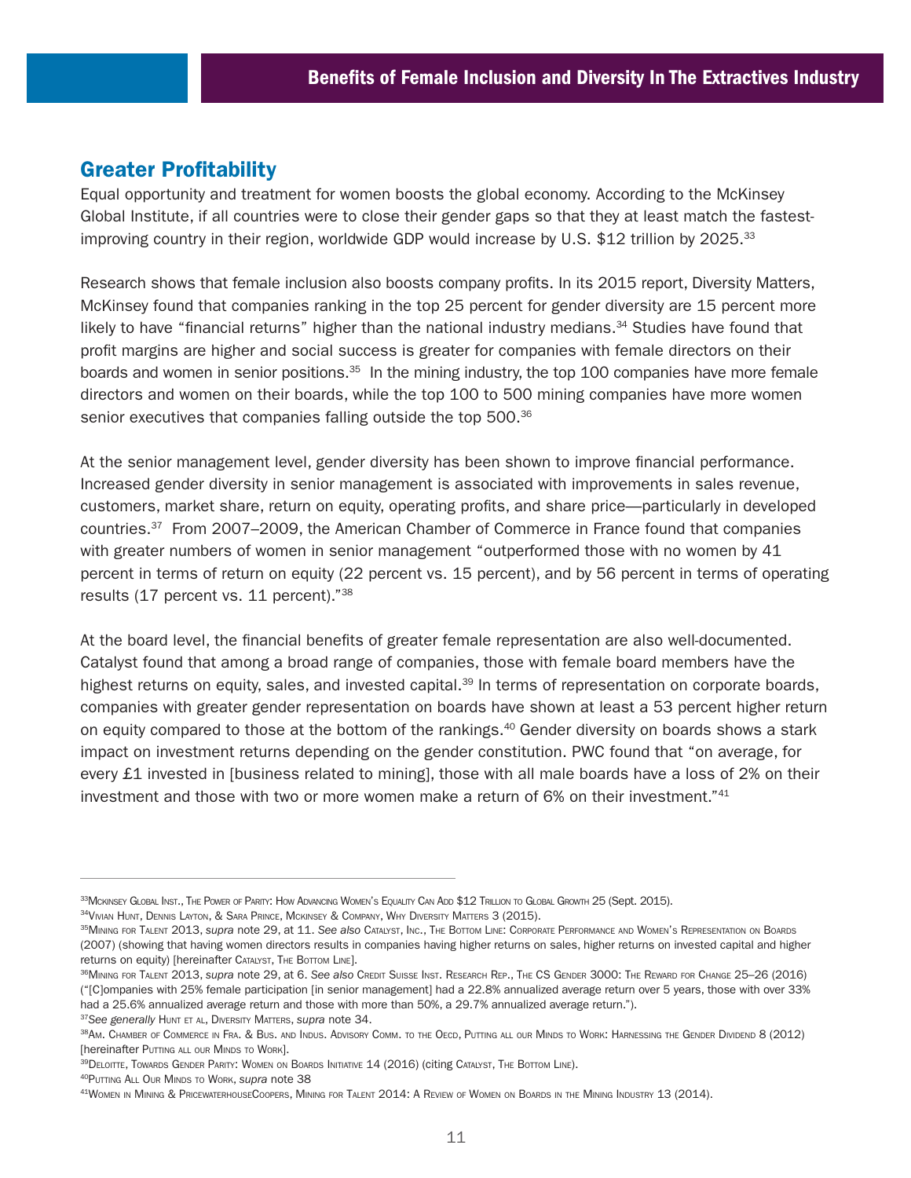## Greater Profitability

Equal opportunity and treatment for women boosts the global economy. According to the McKinsey Global Institute, if all countries were to close their gender gaps so that they at least match the fastest-improving country in their region, worldwide GDP would increase by U.S. $12 trillion by 2025.[33]

Research shows that female inclusion also boosts company profits. In its 2015 report, Diversity Matters, McKinsey found that companies ranking in the top 25 percent for gender diversity are 15 percent more likely to have "financial returns" higher than the national industry medians.[34] Studies have found that profit margins are higher and social success is greater for companies with female directors on their boards and women in senior positions.[35] In the mining industry, the top 100 companies have more female directors and women on their boards, while the top 100 to 500 mining companies have more women senior executives that companies falling outside the top 500.[36]

At the senior management level, gender diversity has been shown to improve financial performance. Increased gender diversity in senior management is associated with improvements in sales revenue, customers, market share, return on equity, operating profits, and share price—particularly in developed countries.[37] From 2007–2009, the American Chamber of Commerce in France found that companies with greater numbers of women in senior management "outperformed those with no women by 41 percent in terms of return on equity (22 percent vs. 15 percent), and by 56 percent in terms of operating results (17 percent vs. 11 percent)."[38]

At the board level, the financial benefits of greater female representation are also well-documented. Catalyst found that among a broad range of companies, those with female board members have the highest returns on equity, sales, and invested capital.[39] In terms of representation on corporate boards, companies with greater gender representation on boards have shown at least a 53 percent higher return on equity compared to those at the bottom of the rankings.[40] Gender diversity on boards shows a stark impact on investment returns depending on the gender constitution. PWC found that "on average, for every £1 invested in [business related to mining], those with all male boards have a loss of 2% on their investment and those with two or more women make a return of 6% on their investment."[41]

---

[33] Mckinsey Global Inst., The Power of Parity: How Advancing Women's Equality Can Add $12 Trillion to Global Growth 25 (Sept. 2015).

[34] Vivian Hunt, Dennis Layton, & Sara Prince, Mckinsey & Company, Why Diversity Matters 3 (2015).

[35] Mining for Talent 2013, *supra* note 29, at 11. *See also* Catalyst, Inc., The Bottom Line: Corporate Performance and Women's Representation on Boards (2007) (showing that having women directors results in companies having higher returns on sales, higher returns on invested capital and higher returns on equity) [hereinafter Catalyst, The Bottom Line].

[36] Mining for Talent 2013, *supra* note 29, at 6. *See also* Credit Suisse Inst. Research Rep., The CS Gender 3000: The Reward for Change 25–26 (2016) ("[C]ompanies with 25% female participation [in senior management] had a 22.8% annualized average return over 5 years, those with over 33% had a 25.6% annualized average return and those with more than 50%, a 29.7% annualized average return.").

[37] *See generally* Hunt et al, Diversity Matters, *supra* note 34.

[38] Am. Chamber of Commerce in Fra. & Bus. and Indus. Advisory Comm. to the Oecd, Putting all our Minds to Work: Harnessing the Gender Dividend 8 (2012) [hereinafter Putting all our Minds to Work].

[39] Deloitte, Towards Gender Parity: Women on Boards Initiative 14 (2016) (citing Catalyst, The Bottom Line).

[40] Putting All Our Minds to Work, *supra* note 38

[41] Women in Mining & PricewaterhouseCoopers, Mining for Talent 2014: A Review of Women on Boards in the Mining Industry 13 (2014).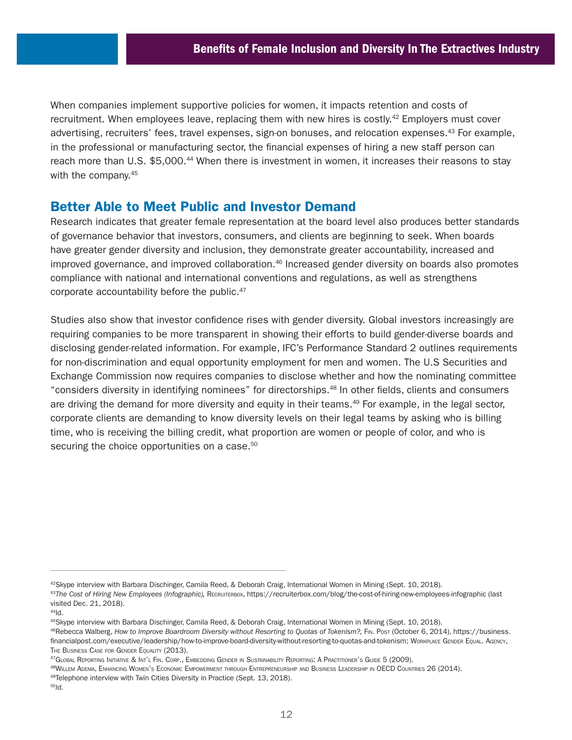When companies implement supportive policies for women, it impacts retention and costs of recruitment. When employees leave, replacing them with new hires is costly.[42] Employers must cover advertising, recruiters' fees, travel expenses, sign-on bonuses, and relocation expenses.[43] For example, in the professional or manufacturing sector, the financial expenses of hiring a new staff person can reach more than U.S. $5,000.[44] When there is investment in women, it increases their reasons to stay with the company.[45]

## Better Able to Meet Public and Investor Demand

Research indicates that greater female representation at the board level also produces better standards of governance behavior that investors, consumers, and clients are beginning to seek. When boards have greater gender diversity and inclusion, they demonstrate greater accountability, increased and improved governance, and improved collaboration.[46] Increased gender diversity on boards also promotes compliance with national and international conventions and regulations, as well as strengthens corporate accountability before the public.[47]

Studies also show that investor confidence rises with gender diversity. Global investors increasingly are requiring companies to be more transparent in showing their efforts to build gender-diverse boards and disclosing gender-related information. For example, IFC's Performance Standard 2 outlines requirements for non-discrimination and equal opportunity employment for men and women. The U.S Securities and Exchange Commission now requires companies to disclose whether and how the nominating committee "considers diversity in identifying nominees" for directorships.[48] In other fields, clients and consumers are driving the demand for more diversity and equity in their teams.[49] For example, in the legal sector, corporate clients are demanding to know diversity levels on their legal teams by asking who is billing time, who is receiving the billing credit, what proportion are women or people of color, and who is securing the choice opportunities on a case.[50]

---

[42] Skype interview with Barbara Dischinger, Camila Reed, & Deborah Craig, International Women in Mining (Sept. 10, 2018).

[43] *The Cost of Hiring New Employees (Infographic),* Recruiterbox, https://recruiterbox.com/blog/the-cost-of-hiring-new-employees-infographic (last visited Dec. 21, 2018).

[44] Id.

[45] Skype interview with Barbara Dischinger, Camila Reed, & Deborah Craig, International Women in Mining (Sept. 10, 2018).

[46] Rebecca Walberg, *How to Improve Boardroom Diversity without Resorting to Quotas of Tokenism?,* Fin. Post (October 6, 2014), https://business.financialpost.com/executive/leadership/how-to-improve-board-diversity-without-resorting-to-quotas-and-tokenism; Workplace Gender Equal. Agency, The Business Case for Gender Equality (2013).

[47] Global Reporting Initiative & Int'l Fin. Corp., Embedding Gender in Sustainability Reporting: A Practitioner's Guide 5 (2009).

[48] Willem Adema, Enhancing Women's Economic Empowerment through Entrepreneurship and Business Leadership in OECD Countries 26 (2014).

[49] Telephone interview with Twin Cities Diversity in Practice (Sept. 13, 2018).

[50] *Id.*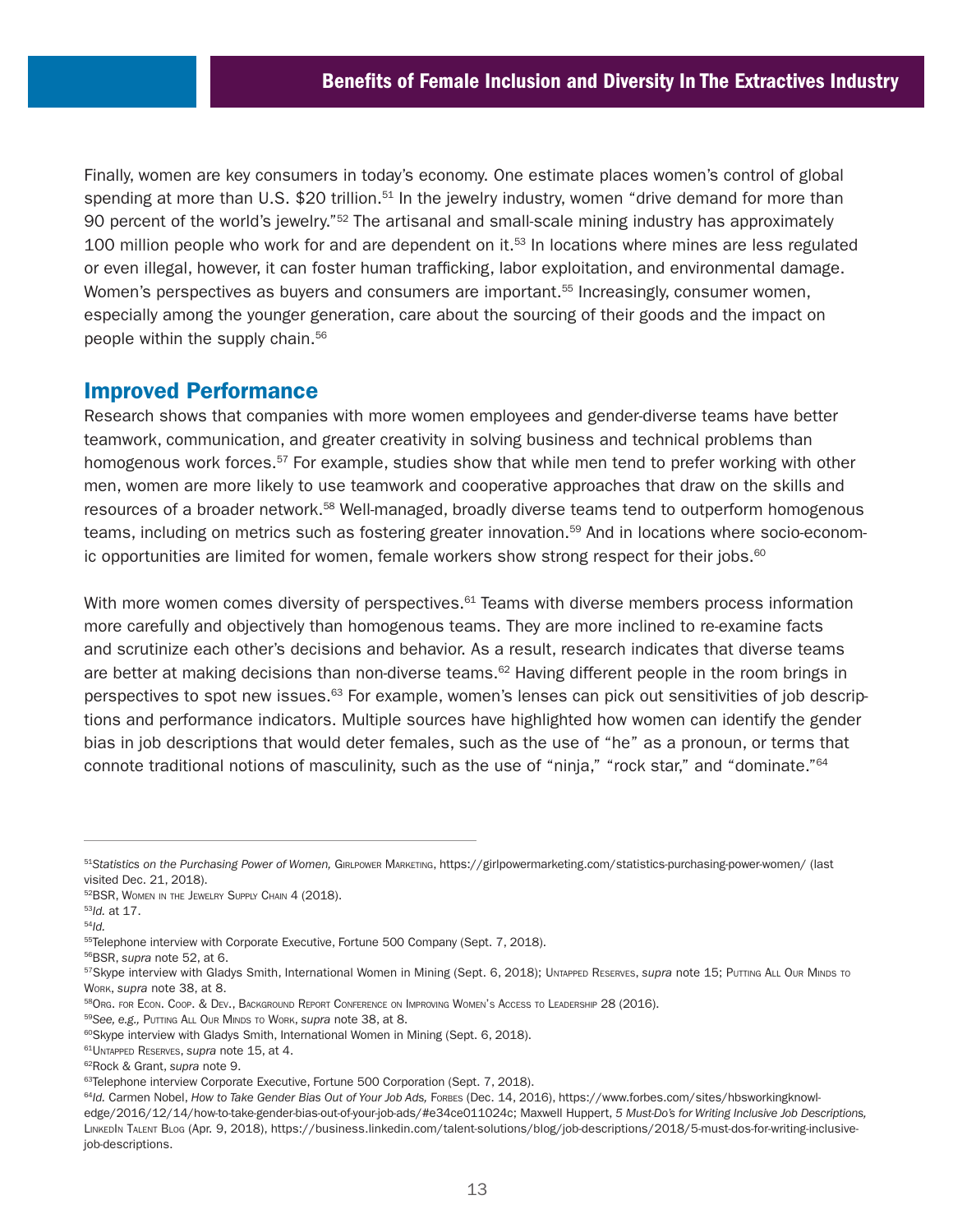Finally, women are key consumers in today's economy. One estimate places women's control of global spending at more than U.S. $20 trillion.[51] In the jewelry industry, women "drive demand for more than 90 percent of the world's jewelry."[52] The artisanal and small-scale mining industry has approximately 100 million people who work for and are dependent on it.[53] In locations where mines are less regulated or even illegal, however, it can foster human trafficking, labor exploitation, and environmental damage. Women's perspectives as buyers and consumers are important.[55] Increasingly, consumer women, especially among the younger generation, care about the sourcing of their goods and the impact on people within the supply chain.[56]

## Improved Performance

Research shows that companies with more women employees and gender-diverse teams have better teamwork, communication, and greater creativity in solving business and technical problems than homogenous work forces.[57] For example, studies show that while men tend to prefer working with other men, women are more likely to use teamwork and cooperative approaches that draw on the skills and resources of a broader network.[58] Well-managed, broadly diverse teams tend to outperform homogenous teams, including on metrics such as fostering greater innovation.[59] And in locations where socio-economic opportunities are limited for women, female workers show strong respect for their jobs.[60]

With more women comes diversity of perspectives.[61] Teams with diverse members process information more carefully and objectively than homogenous teams. They are more inclined to re-examine facts and scrutinize each other's decisions and behavior. As a result, research indicates that diverse teams are better at making decisions than non-diverse teams.[62] Having different people in the room brings in perspectives to spot new issues.[63] For example, women's lenses can pick out sensitivities of job descriptions and performance indicators. Multiple sources have highlighted how women can identify the gender bias in job descriptions that would deter females, such as the use of "he" as a pronoun, or terms that connote traditional notions of masculinity, such as the use of "ninja," "rock star," and "dominate."[64]

---

[51] *Statistics on the Purchasing Power of Women,* Girlpower Marketing, https://girlpowermarketing.com/statistics-purchasing-power-women/ (last visited Dec. 21, 2018).
[52] BSR, Women in the Jewelry Supply Chain 4 (2018).
[53] *Id.* at 17.
[54] *Id.*
[55] Telephone interview with Corporate Executive, Fortune 500 Company (Sept. 7, 2018).
[56] BSR, *supra* note 52, at 6.
[57] Skype interview with Gladys Smith, International Women in Mining (Sept. 6, 2018); Untapped Reserves, *supra* note 15; Putting All Our Minds to Work, *supra* note 38, at 8.
[58] Org. for Econ. Coop. & Dev., Background Report Conference on Improving Women's Access to Leadership 28 (2016).
[59] *See, e.g.,* Putting All Our Minds to Work, *supra* note 38, at 8.
[60] Skype interview with Gladys Smith, International Women in Mining (Sept. 6, 2018).
[61] Untapped Reserves, *supra* note 15, at 4.
[62] Rock & Grant, *supra* note 9.
[63] Telephone interview Corporate Executive, Fortune 500 Corporation (Sept. 7, 2018).
[64] *Id.* Carmen Nobel, *How to Take Gender Bias Out of Your Job Ads,* Forbes (Dec. 14, 2016), https://www.forbes.com/sites/hbsworkingknowledge/2016/12/14/how-to-take-gender-bias-out-of-your-job-ads/#e34ce011024c; Maxwell Huppert, *5 Must-Do's for Writing Inclusive Job Descriptions,* LinkedIn Talent Blog (Apr. 9, 2018), https://business.linkedin.com/talent-solutions/blog/job-descriptions/2018/5-must-dos-for-writing-inclusive-job-descriptions.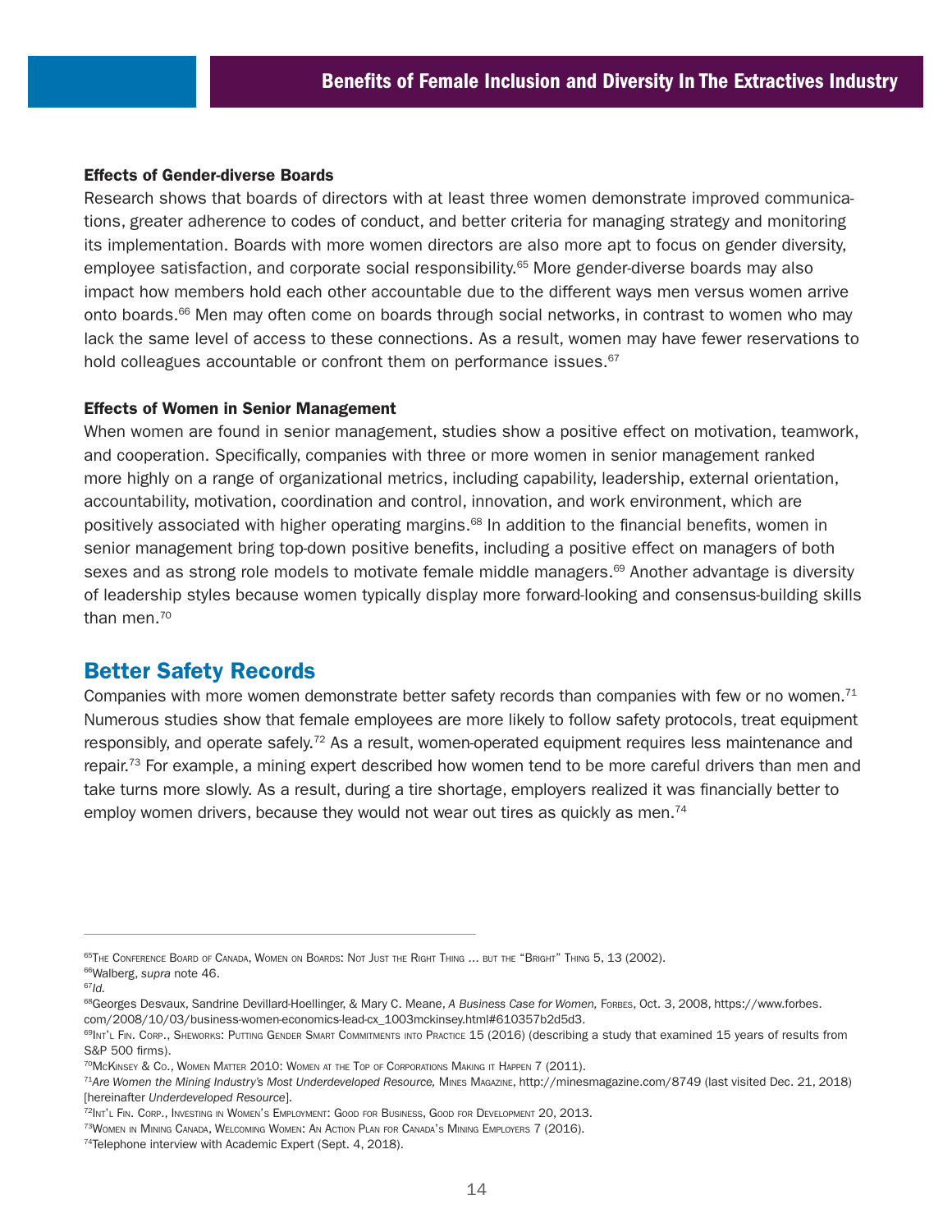### Effects of Gender-diverse Boards

Research shows that boards of directors with at least three women demonstrate improved communications, greater adherence to codes of conduct, and better criteria for managing strategy and monitoring its implementation. Boards with more women directors are also more apt to focus on gender diversity, employee satisfaction, and corporate social responsibility.[65] More gender-diverse boards may also impact how members hold each other accountable due to the different ways men versus women arrive onto boards.[66] Men may often come on boards through social networks, in contrast to women who may lack the same level of access to these connections. As a result, women may have fewer reservations to hold colleagues accountable or confront them on performance issues.[67]

### Effects of Women in Senior Management

When women are found in senior management, studies show a positive effect on motivation, teamwork, and cooperation. Specifically, companies with three or more women in senior management ranked more highly on a range of organizational metrics, including capability, leadership, external orientation, accountability, motivation, coordination and control, innovation, and work environment, which are positively associated with higher operating margins.[68] In addition to the financial benefits, women in senior management bring top-down positive benefits, including a positive effect on managers of both sexes and as strong role models to motivate female middle managers.[69] Another advantage is diversity of leadership styles because women typically display more forward-looking and consensus-building skills than men.[70]

## Better Safety Records

Companies with more women demonstrate better safety records than companies with few or no women.[71] Numerous studies show that female employees are more likely to follow safety protocols, treat equipment responsibly, and operate safely.[72] As a result, women-operated equipment requires less maintenance and repair.[73] For example, a mining expert described how women tend to be more careful drivers than men and take turns more slowly. As a result, during a tire shortage, employers realized it was financially better to employ women drivers, because they would not wear out tires as quickly as men.[74]

---

[65] The Conference Board of Canada, Women on Boards: Not Just the Right Thing ... but the "Bright" Thing 5, 13 (2002).

[66] Walberg, *supra* note 46.

[67] *Id.*

[68] Georges Desvaux, Sandrine Devillard-Hoellinger, & Mary C. Meane, *A Business Case for Women,* Forbes, Oct. 3, 2008, https://www.forbes.com/2008/10/03/business-women-economics-lead-cx_1003mckinsey.html#610357b2d5d3.

[69] Int'l Fin. Corp., SheWorks: Putting Gender Smart Commitments into Practice 15 (2016) (describing a study that examined 15 years of results from S&P 500 firms).

[70] McKinsey & Co., Women Matter 2010: Women at the Top of Corporations Making it Happen 7 (2011).

[71] *Are Women the Mining Industry's Most Underdeveloped Resource,* Mines Magazine, http://minesmagazine.com/8749 (last visited Dec. 21, 2018) [hereinafter *Underdeveloped Resource*].

[72] Int'l Fin. Corp., Investing in Women's Employment: Good for Business, Good for Development 20, 2013.

[73] Women in Mining Canada, Welcoming Women: An Action Plan for Canada's Mining Employers 7 (2016).

[74] Telephone interview with Academic Expert (Sept. 4, 2018).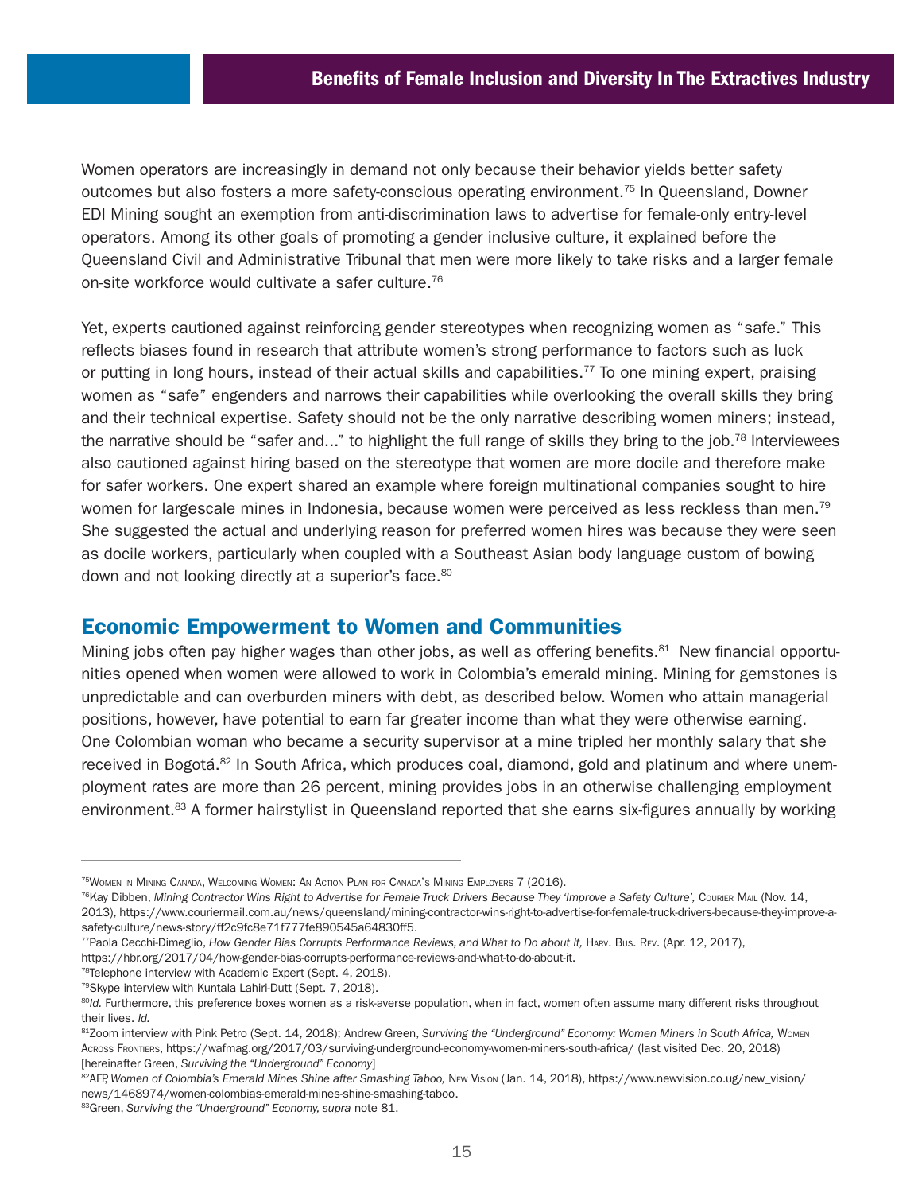Women operators are increasingly in demand not only because their behavior yields better safety outcomes but also fosters a more safety-conscious operating environment.[75] In Queensland, Downer EDI Mining sought an exemption from anti-discrimination laws to advertise for female-only entry-level operators. Among its other goals of promoting a gender inclusive culture, it explained before the Queensland Civil and Administrative Tribunal that men were more likely to take risks and a larger female on-site workforce would cultivate a safer culture.[76]

Yet, experts cautioned against reinforcing gender stereotypes when recognizing women as "safe." This reflects biases found in research that attribute women's strong performance to factors such as luck or putting in long hours, instead of their actual skills and capabilities.[77] To one mining expert, praising women as "safe" engenders and narrows their capabilities while overlooking the overall skills they bring and their technical expertise. Safety should not be the only narrative describing women miners; instead, the narrative should be "safer and…" to highlight the full range of skills they bring to the job.[78] Interviewees also cautioned against hiring based on the stereotype that women are more docile and therefore make for safer workers. One expert shared an example where foreign multinational companies sought to hire women for largescale mines in Indonesia, because women were perceived as less reckless than men.[79] She suggested the actual and underlying reason for preferred women hires was because they were seen as docile workers, particularly when coupled with a Southeast Asian body language custom of bowing down and not looking directly at a superior's face.[80]

## Economic Empowerment to Women and Communities

Mining jobs often pay higher wages than other jobs, as well as offering benefits.[81] New financial opportunities opened when women were allowed to work in Colombia's emerald mining. Mining for gemstones is unpredictable and can overburden miners with debt, as described below. Women who attain managerial positions, however, have potential to earn far greater income than what they were otherwise earning. One Colombian woman who became a security supervisor at a mine tripled her monthly salary that she received in Bogotá.[82] In South Africa, which produces coal, diamond, gold and platinum and where unemployment rates are more than 26 percent, mining provides jobs in an otherwise challenging employment environment.[83] A former hairstylist in Queensland reported that she earns six-figures annually by working

---

[75] Women in Mining Canada, Welcoming Women: An Action Plan for Canada's Mining Employers 7 (2016).

[76] Kay Dibben, *Mining Contractor Wins Right to Advertise for Female Truck Drivers Because They 'Improve a Safety Culture',* Courier Mail (Nov. 14, 2013), https://www.couriermail.com.au/news/queensland/mining-contractor-wins-right-to-advertise-for-female-truck-drivers-because-they-improve-a-safety-culture/news-story/ff2c9fc8e71f777fe890545a64830ff5.

[77] Paola Cecchi-Dimeglio, *How Gender Bias Corrupts Performance Reviews, and What to Do about It,* Harv. Bus. Rev. (Apr. 12, 2017), https://hbr.org/2017/04/how-gender-bias-corrupts-performance-reviews-and-what-to-do-about-it.

[78] Telephone interview with Academic Expert (Sept. 4, 2018).

[79] Skype interview with Kuntala Lahiri-Dutt (Sept. 7, 2018).

[80] *Id.* Furthermore, this preference boxes women as a risk-averse population, when in fact, women often assume many different risks throughout their lives. *Id.*

[81] Zoom interview with Pink Petro (Sept. 14, 2018); Andrew Green, *Surviving the "Underground" Economy: Women Miners in South Africa,* Women Across Frontiers, https://wafmag.org/2017/03/surviving-underground-economy-women-miners-south-africa/ (last visited Dec. 20, 2018) [hereinafter Green, *Surviving the "Underground" Economy*]

[82] AFP, *Women of Colombia's Emerald Mines Shine after Smashing Taboo,* New Vision (Jan. 14, 2018), https://www.newvision.co.ug/new_vision/news/1468974/women-colombias-emerald-mines-shine-smashing-taboo.

[83] Green, *Surviving the "Underground" Economy, supra* note 81.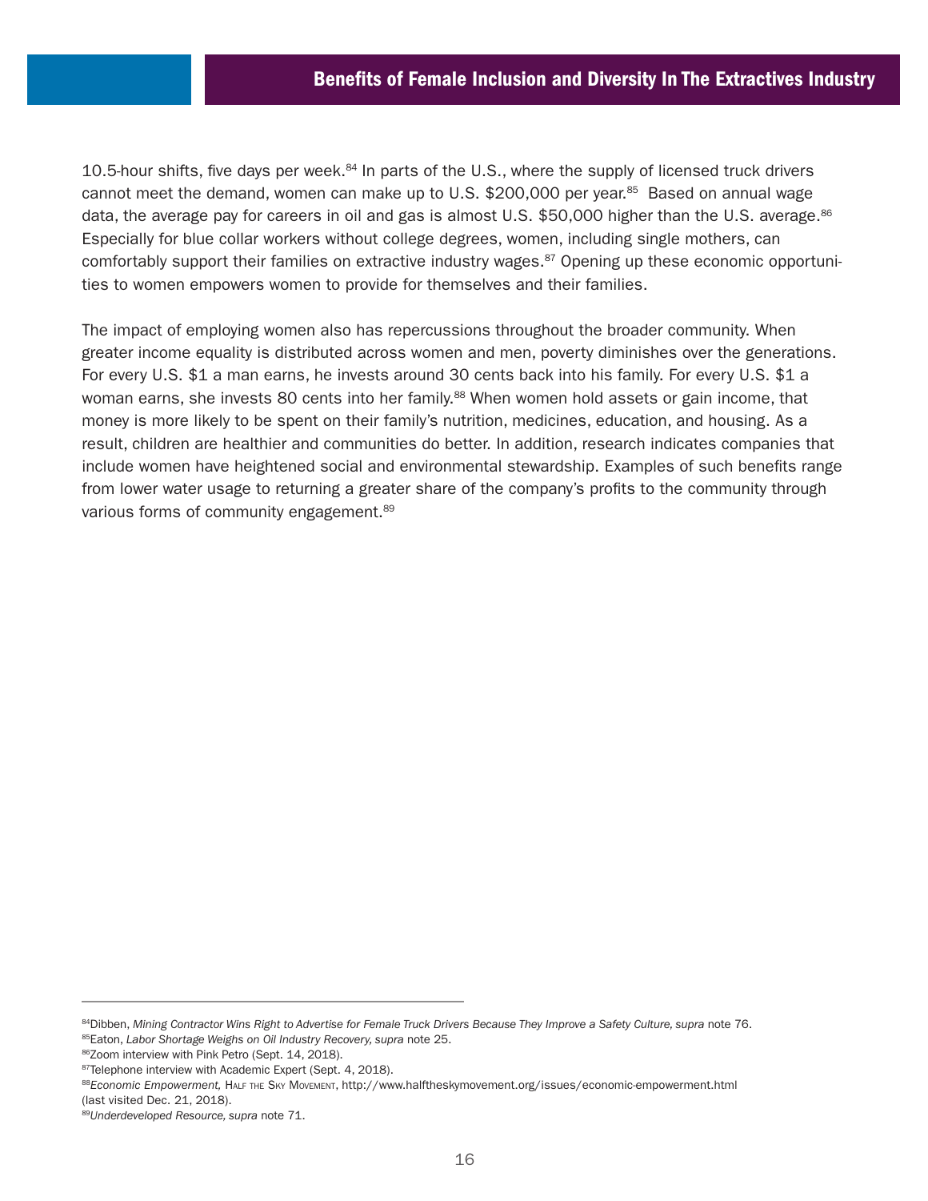10.5-hour shifts, five days per week.[84] In parts of the U.S., where the supply of licensed truck drivers cannot meet the demand, women can make up to U.S. $200,000 per year.[85] Based on annual wage data, the average pay for careers in oil and gas is almost U.S. $50,000 higher than the U.S. average.[86] Especially for blue collar workers without college degrees, women, including single mothers, can comfortably support their families on extractive industry wages.[87] Opening up these economic opportunities to women empowers women to provide for themselves and their families.

The impact of employing women also has repercussions throughout the broader community. When greater income equality is distributed across women and men, poverty diminishes over the generations. For every U.S. $1 a man earns, he invests around 30 cents back into his family. For every U.S. $1 a woman earns, she invests 80 cents into her family.[88] When women hold assets or gain income, that money is more likely to be spent on their family's nutrition, medicines, education, and housing. As a result, children are healthier and communities do better. In addition, research indicates companies that include women have heightened social and environmental stewardship. Examples of such benefits range from lower water usage to returning a greater share of the company's profits to the community through various forms of community engagement.[89]

---

[84] Dibben, *Mining Contractor Wins Right to Advertise for Female Truck Drivers Because They Improve a Safety Culture, supra* note 76.
[85] Eaton, *Labor Shortage Weighs on Oil Industry Recovery, supra* note 25.
[86] Zoom interview with Pink Petro (Sept. 14, 2018).
[87] Telephone interview with Academic Expert (Sept. 4, 2018).
[88] *Economic Empowerment,* Half the Sky Movement, http://www.halftheskymovement.org/issues/economic-empowerment.html (last visited Dec. 21, 2018).
[89] *Underdeveloped Resource, supra* note 71.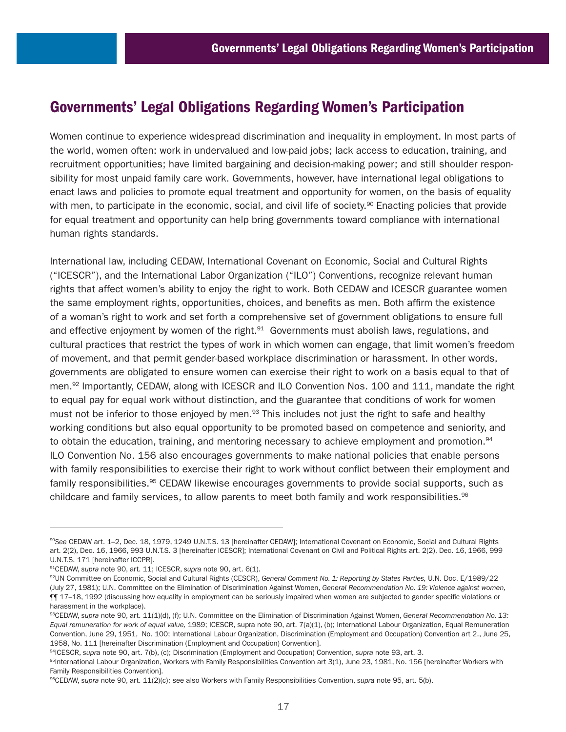# Governments' Legal Obligations Regarding Women's Participation

Women continue to experience widespread discrimination and inequality in employment. In most parts of the world, women often: work in undervalued and low-paid jobs; lack access to education, training, and recruitment opportunities; have limited bargaining and decision-making power; and still shoulder responsibility for most unpaid family care work. Governments, however, have international legal obligations to enact laws and policies to promote equal treatment and opportunity for women, on the basis of equality with men, to participate in the economic, social, and civil life of society.[90] Enacting policies that provide for equal treatment and opportunity can help bring governments toward compliance with international human rights standards.

International law, including CEDAW, International Covenant on Economic, Social and Cultural Rights ("ICESCR"), and the International Labor Organization ("ILO") Conventions, recognize relevant human rights that affect women's ability to enjoy the right to work. Both CEDAW and ICESCR guarantee women the same employment rights, opportunities, choices, and benefits as men. Both affirm the existence of a woman's right to work and set forth a comprehensive set of government obligations to ensure full and effective enjoyment by women of the right.[91] Governments must abolish laws, regulations, and cultural practices that restrict the types of work in which women can engage, that limit women's freedom of movement, and that permit gender-based workplace discrimination or harassment. In other words, governments are obligated to ensure women can exercise their right to work on a basis equal to that of men.[92] Importantly, CEDAW, along with ICESCR and ILO Convention Nos. 100 and 111, mandate the right to equal pay for equal work without distinction, and the guarantee that conditions of work for women must not be inferior to those enjoyed by men.[93] This includes not just the right to safe and healthy working conditions but also equal opportunity to be promoted based on competence and seniority, and to obtain the education, training, and mentoring necessary to achieve employment and promotion.[94] ILO Convention No. 156 also encourages governments to make national policies that enable persons with family responsibilities to exercise their right to work without conflict between their employment and family responsibilities.[95] CEDAW likewise encourages governments to provide social supports, such as childcare and family services, to allow parents to meet both family and work responsibilities.[96]

---

[90] *See* CEDAW art. 1–2, Dec. 18, 1979, 1249 U.N.T.S. 13 [hereinafter CEDAW]; International Covenant on Economic, Social and Cultural Rights art. 2(2), Dec. 16, 1966, 993 U.N.T.S. 3 [hereinafter ICESCR]; International Covenant on Civil and Political Rights art. 2(2), Dec. 16, 1966, 999 U.N.T.S. 171 [hereinafter ICCPR].

[91] CEDAW, *supra* note 90, art. 11; ICESCR, *supra* note 90, art. 6(1).

[92] UN Committee on Economic, Social and Cultural Rights (CESCR), *General Comment No. 1: Reporting by States Parties,* U.N. Doc. E/1989/22 (July 27, 1981); U.N. Committee on the Elimination of Discrimination Against Women, *General Recommendation No. 19: Violence against women,* ¶¶ 17–18, 1992 (discussing how equality in employment can be seriously impaired when women are subjected to gender specific violations or harassment in the workplace).

[93] CEDAW, *supra* note 90, art. 11(1)(d), (f); U.N. Committee on the Elimination of Discrimination Against Women, *General Recommendation No. 13: Equal remuneration for work of equal value,* 1989; ICESCR, supra note 90, art. 7(a)(1), (b); International Labour Organization, Equal Remuneration Convention, June 29, 1951, No. 100; International Labour Organization, Discrimination (Employment and Occupation) Convention art 2., June 25, 1958, No. 111 [hereinafter Discrimination (Employment and Occupation) Convention].

[94] ICESCR, *supra* note 90, art. 7(b), (c); Discrimination (Employment and Occupation) Convention, *supra* note 93, art. 3.

[95] International Labour Organization, Workers with Family Responsibilities Convention art 3(1), June 23, 1981, No. 156 [hereinafter Workers with Family Responsibilities Convention].

[96] CEDAW, *supra* note 90, art. 11(2)(c); see also Workers with Family Responsibilities Convention, *supra* note 95, art. 5(b).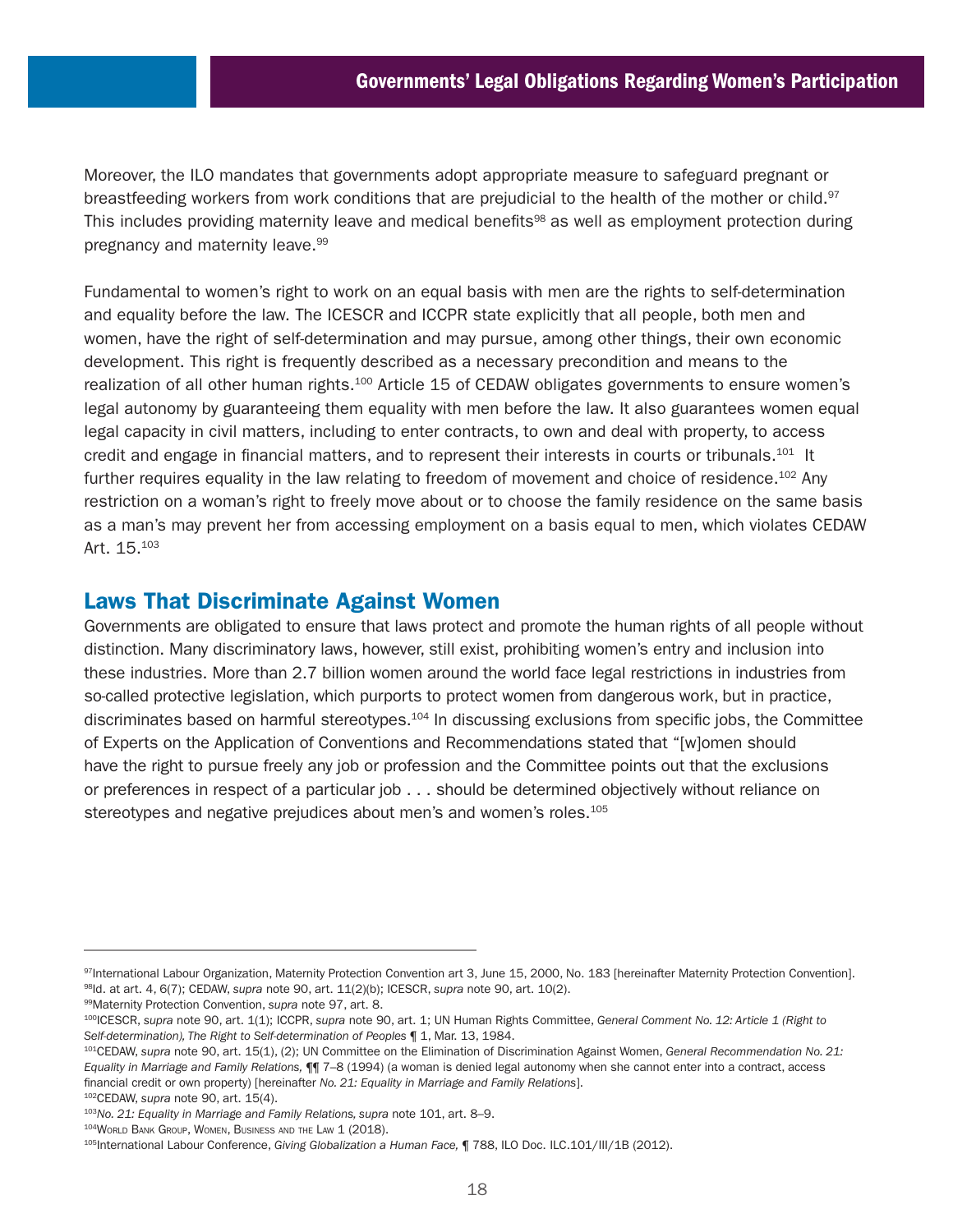Moreover, the ILO mandates that governments adopt appropriate measure to safeguard pregnant or breastfeeding workers from work conditions that are prejudicial to the health of the mother or child.[97] This includes providing maternity leave and medical benefits[98] as well as employment protection during pregnancy and maternity leave.[99]

Fundamental to women's right to work on an equal basis with men are the rights to self-determination and equality before the law. The ICESCR and ICCPR state explicitly that all people, both men and women, have the right of self-determination and may pursue, among other things, their own economic development. This right is frequently described as a necessary precondition and means to the realization of all other human rights.[100] Article 15 of CEDAW obligates governments to ensure women's legal autonomy by guaranteeing them equality with men before the law. It also guarantees women equal legal capacity in civil matters, including to enter contracts, to own and deal with property, to access credit and engage in financial matters, and to represent their interests in courts or tribunals.[101] It further requires equality in the law relating to freedom of movement and choice of residence.[102] Any restriction on a woman's right to freely move about or to choose the family residence on the same basis as a man's may prevent her from accessing employment on a basis equal to men, which violates CEDAW Art. 15.[103]

## Laws That Discriminate Against Women

Governments are obligated to ensure that laws protect and promote the human rights of all people without distinction. Many discriminatory laws, however, still exist, prohibiting women's entry and inclusion into these industries. More than 2.7 billion women around the world face legal restrictions in industries from so-called protective legislation, which purports to protect women from dangerous work, but in practice, discriminates based on harmful stereotypes.[104] In discussing exclusions from specific jobs, the Committee of Experts on the Application of Conventions and Recommendations stated that "[w]omen should have the right to pursue freely any job or profession and the Committee points out that the exclusions or preferences in respect of a particular job . . . should be determined objectively without reliance on stereotypes and negative prejudices about men's and women's roles.[105]

---

[97] International Labour Organization, Maternity Protection Convention art 3, June 15, 2000, No. 183 [hereinafter Maternity Protection Convention].
[98] Id. at art. 4, 6(7); CEDAW, *supra* note 90, art. 11(2)(b); ICESCR, *supra* note 90, art. 10(2).
[99] Maternity Protection Convention, *supra* note 97, art. 8.
[100] ICESCR, *supra* note 90, art. 1(1); ICCPR, *supra* note 90, art. 1; UN Human Rights Committee, *General Comment No. 12: Article 1 (Right to Self-determination), The Right to Self-determination of Peoples* ¶ 1, Mar. 13, 1984.
[101] CEDAW, *supra* note 90, art. 15(1), (2); UN Committee on the Elimination of Discrimination Against Women, *General Recommendation No. 21: Equality in Marriage and Family Relations,* ¶¶ 7–8 (1994) (a woman is denied legal autonomy when she cannot enter into a contract, access financial credit or own property) [hereinafter *No. 21: Equality in Marriage and Family Relations*].
[102] CEDAW, *supra* note 90, art. 15(4).
[103] *No. 21: Equality in Marriage and Family Relations, supra* note 101, art. 8–9.
[104] World Bank Group, Women, Business and the Law 1 (2018).
[105] International Labour Conference, *Giving Globalization a Human Face,* ¶ 788, ILO Doc. ILC.101/III/1B (2012).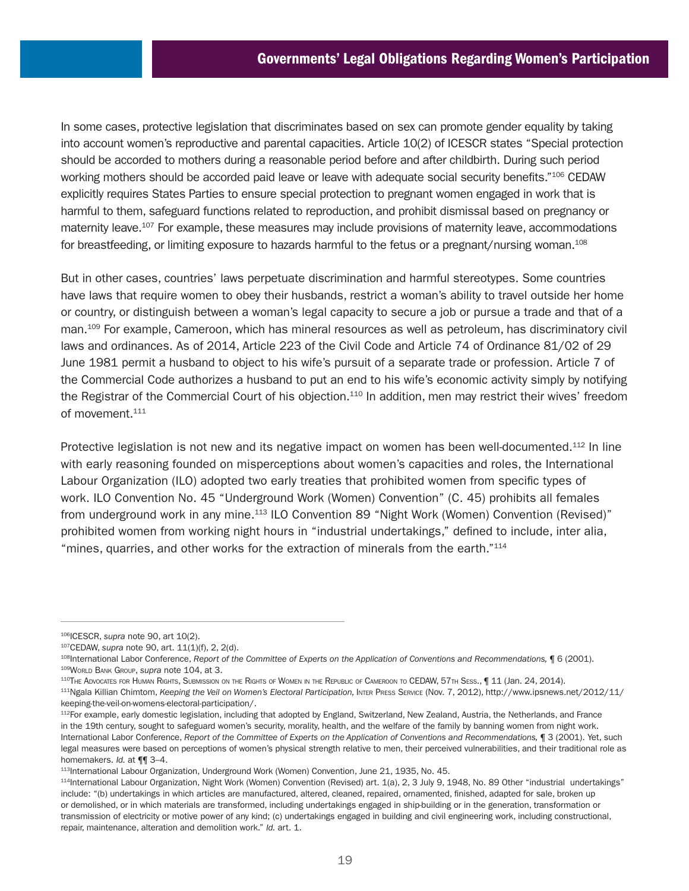In some cases, protective legislation that discriminates based on sex can promote gender equality by taking into account women's reproductive and parental capacities. Article 10(2) of ICESCR states "Special protection should be accorded to mothers during a reasonable period before and after childbirth. During such period working mothers should be accorded paid leave or leave with adequate social security benefits."[106] CEDAW explicitly requires States Parties to ensure special protection to pregnant women engaged in work that is harmful to them, safeguard functions related to reproduction, and prohibit dismissal based on pregnancy or maternity leave.[107] For example, these measures may include provisions of maternity leave, accommodations for breastfeeding, or limiting exposure to hazards harmful to the fetus or a pregnant/nursing woman.[108]

But in other cases, countries' laws perpetuate discrimination and harmful stereotypes. Some countries have laws that require women to obey their husbands, restrict a woman's ability to travel outside her home or country, or distinguish between a woman's legal capacity to secure a job or pursue a trade and that of a man.[109] For example, Cameroon, which has mineral resources as well as petroleum, has discriminatory civil laws and ordinances. As of 2014, Article 223 of the Civil Code and Article 74 of Ordinance 81/02 of 29 June 1981 permit a husband to object to his wife's pursuit of a separate trade or profession. Article 7 of the Commercial Code authorizes a husband to put an end to his wife's economic activity simply by notifying the Registrar of the Commercial Court of his objection.[110] In addition, men may restrict their wives' freedom of movement.[111]

Protective legislation is not new and its negative impact on women has been well-documented.[112] In line with early reasoning founded on misperceptions about women's capacities and roles, the International Labour Organization (ILO) adopted two early treaties that prohibited women from specific types of work. ILO Convention No. 45 "Underground Work (Women) Convention" (C. 45) prohibits all females from underground work in any mine.[113] ILO Convention 89 "Night Work (Women) Convention (Revised)" prohibited women from working night hours in "industrial undertakings," defined to include, inter alia, "mines, quarries, and other works for the extraction of minerals from the earth."[114]

---

[106] ICESCR, *supra* note 90, art 10(2).

[107] CEDAW, *supra* note 90, art. 11(1)(f), 2, 2(d).

[108] International Labor Conference, *Report of the Committee of Experts on the Application of Conventions and Recommendations,* ¶ 6 (2001).

[109] World Bank Group, *supra* note 104, at 3.

[110] The Advocates for Human Rights, Submission on the Rights of Women in the Republic of Cameroon to CEDAW, 57th Sess., ¶ 11 (Jan. 24, 2014).

[111] Ngala Killian Chimtom, *Keeping the Veil on Women's Electoral Participation,* Inter Press Service (Nov. 7, 2012), http://www.ipsnews.net/2012/11/keeping-the-veil-on-womens-electoral-participation/.

[112] For example, early domestic legislation, including that adopted by England, Switzerland, New Zealand, Austria, the Netherlands, and France in the 19th century, sought to safeguard women's security, morality, health, and the welfare of the family by banning women from night work. International Labor Conference, *Report of the Committee of Experts on the Application of Conventions and Recommendations,* ¶ 3 (2001). Yet, such legal measures were based on perceptions of women's physical strength relative to men, their perceived vulnerabilities, and their traditional role as homemakers. *Id.* at ¶¶ 3–4.

[113] International Labour Organization, Underground Work (Women) Convention, June 21, 1935, No. 45.

[114] International Labour Organization, Night Work (Women) Convention (Revised) art. 1(a), 2, 3 July 9, 1948, No. 89 Other "industrial undertakings" include: "(b) undertakings in which articles are manufactured, altered, cleaned, repaired, ornamented, finished, adapted for sale, broken up or demolished, or in which materials are transformed, including undertakings engaged in ship-building or in the generation, transformation or transmission of electricity or motive power of any kind; (c) undertakings engaged in building and civil engineering work, including constructional, repair, maintenance, alteration and demolition work." *Id.* art. 1.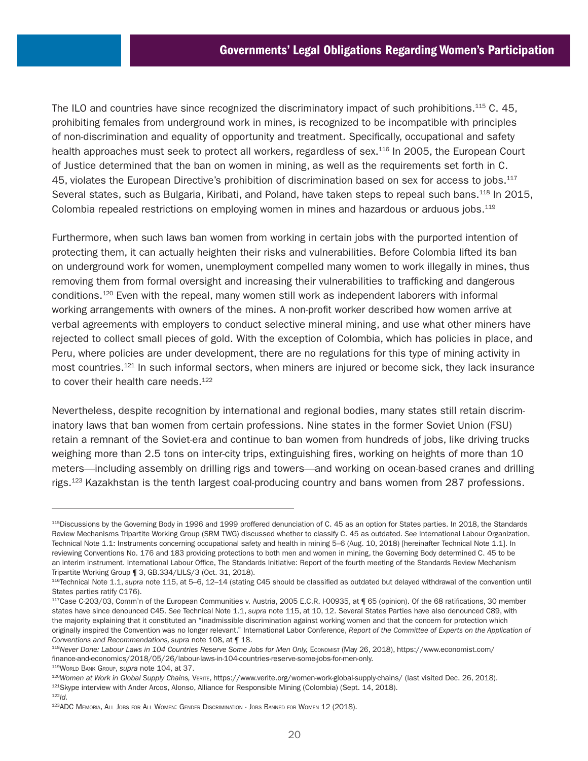The ILO and countries have since recognized the discriminatory impact of such prohibitions.[115] C. 45, prohibiting females from underground work in mines, is recognized to be incompatible with principles of non-discrimination and equality of opportunity and treatment. Specifically, occupational and safety health approaches must seek to protect all workers, regardless of sex.[116] In 2005, the European Court of Justice determined that the ban on women in mining, as well as the requirements set forth in C. 45, violates the European Directive's prohibition of discrimination based on sex for access to jobs.[117] Several states, such as Bulgaria, Kiribati, and Poland, have taken steps to repeal such bans.[118] In 2015, Colombia repealed restrictions on employing women in mines and hazardous or arduous jobs.[119]

Furthermore, when such laws ban women from working in certain jobs with the purported intention of protecting them, it can actually heighten their risks and vulnerabilities. Before Colombia lifted its ban on underground work for women, unemployment compelled many women to work illegally in mines, thus removing them from formal oversight and increasing their vulnerabilities to trafficking and dangerous conditions.[120] Even with the repeal, many women still work as independent laborers with informal working arrangements with owners of the mines. A non-profit worker described how women arrive at verbal agreements with employers to conduct selective mineral mining, and use what other miners have rejected to collect small pieces of gold. With the exception of Colombia, which has policies in place, and Peru, where policies are under development, there are no regulations for this type of mining activity in most countries.[121] In such informal sectors, when miners are injured or become sick, they lack insurance to cover their health care needs.[122]

Nevertheless, despite recognition by international and regional bodies, many states still retain discriminatory laws that ban women from certain professions. Nine states in the former Soviet Union (FSU) retain a remnant of the Soviet-era and continue to ban women from hundreds of jobs, like driving trucks weighing more than 2.5 tons on inter-city trips, extinguishing fires, working on heights of more than 10 meters—including assembly on drilling rigs and towers—and working on ocean-based cranes and drilling rigs.[123] Kazakhstan is the tenth largest coal-producing country and bans women from 287 professions.

---

[115] Discussions by the Governing Body in 1996 and 1999 proffered denunciation of C. 45 as an option for States parties. In 2018, the Standards Review Mechanisms Tripartite Working Group (SRM TWG) discussed whether to classify C. 45 as outdated. *See* International Labour Organization, Technical Note 1.1: Instruments concerning occupational safety and health in mining 5–6 (Aug. 10, 2018) [hereinafter Technical Note 1.1]. In reviewing Conventions No. 176 and 183 providing protections to both men and women in mining, the Governing Body determined C. 45 to be an interim instrument. International Labour Office, The Standards Initiative: Report of the fourth meeting of the Standards Review Mechanism Tripartite Working Group ¶ 3, GB.334/LILS/3 (Oct. 31, 2018).

[116] Technical Note 1.1, *supra* note 115, at 5–6, 12–14 (stating C45 should be classified as outdated but delayed withdrawal of the convention until States parties ratify C176).

[117] Case C-203/03, Comm'n of the European Communities v. Austria, 2005 E.C.R. I-00935, at ¶ 65 (opinion). Of the 68 ratifications, 30 member states have since denounced C45. *See* Technical Note 1.1, *supra* note 115, at 10, 12. Several States Parties have also denounced C89, with the majority explaining that it constituted an "inadmissible discrimination against working women and that the concern for protection which originally inspired the Convention was no longer relevant." International Labor Conference, *Report of the Committee of Experts on the Application of Conventions and Recommendations, supra* note 108, at ¶ 18.

[118] *Never Done: Labour Laws in 104 Countries Reserve Some Jobs for Men Only,* Economist (May 26, 2018), https://www.economist.com/finance-and-economics/2018/05/26/labour-laws-in-104-countries-reserve-some-jobs-for-men-only.

[119] World Bank Group, *supra* note 104, at 37.

[120] *Women at Work in Global Supply Chains,* Verite, https://www.verite.org/women-work-global-supply-chains/ (last visited Dec. 26, 2018).

[121] Skype interview with Ander Arcos, Alonso, Alliance for Responsible Mining (Colombia) (Sept. 14, 2018).

[122] *Id.*

[123] ADC Memoria, All Jobs for All Women: Gender Discrimination - Jobs Banned for Women 12 (2018).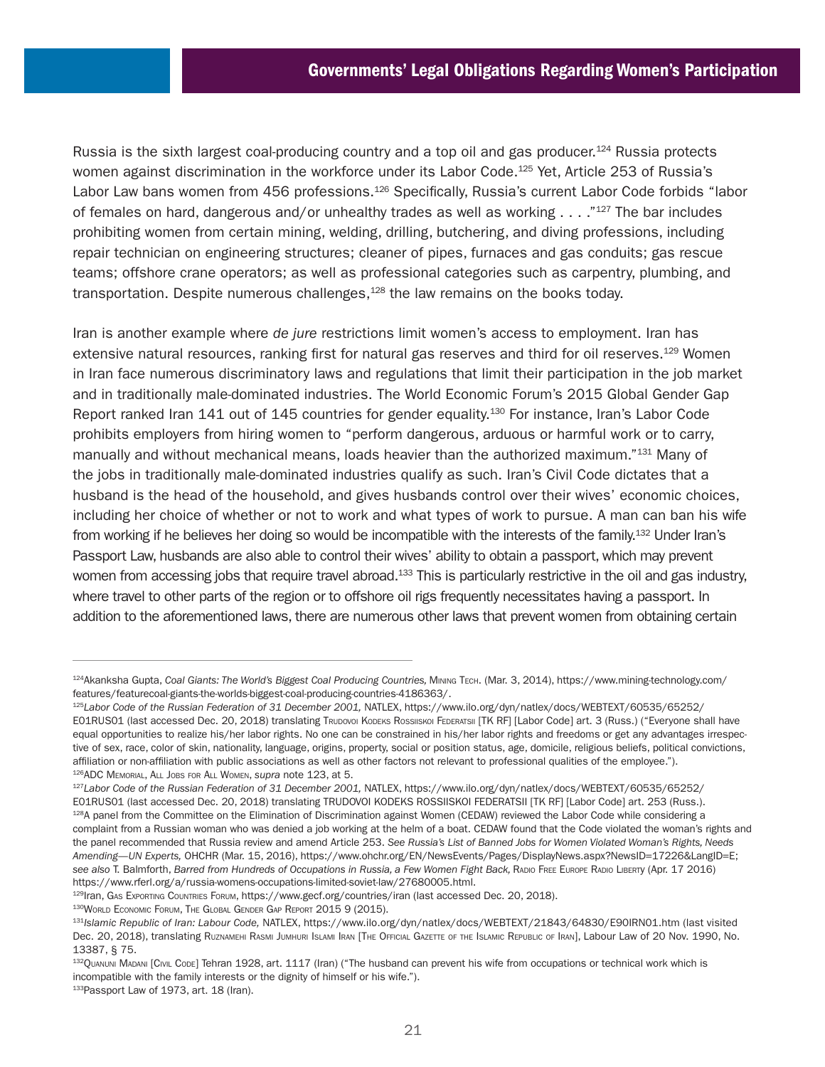Russia is the sixth largest coal-producing country and a top oil and gas producer.[124] Russia protects women against discrimination in the workforce under its Labor Code.[125] Yet, Article 253 of Russia's Labor Law bans women from 456 professions.[126] Specifically, Russia's current Labor Code forbids "labor of females on hard, dangerous and/or unhealthy trades as well as working . . . ."[127] The bar includes prohibiting women from certain mining, welding, drilling, butchering, and diving professions, including repair technician on engineering structures; cleaner of pipes, furnaces and gas conduits; gas rescue teams; offshore crane operators; as well as professional categories such as carpentry, plumbing, and transportation. Despite numerous challenges,[128] the law remains on the books today.

Iran is another example where *de jure* restrictions limit women's access to employment. Iran has extensive natural resources, ranking first for natural gas reserves and third for oil reserves.[129] Women in Iran face numerous discriminatory laws and regulations that limit their participation in the job market and in traditionally male-dominated industries. The World Economic Forum's 2015 Global Gender Gap Report ranked Iran 141 out of 145 countries for gender equality.[130] For instance, Iran's Labor Code prohibits employers from hiring women to "perform dangerous, arduous or harmful work or to carry, manually and without mechanical means, loads heavier than the authorized maximum."[131] Many of the jobs in traditionally male-dominated industries qualify as such. Iran's Civil Code dictates that a husband is the head of the household, and gives husbands control over their wives' economic choices, including her choice of whether or not to work and what types of work to pursue. A man can ban his wife from working if he believes her doing so would be incompatible with the interests of the family.[132] Under Iran's Passport Law, husbands are also able to control their wives' ability to obtain a passport, which may prevent women from accessing jobs that require travel abroad.[133] This is particularly restrictive in the oil and gas industry, where travel to other parts of the region or to offshore oil rigs frequently necessitates having a passport. In addition to the aforementioned laws, there are numerous other laws that prevent women from obtaining certain

---

[124] Akanksha Gupta, *Coal Giants: The World's Biggest Coal Producing Countries,* Mining Tech. (Mar. 3, 2014), https://www.mining-technology.com/features/featurecoal-giants-the-worlds-biggest-coal-producing-countries-4186363/.

[125] *Labor Code of the Russian Federation of 31 December 2001,* NATLEX, https://www.ilo.org/dyn/natlex/docs/WEBTEXT/60535/65252/E01RUS01 (last accessed Dec. 20, 2018) translating Trudovoi Kodeks Rossiiskoi Federatsii [TK RF] [Labor Code] art. 3 (Russ.) ("Everyone shall have equal opportunities to realize his/her labor rights. No one can be constrained in his/her labor rights and freedoms or get any advantages irrespective of sex, race, color of skin, nationality, language, origins, property, social or position status, age, domicile, religious beliefs, political convictions, affiliation or non-affiliation with public associations as well as other factors not relevant to professional qualities of the employee.").

[126] ADC Memorial, All Jobs for All Women, *supra* note 123, at 5.

[127] *Labor Code of the Russian Federation of 31 December 2001,* NATLEX, https://www.ilo.org/dyn/natlex/docs/WEBTEXT/60535/65252/E01RUS01 (last accessed Dec. 20, 2018) translating TRUDOVOI KODEKS ROSSIISKOI FEDERATSII [TK RF] [Labor Code] art. 253 (Russ.).

[128] A panel from the Committee on the Elimination of Discrimination against Women (CEDAW) reviewed the Labor Code while considering a complaint from a Russian woman who was denied a job working at the helm of a boat. CEDAW found that the Code violated the woman's rights and the panel recommended that Russia review and amend Article 253. *See Russia's List of Banned Jobs for Women Violated Woman's Rights, Needs Amending—UN Experts,* OHCHR (Mar. 15, 2016), https://www.ohchr.org/EN/NewsEvents/Pages/DisplayNews.aspx?NewsID=17226&LangID=E; *see also* T. Balmforth, *Barred from Hundreds of Occupations in Russia, a Few Women Fight Back,* Radio Free Europe Radio Liberty (Apr. 17 2016) https://www.rferl.org/a/russia-womens-occupations-limited-soviet-law/27680005.html.

[129] Iran, Gas Exporting Countries Forum, https://www.gecf.org/countries/iran (last accessed Dec. 20, 2018).

[130] World Economic Forum, The Global Gender Gap Report 2015 9 (2015).

[131] *Islamic Republic of Iran: Labour Code,* NATLEX, https://www.ilo.org/dyn/natlex/docs/WEBTEXT/21843/64830/E90IRN01.htm (last visited Dec. 20, 2018), translating Ruznamehi Rasmi Jumhuri Islami Iran [The Official Gazette of the Islamic Republic of Iran], Labour Law of 20 Nov. 1990, No. 13387, § 75.

[132] Quanuni Madani [Civil Code] Tehran 1928, art. 1117 (Iran) ("The husband can prevent his wife from occupations or technical work which is incompatible with the family interests or the dignity of himself or his wife.").

[133] Passport Law of 1973, art. 18 (Iran).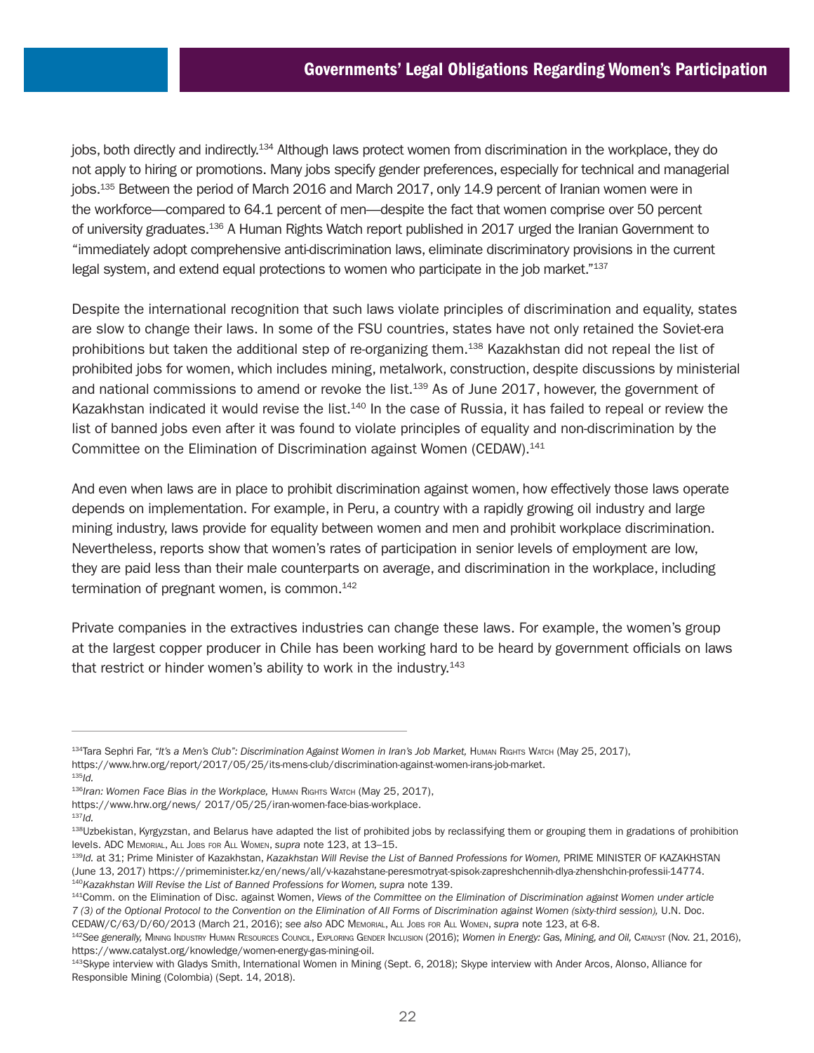jobs, both directly and indirectly.[134] Although laws protect women from discrimination in the workplace, they do not apply to hiring or promotions. Many jobs specify gender preferences, especially for technical and managerial jobs.[135] Between the period of March 2016 and March 2017, only 14.9 percent of Iranian women were in the workforce—compared to 64.1 percent of men—despite the fact that women comprise over 50 percent of university graduates.[136] A Human Rights Watch report published in 2017 urged the Iranian Government to "immediately adopt comprehensive anti-discrimination laws, eliminate discriminatory provisions in the current legal system, and extend equal protections to women who participate in the job market."[137]

Despite the international recognition that such laws violate principles of discrimination and equality, states are slow to change their laws. In some of the FSU countries, states have not only retained the Soviet-era prohibitions but taken the additional step of re-organizing them.[138] Kazakhstan did not repeal the list of prohibited jobs for women, which includes mining, metalwork, construction, despite discussions by ministerial and national commissions to amend or revoke the list.[139] As of June 2017, however, the government of Kazakhstan indicated it would revise the list.[140] In the case of Russia, it has failed to repeal or review the list of banned jobs even after it was found to violate principles of equality and non-discrimination by the Committee on the Elimination of Discrimination against Women (CEDAW).[141]

And even when laws are in place to prohibit discrimination against women, how effectively those laws operate depends on implementation. For example, in Peru, a country with a rapidly growing oil industry and large mining industry, laws provide for equality between women and men and prohibit workplace discrimination. Nevertheless, reports show that women's rates of participation in senior levels of employment are low, they are paid less than their male counterparts on average, and discrimination in the workplace, including termination of pregnant women, is common.[142]

Private companies in the extractives industries can change these laws. For example, the women's group at the largest copper producer in Chile has been working hard to be heard by government officials on laws that restrict or hinder women's ability to work in the industry.[143]

---

[134] Tara Sephri Far, *"It's a Men's Club": Discrimination Against Women in Iran's Job Market,* Human Rights Watch (May 25, 2017), https://www.hrw.org/report/2017/05/25/its-mens-club/discrimination-against-women-irans-job-market.

[135] *Id.*

[136] *Iran: Women Face Bias in the Workplace,* Human Rights Watch (May 25, 2017), https://www.hrw.org/news/ 2017/05/25/iran-women-face-bias-workplace.

[137] *Id.*

[138] Uzbekistan, Kyrgyzstan, and Belarus have adapted the list of prohibited jobs by reclassifying them or grouping them in gradations of prohibition levels. ADC Memorial, All Jobs for All Women, *supra* note 123, at 13–15.

[139] *Id.* at 31; Prime Minister of Kazakhstan, *Kazakhstan Will Revise the List of Banned Professions for Women,* PRIME MINISTER OF KAZAKHSTAN (June 13, 2017) https://primeminister.kz/en/news/all/v-kazahstane-peresmotryat-spisok-zapreshchennih-dlya-zhenshchin-professii-14774.

[140] *Kazakhstan Will Revise the List of Banned Professions for Women, supra* note 139.

[141] Comm. on the Elimination of Disc. against Women, *Views of the Committee on the Elimination of Discrimination against Women under article 7 (3) of the Optional Protocol to the Convention on the Elimination of All Forms of Discrimination against Women (sixty-third session),* U.N. Doc. CEDAW/C/63/D/60/2013 (March 21, 2016); *see also* ADC Memorial, All Jobs for All Women, *supra* note 123, at 6-8.

[142] *See generally,* Mining Industry Human Resources Council, Exploring Gender Inclusion (2016); *Women in Energy: Gas, Mining, and Oil,* Catalyst (Nov. 21, 2016), https://www.catalyst.org/knowledge/women-energy-gas-mining-oil.

[143] Skype interview with Gladys Smith, International Women in Mining (Sept. 6, 2018); Skype interview with Ander Arcos, Alonso, Alliance for Responsible Mining (Colombia) (Sept. 14, 2018).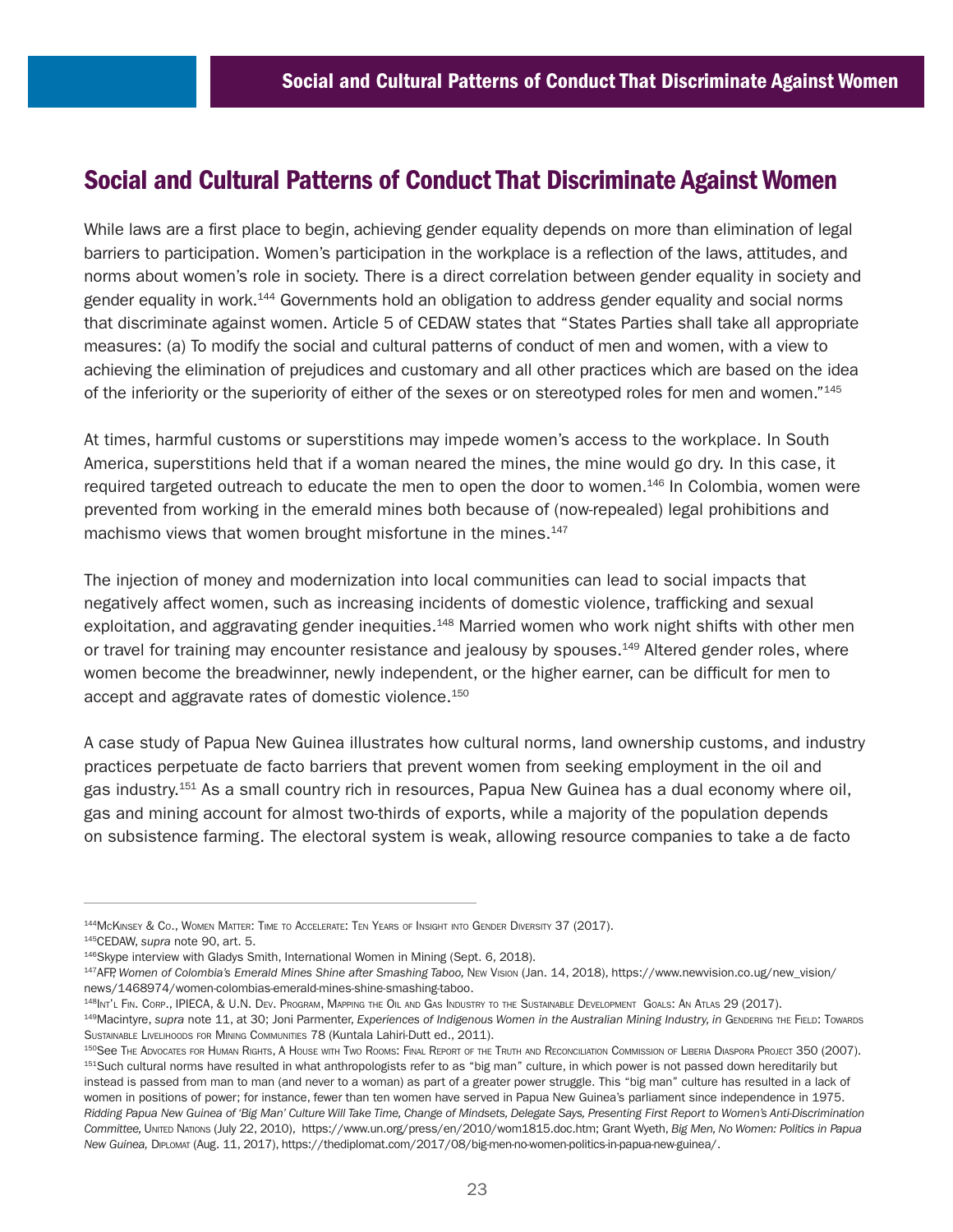## Social and Cultural Patterns of Conduct That Discriminate Against Women

While laws are a first place to begin, achieving gender equality depends on more than elimination of legal barriers to participation. Women's participation in the workplace is a reflection of the laws, attitudes, and norms about women's role in society. There is a direct correlation between gender equality in society and gender equality in work.[144] Governments hold an obligation to address gender equality and social norms that discriminate against women. Article 5 of CEDAW states that "States Parties shall take all appropriate measures: (a) To modify the social and cultural patterns of conduct of men and women, with a view to achieving the elimination of prejudices and customary and all other practices which are based on the idea of the inferiority or the superiority of either of the sexes or on stereotyped roles for men and women."[145]

At times, harmful customs or superstitions may impede women's access to the workplace. In South America, superstitions held that if a woman neared the mines, the mine would go dry. In this case, it required targeted outreach to educate the men to open the door to women.[146] In Colombia, women were prevented from working in the emerald mines both because of (now-repealed) legal prohibitions and machismo views that women brought misfortune in the mines.[147]

The injection of money and modernization into local communities can lead to social impacts that negatively affect women, such as increasing incidents of domestic violence, trafficking and sexual exploitation, and aggravating gender inequities.[148] Married women who work night shifts with other men or travel for training may encounter resistance and jealousy by spouses.[149] Altered gender roles, where women become the breadwinner, newly independent, or the higher earner, can be difficult for men to accept and aggravate rates of domestic violence.[150]

A case study of Papua New Guinea illustrates how cultural norms, land ownership customs, and industry practices perpetuate de facto barriers that prevent women from seeking employment in the oil and gas industry.[151] As a small country rich in resources, Papua New Guinea has a dual economy where oil, gas and mining account for almost two-thirds of exports, while a majority of the population depends on subsistence farming. The electoral system is weak, allowing resource companies to take a de facto

---

[144] McKinsey & Co., Women Matter: Time to Accelerate: Ten Years of Insight into Gender Diversity 37 (2017).

[145] CEDAW, *supra* note 90, art. 5.

[146] Skype interview with Gladys Smith, International Women in Mining (Sept. 6, 2018).

[147] AFP, *Women of Colombia's Emerald Mines Shine after Smashing Taboo,* New Vision (Jan. 14, 2018), https://www.newvision.co.ug/new_vision/news/1468974/women-colombias-emerald-mines-shine-smashing-taboo.

[148] Int'l Fin. Corp., IPIECA, & U.N. Dev. Program, Mapping the Oil and Gas Industry to the Sustainable Development Goals: An Atlas 29 (2017).

[149] Macintyre, *supra* note 11, at 30; Joni Parmenter, *Experiences of Indigenous Women in the Australian Mining Industry, in* Gendering the Field: Towards Sustainable Livelihoods for Mining Communities 78 (Kuntala Lahiri-Dutt ed., 2011).

[150] See The Advocates for Human Rights, A House with Two Rooms: Final Report of the Truth and Reconciliation Commission of Liberia Diaspora Project 350 (2007).

[151] Such cultural norms have resulted in what anthropologists refer to as "big man" culture, in which power is not passed down hereditarily but instead is passed from man to man (and never to a woman) as part of a greater power struggle. This "big man" culture has resulted in a lack of women in positions of power; for instance, fewer than ten women have served in Papua New Guinea's parliament since independence in 1975. *Ridding Papua New Guinea of 'Big Man' Culture Will Take Time, Change of Mindsets, Delegate Says, Presenting First Report to Women's Anti-Discrimination Committee,* United Nations (July 22, 2010), https://www.un.org/press/en/2010/wom1815.doc.htm; Grant Wyeth, *Big Men, No Women: Politics in Papua New Guinea,* Diplomat (Aug. 11, 2017), https://thediplomat.com/2017/08/big-men-no-women-politics-in-papua-new-guinea/.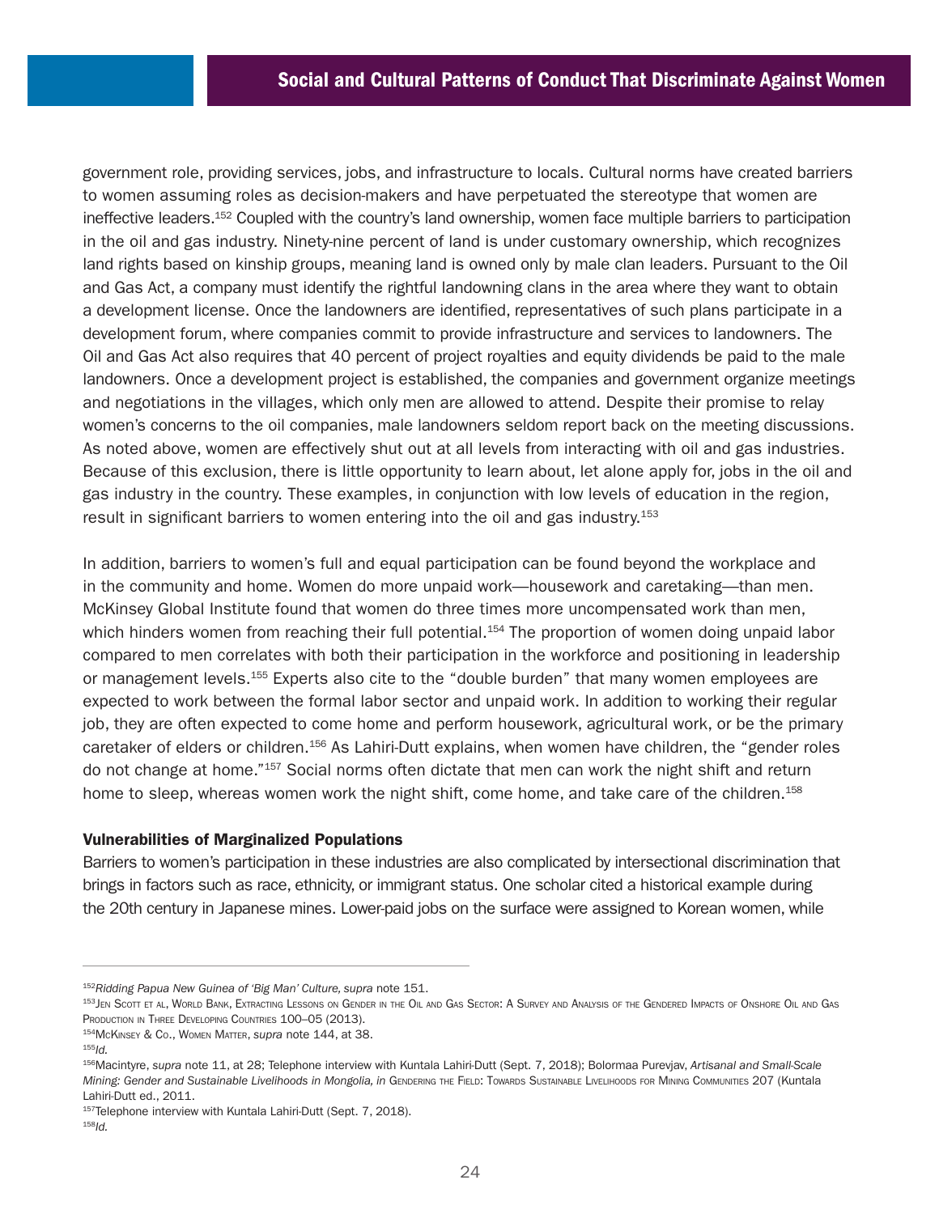government role, providing services, jobs, and infrastructure to locals. Cultural norms have created barriers to women assuming roles as decision-makers and have perpetuated the stereotype that women are ineffective leaders.[152] Coupled with the country's land ownership, women face multiple barriers to participation in the oil and gas industry. Ninety-nine percent of land is under customary ownership, which recognizes land rights based on kinship groups, meaning land is owned only by male clan leaders. Pursuant to the Oil and Gas Act, a company must identify the rightful landowning clans in the area where they want to obtain a development license. Once the landowners are identified, representatives of such plans participate in a development forum, where companies commit to provide infrastructure and services to landowners. The Oil and Gas Act also requires that 40 percent of project royalties and equity dividends be paid to the male landowners. Once a development project is established, the companies and government organize meetings and negotiations in the villages, which only men are allowed to attend. Despite their promise to relay women's concerns to the oil companies, male landowners seldom report back on the meeting discussions. As noted above, women are effectively shut out at all levels from interacting with oil and gas industries. Because of this exclusion, there is little opportunity to learn about, let alone apply for, jobs in the oil and gas industry in the country. These examples, in conjunction with low levels of education in the region, result in significant barriers to women entering into the oil and gas industry.[153]

In addition, barriers to women's full and equal participation can be found beyond the workplace and in the community and home. Women do more unpaid work—housework and caretaking—than men. McKinsey Global Institute found that women do three times more uncompensated work than men, which hinders women from reaching their full potential.[154] The proportion of women doing unpaid labor compared to men correlates with both their participation in the workforce and positioning in leadership or management levels.[155] Experts also cite to the "double burden" that many women employees are expected to work between the formal labor sector and unpaid work. In addition to working their regular job, they are often expected to come home and perform housework, agricultural work, or be the primary caretaker of elders or children.[156] As Lahiri-Dutt explains, when women have children, the "gender roles do not change at home."[157] Social norms often dictate that men can work the night shift and return home to sleep, whereas women work the night shift, come home, and take care of the children.[158]

#### Vulnerabilities of Marginalized Populations

Barriers to women's participation in these industries are also complicated by intersectional discrimination that brings in factors such as race, ethnicity, or immigrant status. One scholar cited a historical example during the 20th century in Japanese mines. Lower-paid jobs on the surface were assigned to Korean women, while

---

[152] *Ridding Papua New Guinea of 'Big Man' Culture*, *supra* note 151.

[153] Jen Scott et al, World Bank, Extracting Lessons on Gender in the Oil and Gas Sector: A Survey and Analysis of the Gendered Impacts of Onshore Oil and Gas Production in Three Developing Countries 100–05 (2013).

[154] McKinsey & Co., Women Matter, *supra* note 144, at 38.

[155] *Id.*

[156] Macintyre, *supra* note 11, at 28; Telephone interview with Kuntala Lahiri-Dutt (Sept. 7, 2018); Bolormaa Purevjav, *Artisanal and Small-Scale Mining: Gender and Sustainable Livelihoods in Mongolia, in* Gendering the Field: Towards Sustainable Livelihoods for Mining Communities 207 (Kuntala Lahiri-Dutt ed., 2011.

[157] Telephone interview with Kuntala Lahiri-Dutt (Sept. 7, 2018).

[158] *Id.*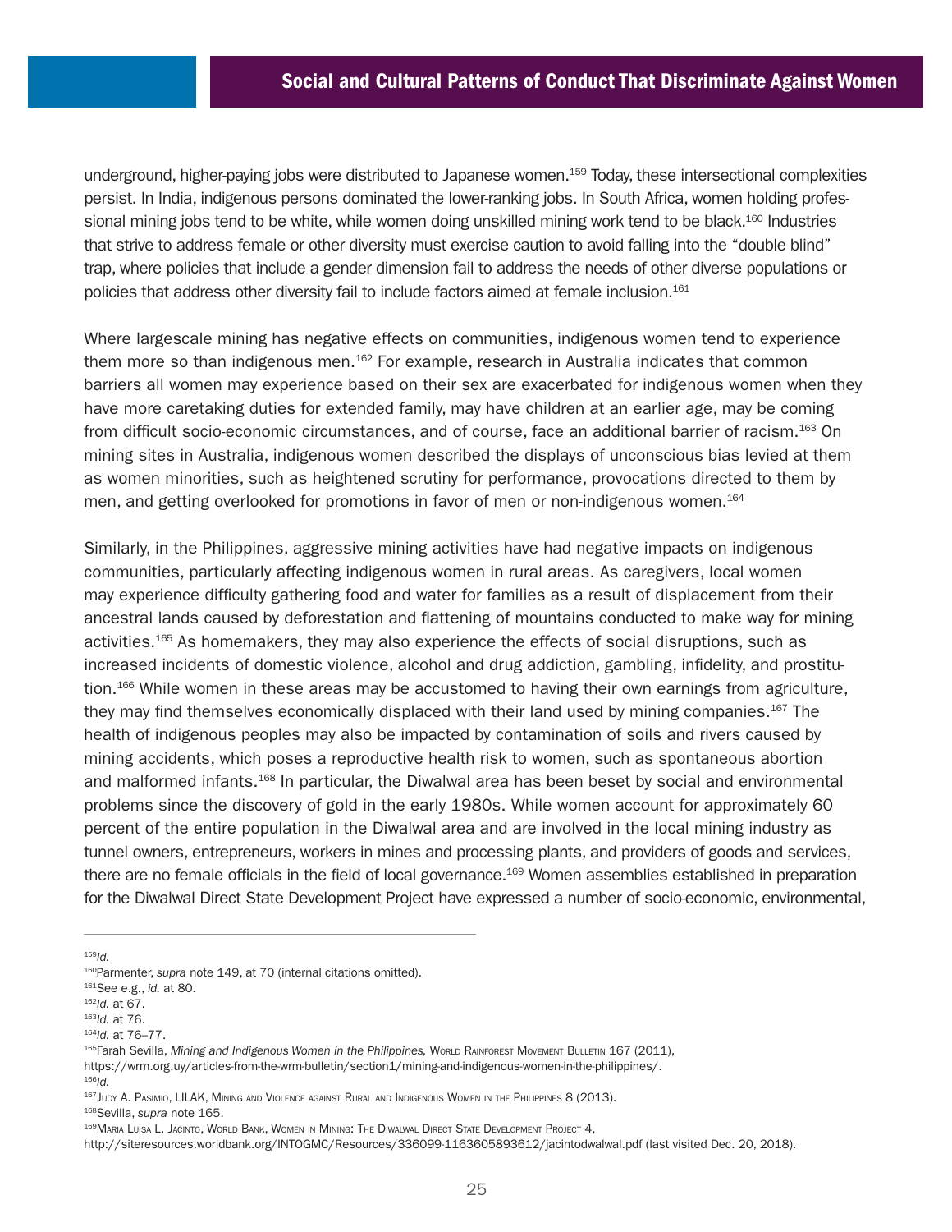underground, higher-paying jobs were distributed to Japanese women.[159] Today, these intersectional complexities persist. In India, indigenous persons dominated the lower-ranking jobs. In South Africa, women holding professional mining jobs tend to be white, while women doing unskilled mining work tend to be black.[160] Industries that strive to address female or other diversity must exercise caution to avoid falling into the "double blind" trap, where policies that include a gender dimension fail to address the needs of other diverse populations or policies that address other diversity fail to include factors aimed at female inclusion.[161]

Where largescale mining has negative effects on communities, indigenous women tend to experience them more so than indigenous men.[162] For example, research in Australia indicates that common barriers all women may experience based on their sex are exacerbated for indigenous women when they have more caretaking duties for extended family, may have children at an earlier age, may be coming from difficult socio-economic circumstances, and of course, face an additional barrier of racism.[163] On mining sites in Australia, indigenous women described the displays of unconscious bias levied at them as women minorities, such as heightened scrutiny for performance, provocations directed to them by men, and getting overlooked for promotions in favor of men or non-indigenous women.[164]

Similarly, in the Philippines, aggressive mining activities have had negative impacts on indigenous communities, particularly affecting indigenous women in rural areas. As caregivers, local women may experience difficulty gathering food and water for families as a result of displacement from their ancestral lands caused by deforestation and flattening of mountains conducted to make way for mining activities.[165] As homemakers, they may also experience the effects of social disruptions, such as increased incidents of domestic violence, alcohol and drug addiction, gambling, infidelity, and prostitution.[166] While women in these areas may be accustomed to having their own earnings from agriculture, they may find themselves economically displaced with their land used by mining companies.[167] The health of indigenous peoples may also be impacted by contamination of soils and rivers caused by mining accidents, which poses a reproductive health risk to women, such as spontaneous abortion and malformed infants.[168] In particular, the Diwalwal area has been beset by social and environmental problems since the discovery of gold in the early 1980s. While women account for approximately 60 percent of the entire population in the Diwalwal area and are involved in the local mining industry as tunnel owners, entrepreneurs, workers in mines and processing plants, and providers of goods and services, there are no female officials in the field of local governance.[169] Women assemblies established in preparation for the Diwalwal Direct State Development Project have expressed a number of socio-economic, environmental,

---

[159] *Id.*
[160] Parmenter, *supra* note 149, at 70 (internal citations omitted).
[161] See e.g., *id.* at 80.
[162] *Id.* at 67.
[163] *Id.* at 76.
[164] *Id.* at 76–77.
[165] Farah Sevilla, *Mining and Indigenous Women in the Philippines,* World Rainforest Movement Bulletin 167 (2011), https://wrm.org.uy/articles-from-the-wrm-bulletin/section1/mining-and-indigenous-women-in-the-philippines/.
[166] *Id.*
[167] Judy A. Pasimio, LILAK, Mining and Violence against Rural and Indigenous Women in the Philippines 8 (2013).
[168] Sevilla, *supra* note 165.
[169] Maria Luisa L. Jacinto, World Bank, Women in Mining: The Diwalwal Direct State Development Project 4, http://siteresources.worldbank.org/INTOGMC/Resources/336099-1163605893612/jacintodwalwal.pdf (last visited Dec. 20, 2018).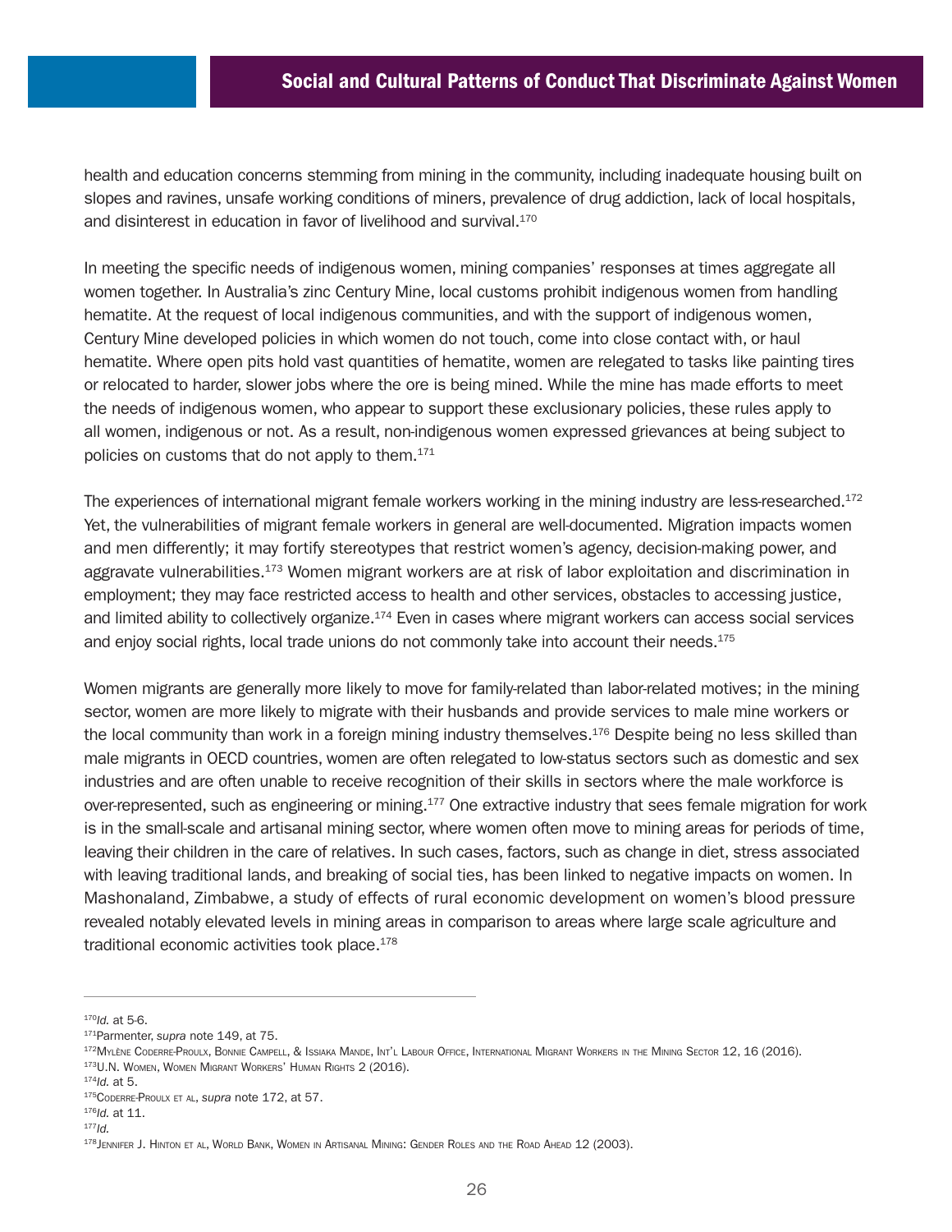health and education concerns stemming from mining in the community, including inadequate housing built on slopes and ravines, unsafe working conditions of miners, prevalence of drug addiction, lack of local hospitals, and disinterest in education in favor of livelihood and survival.[170]

In meeting the specific needs of indigenous women, mining companies' responses at times aggregate all women together. In Australia's zinc Century Mine, local customs prohibit indigenous women from handling hematite. At the request of local indigenous communities, and with the support of indigenous women, Century Mine developed policies in which women do not touch, come into close contact with, or haul hematite. Where open pits hold vast quantities of hematite, women are relegated to tasks like painting tires or relocated to harder, slower jobs where the ore is being mined. While the mine has made efforts to meet the needs of indigenous women, who appear to support these exclusionary policies, these rules apply to all women, indigenous or not. As a result, non-indigenous women expressed grievances at being subject to policies on customs that do not apply to them.[171]

The experiences of international migrant female workers working in the mining industry are less-researched.[172] Yet, the vulnerabilities of migrant female workers in general are well-documented. Migration impacts women and men differently; it may fortify stereotypes that restrict women's agency, decision-making power, and aggravate vulnerabilities.[173] Women migrant workers are at risk of labor exploitation and discrimination in employment; they may face restricted access to health and other services, obstacles to accessing justice, and limited ability to collectively organize.[174] Even in cases where migrant workers can access social services and enjoy social rights, local trade unions do not commonly take into account their needs.[175]

Women migrants are generally more likely to move for family-related than labor-related motives; in the mining sector, women are more likely to migrate with their husbands and provide services to male mine workers or the local community than work in a foreign mining industry themselves.[176] Despite being no less skilled than male migrants in OECD countries, women are often relegated to low-status sectors such as domestic and sex industries and are often unable to receive recognition of their skills in sectors where the male workforce is over-represented, such as engineering or mining.[177] One extractive industry that sees female migration for work is in the small-scale and artisanal mining sector, where women often move to mining areas for periods of time, leaving their children in the care of relatives. In such cases, factors, such as change in diet, stress associated with leaving traditional lands, and breaking of social ties, has been linked to negative impacts on women. In Mashonaland, Zimbabwe, a study of effects of rural economic development on women's blood pressure revealed notably elevated levels in mining areas in comparison to areas where large scale agriculture and traditional economic activities took place.[178]

---

[170] *Id.* at 5-6.

[171] Parmenter, *supra* note 149, at 75.

[172] Mylène Coderre-Proulx, Bonnie Campell, & Issiaka Mande, Int'l Labour Office, International Migrant Workers in the Mining Sector 12, 16 (2016).

[173] U.N. Women, Women Migrant Workers' Human Rights 2 (2016).

[174] *Id.* at 5.

[175] Coderre-Proulx et al, *supra* note 172, at 57.

[176] *Id.* at 11.

[177] *Id.*

[178] Jennifer J. Hinton et al, World Bank, Women in Artisanal Mining: Gender Roles and the Road Ahead 12 (2003).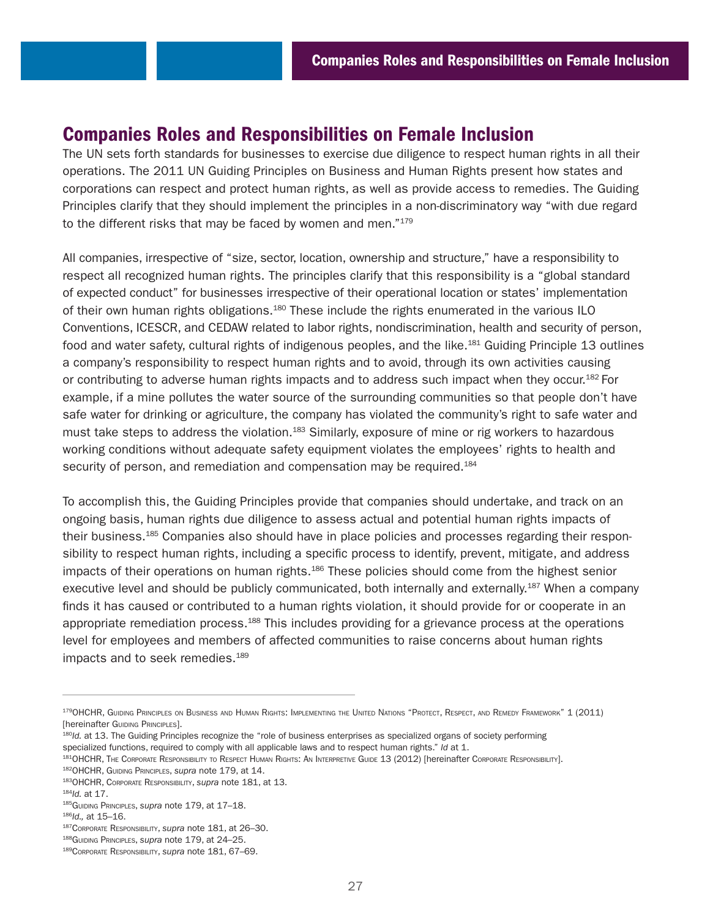## Companies Roles and Responsibilities on Female Inclusion

The UN sets forth standards for businesses to exercise due diligence to respect human rights in all their operations. The 2011 UN Guiding Principles on Business and Human Rights present how states and corporations can respect and protect human rights, as well as provide access to remedies. The Guiding Principles clarify that they should implement the principles in a non-discriminatory way "with due regard to the different risks that may be faced by women and men."[179]

All companies, irrespective of "size, sector, location, ownership and structure," have a responsibility to respect all recognized human rights. The principles clarify that this responsibility is a "global standard of expected conduct" for businesses irrespective of their operational location or states' implementation of their own human rights obligations.[180] These include the rights enumerated in the various ILO Conventions, ICESCR, and CEDAW related to labor rights, nondiscrimination, health and security of person, food and water safety, cultural rights of indigenous peoples, and the like.[181] Guiding Principle 13 outlines a company's responsibility to respect human rights and to avoid, through its own activities causing or contributing to adverse human rights impacts and to address such impact when they occur.[182] For example, if a mine pollutes the water source of the surrounding communities so that people don't have safe water for drinking or agriculture, the company has violated the community's right to safe water and must take steps to address the violation.[183] Similarly, exposure of mine or rig workers to hazardous working conditions without adequate safety equipment violates the employees' rights to health and security of person, and remediation and compensation may be required.[184]

To accomplish this, the Guiding Principles provide that companies should undertake, and track on an ongoing basis, human rights due diligence to assess actual and potential human rights impacts of their business.[185] Companies also should have in place policies and processes regarding their responsibility to respect human rights, including a specific process to identify, prevent, mitigate, and address impacts of their operations on human rights.[186] These policies should come from the highest senior executive level and should be publicly communicated, both internally and externally.[187] When a company finds it has caused or contributed to a human rights violation, it should provide for or cooperate in an appropriate remediation process.[188] This includes providing for a grievance process at the operations level for employees and members of affected communities to raise concerns about human rights impacts and to seek remedies.[189]

---

[179] OHCHR, Guiding Principles on Business and Human Rights: Implementing the United Nations "Protect, Respect, and Remedy Framework" 1 (2011) [hereinafter Guiding Principles].

[180] *Id.* at 13. The Guiding Principles recognize the "role of business enterprises as specialized organs of society performing specialized functions, required to comply with all applicable laws and to respect human rights." *Id* at 1.

[181] OHCHR, The Corporate Responsibility to Respect Human Rights: An Interpretive Guide 13 (2012) [hereinafter Corporate Responsibility].

[182] OHCHR, Guiding Principles, *supra* note 179, at 14.

[183] OHCHR, Corporate Responsibility, *supra* note 181, at 13.

[184] *Id.* at 17.

[185] Guiding Principles, *supra* note 179, at 17–18.

[186] *Id.,* at 15–16.

[187] Corporate Responsibility, *supra* note 181, at 26–30.

[188] Guiding Principles, *supra* note 179, at 24–25.

[189] Corporate Responsibility, *supra* note 181, 67–69.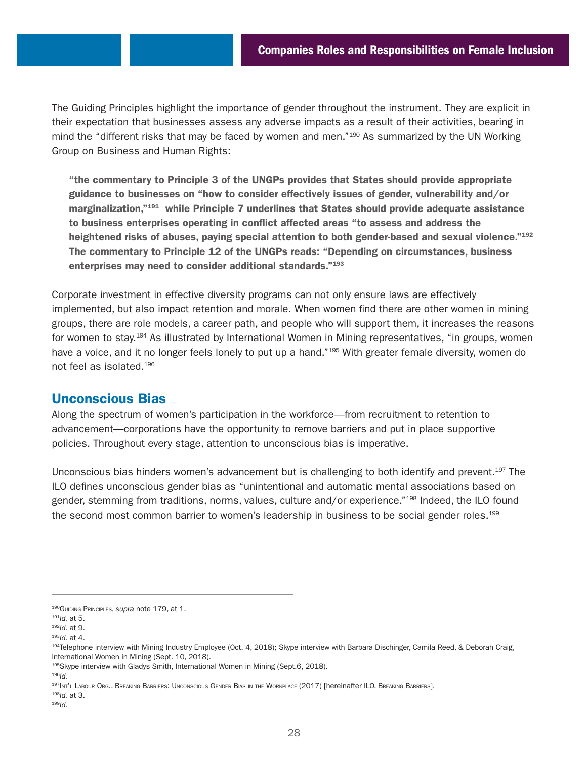The Guiding Principles highlight the importance of gender throughout the instrument. They are explicit in their expectation that businesses assess any adverse impacts as a result of their activities, bearing in mind the "different risks that may be faced by women and men."[190] As summarized by the UN Working Group on Business and Human Rights:

> **"the commentary to Principle 3 of the UNGPs provides that States should provide appropriate guidance to businesses on "how to consider effectively issues of gender, vulnerability and/or marginalization,"[191] while Principle 7 underlines that States should provide adequate assistance to business enterprises operating in conflict affected areas "to assess and address the heightened risks of abuses, paying special attention to both gender-based and sexual violence."[192] The commentary to Principle 12 of the UNGPs reads: "Depending on circumstances, business enterprises may need to consider additional standards."[193]**

Corporate investment in effective diversity programs can not only ensure laws are effectively implemented, but also impact retention and morale. When women find there are other women in mining groups, there are role models, a career path, and people who will support them, it increases the reasons for women to stay.[194] As illustrated by International Women in Mining representatives, "in groups, women have a voice, and it no longer feels lonely to put up a hand."[195] With greater female diversity, women do not feel as isolated.[196]

## Unconscious Bias

Along the spectrum of women's participation in the workforce—from recruitment to retention to advancement—corporations have the opportunity to remove barriers and put in place supportive policies. Throughout every stage, attention to unconscious bias is imperative.

Unconscious bias hinders women's advancement but is challenging to both identify and prevent.[197] The ILO defines unconscious gender bias as "unintentional and automatic mental associations based on gender, stemming from traditions, norms, values, culture and/or experience."[198] Indeed, the ILO found the second most common barrier to women's leadership in business to be social gender roles.[199]

---

[190] Guiding Principles, *supra* note 179, at 1.
[191] *Id.* at 5.
[192] *Id.* at 9.
[193] *Id.* at 4.
[194] Telephone interview with Mining Industry Employee (Oct. 4, 2018); Skype interview with Barbara Dischinger, Camila Reed, & Deborah Craig, International Women in Mining (Sept. 10, 2018).
[195] Skype interview with Gladys Smith, International Women in Mining (Sept.6, 2018).
[196] *Id.*
[197] Int'l Labour Org., Breaking Barriers: Unconscious Gender Bias in the Workplace (2017) [hereinafter ILO, Breaking Barriers].
[198] *Id.* at 3.
[199] *Id.*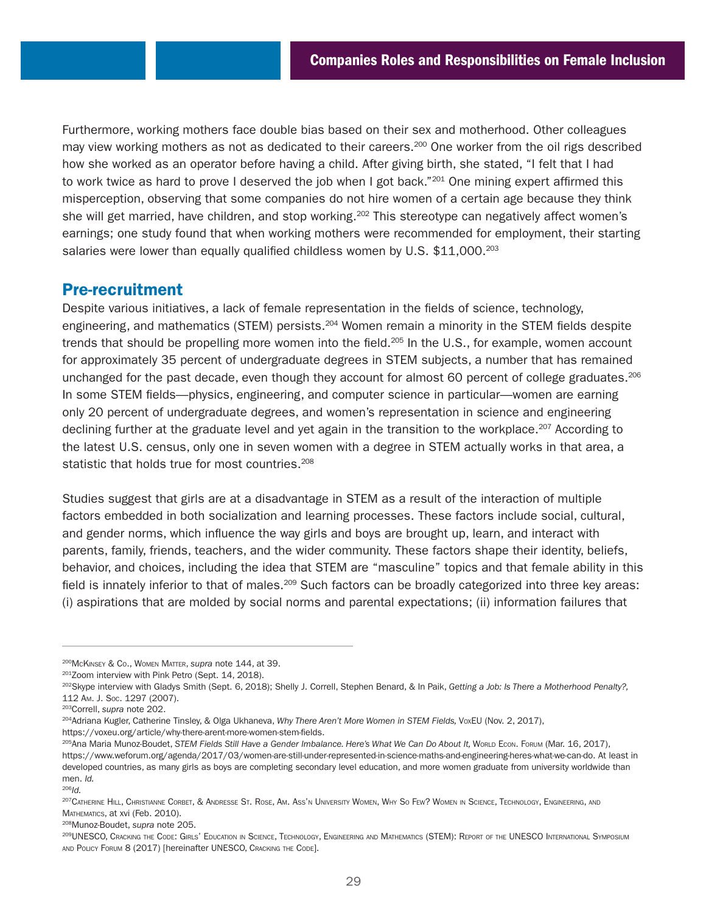Furthermore, working mothers face double bias based on their sex and motherhood. Other colleagues may view working mothers as not as dedicated to their careers.[200] One worker from the oil rigs described how she worked as an operator before having a child. After giving birth, she stated, "I felt that I had to work twice as hard to prove I deserved the job when I got back."[201] One mining expert affirmed this misperception, observing that some companies do not hire women of a certain age because they think she will get married, have children, and stop working.[202] This stereotype can negatively affect women's earnings; one study found that when working mothers were recommended for employment, their starting salaries were lower than equally qualified childless women by U.S. $11,000.[203]

## Pre-recruitment

Despite various initiatives, a lack of female representation in the fields of science, technology, engineering, and mathematics (STEM) persists.[204] Women remain a minority in the STEM fields despite trends that should be propelling more women into the field.[205] In the U.S., for example, women account for approximately 35 percent of undergraduate degrees in STEM subjects, a number that has remained unchanged for the past decade, even though they account for almost 60 percent of college graduates.[206] In some STEM fields—physics, engineering, and computer science in particular—women are earning only 20 percent of undergraduate degrees, and women's representation in science and engineering declining further at the graduate level and yet again in the transition to the workplace.[207] According to the latest U.S. census, only one in seven women with a degree in STEM actually works in that area, a statistic that holds true for most countries.[208]

Studies suggest that girls are at a disadvantage in STEM as a result of the interaction of multiple factors embedded in both socialization and learning processes. These factors include social, cultural, and gender norms, which influence the way girls and boys are brought up, learn, and interact with parents, family, friends, teachers, and the wider community. These factors shape their identity, beliefs, behavior, and choices, including the idea that STEM are "masculine" topics and that female ability in this field is innately inferior to that of males.[209] Such factors can be broadly categorized into three key areas: (i) aspirations that are molded by social norms and parental expectations; (ii) information failures that

---

[200] McKinsey & Co., Women Matter, *supra* note 144, at 39.

[201] Zoom interview with Pink Petro (Sept. 14, 2018).

[202] Skype interview with Gladys Smith (Sept. 6, 2018); Shelly J. Correll, Stephen Benard, & In Paik, *Getting a Job: Is There a Motherhood Penalty?*, 112 Am. J. Soc. 1297 (2007).

[203] Correll, *supra* note 202.

[204] Adriana Kugler, Catherine Tinsley, & Olga Ukhaneva, *Why There Aren't More Women in STEM Fields,* VoxEU (Nov. 2, 2017), https://voxeu.org/article/why-there-arent-more-women-stem-fields.

[205] Ana Maria Munoz-Boudet, *STEM Fields Still Have a Gender Imbalance. Here's What We Can Do About It,* World Econ. Forum (Mar. 16, 2017), https://www.weforum.org/agenda/2017/03/women-are-still-under-represented-in-science-maths-and-engineering-heres-what-we-can-do. At least in developed countries, as many girls as boys are completing secondary level education, and more women graduate from university worldwide than men. *Id.*

[206] *Id.*

[207] Catherine Hill, Christianne Corbet, & Andresse St. Rose, Am. Ass'n University Women, Why So Few? Women in Science, Technology, Engineering, and Mathematics, at xvi (Feb. 2010).

[208] Munoz-Boudet, *supra* note 205.

[209] UNESCO, Cracking the Code: Girls' Education in Science, Technology, Engineering and Mathematics (STEM): Report of the UNESCO International Symposium and Policy Forum 8 (2017) [hereinafter UNESCO, Cracking the Code].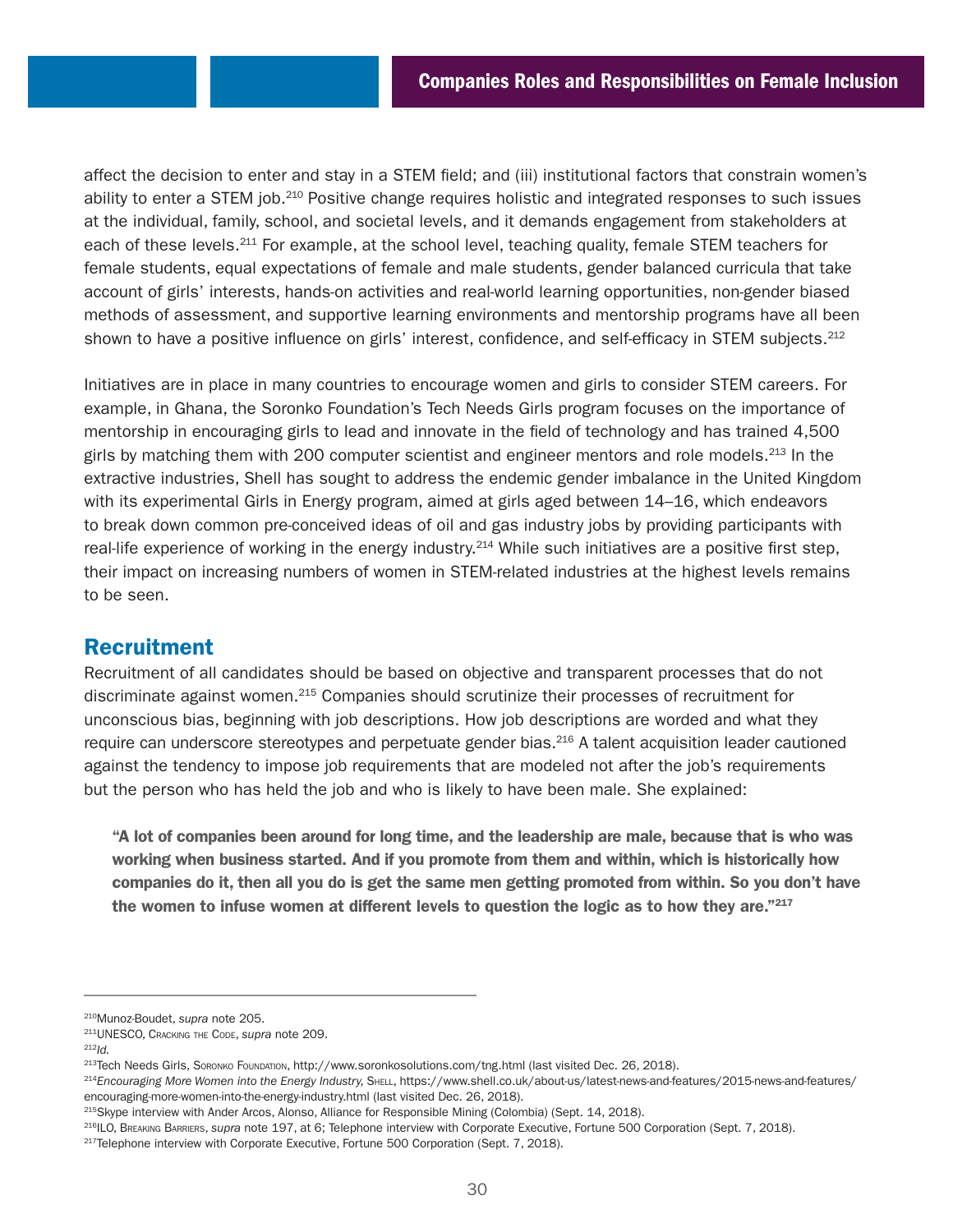affect the decision to enter and stay in a STEM field; and (iii) institutional factors that constrain women's ability to enter a STEM job.[210] Positive change requires holistic and integrated responses to such issues at the individual, family, school, and societal levels, and it demands engagement from stakeholders at each of these levels.[211] For example, at the school level, teaching quality, female STEM teachers for female students, equal expectations of female and male students, gender balanced curricula that take account of girls' interests, hands-on activities and real-world learning opportunities, non-gender biased methods of assessment, and supportive learning environments and mentorship programs have all been shown to have a positive influence on girls' interest, confidence, and self-efficacy in STEM subjects.[212]

Initiatives are in place in many countries to encourage women and girls to consider STEM careers. For example, in Ghana, the Soronko Foundation's Tech Needs Girls program focuses on the importance of mentorship in encouraging girls to lead and innovate in the field of technology and has trained 4,500 girls by matching them with 200 computer scientist and engineer mentors and role models.[213] In the extractive industries, Shell has sought to address the endemic gender imbalance in the United Kingdom with its experimental Girls in Energy program, aimed at girls aged between 14–16, which endeavors to break down common pre-conceived ideas of oil and gas industry jobs by providing participants with real-life experience of working in the energy industry.[214] While such initiatives are a positive first step, their impact on increasing numbers of women in STEM-related industries at the highest levels remains to be seen.

## Recruitment

Recruitment of all candidates should be based on objective and transparent processes that do not discriminate against women.[215] Companies should scrutinize their processes of recruitment for unconscious bias, beginning with job descriptions. How job descriptions are worded and what they require can underscore stereotypes and perpetuate gender bias.[216] A talent acquisition leader cautioned against the tendency to impose job requirements that are modeled not after the job's requirements but the person who has held the job and who is likely to have been male. She explained:

> **"A lot of companies been around for long time, and the leadership are male, because that is who was working when business started. And if you promote from them and within, which is historically how companies do it, then all you do is get the same men getting promoted from within. So you don't have the women to infuse women at different levels to question the logic as to how they are."[217]**

---

[210] Munoz-Boudet, *supra* note 205.

[211] UNESCO, Cracking the Code, *supra* note 209.

[212] *Id.*

[213] Tech Needs Girls, Soronko Foundation, http://www.soronkosolutions.com/tng.html (last visited Dec. 26, 2018).

[214] *Encouraging More Women into the Energy Industry,* Shell, https://www.shell.co.uk/about-us/latest-news-and-features/2015-news-and-features/encouraging-more-women-into-the-energy-industry.html (last visited Dec. 26, 2018).

[215] Skype interview with Ander Arcos, Alonso, Alliance for Responsible Mining (Colombia) (Sept. 14, 2018).

[216] ILO, Breaking Barriers, *supra* note 197, at 6; Telephone interview with Corporate Executive, Fortune 500 Corporation (Sept. 7, 2018).

[217] Telephone interview with Corporate Executive, Fortune 500 Corporation (Sept. 7, 2018).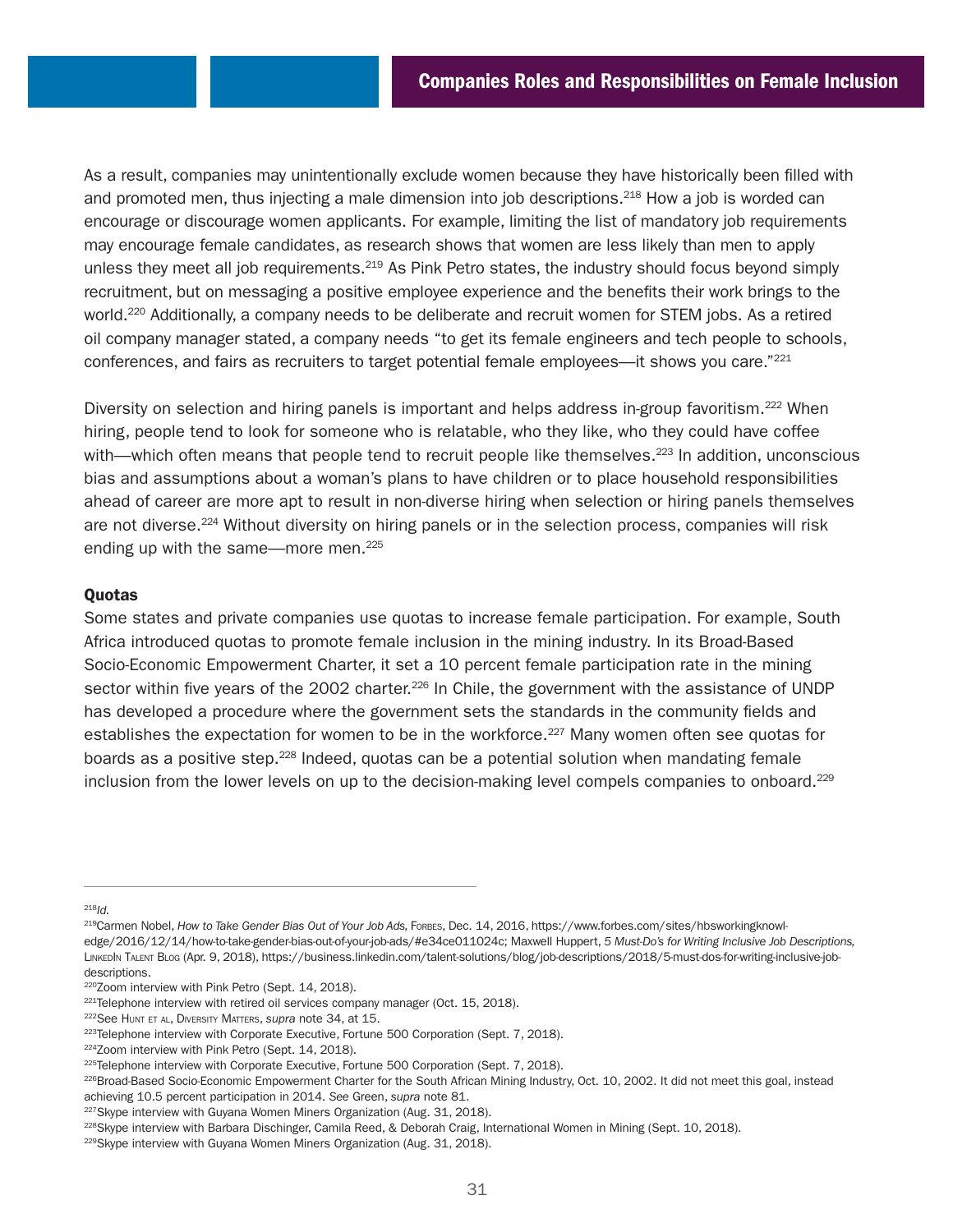As a result, companies may unintentionally exclude women because they have historically been filled with and promoted men, thus injecting a male dimension into job descriptions.[218] How a job is worded can encourage or discourage women applicants. For example, limiting the list of mandatory job requirements may encourage female candidates, as research shows that women are less likely than men to apply unless they meet all job requirements.[219] As Pink Petro states, the industry should focus beyond simply recruitment, but on messaging a positive employee experience and the benefits their work brings to the world.[220] Additionally, a company needs to be deliberate and recruit women for STEM jobs. As a retired oil company manager stated, a company needs "to get its female engineers and tech people to schools, conferences, and fairs as recruiters to target potential female employees—it shows you care."[221]

Diversity on selection and hiring panels is important and helps address in-group favoritism.[222] When hiring, people tend to look for someone who is relatable, who they like, who they could have coffee with—which often means that people tend to recruit people like themselves.[223] In addition, unconscious bias and assumptions about a woman's plans to have children or to place household responsibilities ahead of career are more apt to result in non-diverse hiring when selection or hiring panels themselves are not diverse.[224] Without diversity on hiring panels or in the selection process, companies will risk ending up with the same—more men.[225]

### Quotas

Some states and private companies use quotas to increase female participation. For example, South Africa introduced quotas to promote female inclusion in the mining industry. In its Broad-Based Socio-Economic Empowerment Charter, it set a 10 percent female participation rate in the mining sector within five years of the 2002 charter.[226] In Chile, the government with the assistance of UNDP has developed a procedure where the government sets the standards in the community fields and establishes the expectation for women to be in the workforce.[227] Many women often see quotas for boards as a positive step.[228] Indeed, quotas can be a potential solution when mandating female inclusion from the lower levels on up to the decision-making level compels companies to onboard.[229]

---

[218] *Id.*

[219] Carmen Nobel, *How to Take Gender Bias Out of Your Job Ads,* Forbes, Dec. 14, 2016, https://www.forbes.com/sites/hbsworkingknowledge/2016/12/14/how-to-take-gender-bias-out-of-your-job-ads/#e34ce011024c; Maxwell Huppert, *5 Must-Do's for Writing Inclusive Job Descriptions,* LinkedIn Talent Blog (Apr. 9, 2018), https://business.linkedin.com/talent-solutions/blog/job-descriptions/2018/5-must-dos-for-writing-inclusive-job-descriptions.

[220] Zoom interview with Pink Petro (Sept. 14, 2018).

[221] Telephone interview with retired oil services company manager (Oct. 15, 2018).

[222] See Hunt et al, Diversity Matters, *supra* note 34, at 15.

[223] Telephone interview with Corporate Executive, Fortune 500 Corporation (Sept. 7, 2018).

[224] Zoom interview with Pink Petro (Sept. 14, 2018).

[225] Telephone interview with Corporate Executive, Fortune 500 Corporation (Sept. 7, 2018).

[226] Broad-Based Socio-Economic Empowerment Charter for the South African Mining Industry, Oct. 10, 2002. It did not meet this goal, instead achieving 10.5 percent participation in 2014. *See* Green, *supra* note 81.

[227] Skype interview with Guyana Women Miners Organization (Aug. 31, 2018).

[228] Skype interview with Barbara Dischinger, Camila Reed, & Deborah Craig, International Women in Mining (Sept. 10, 2018).

[229] Skype interview with Guyana Women Miners Organization (Aug. 31, 2018).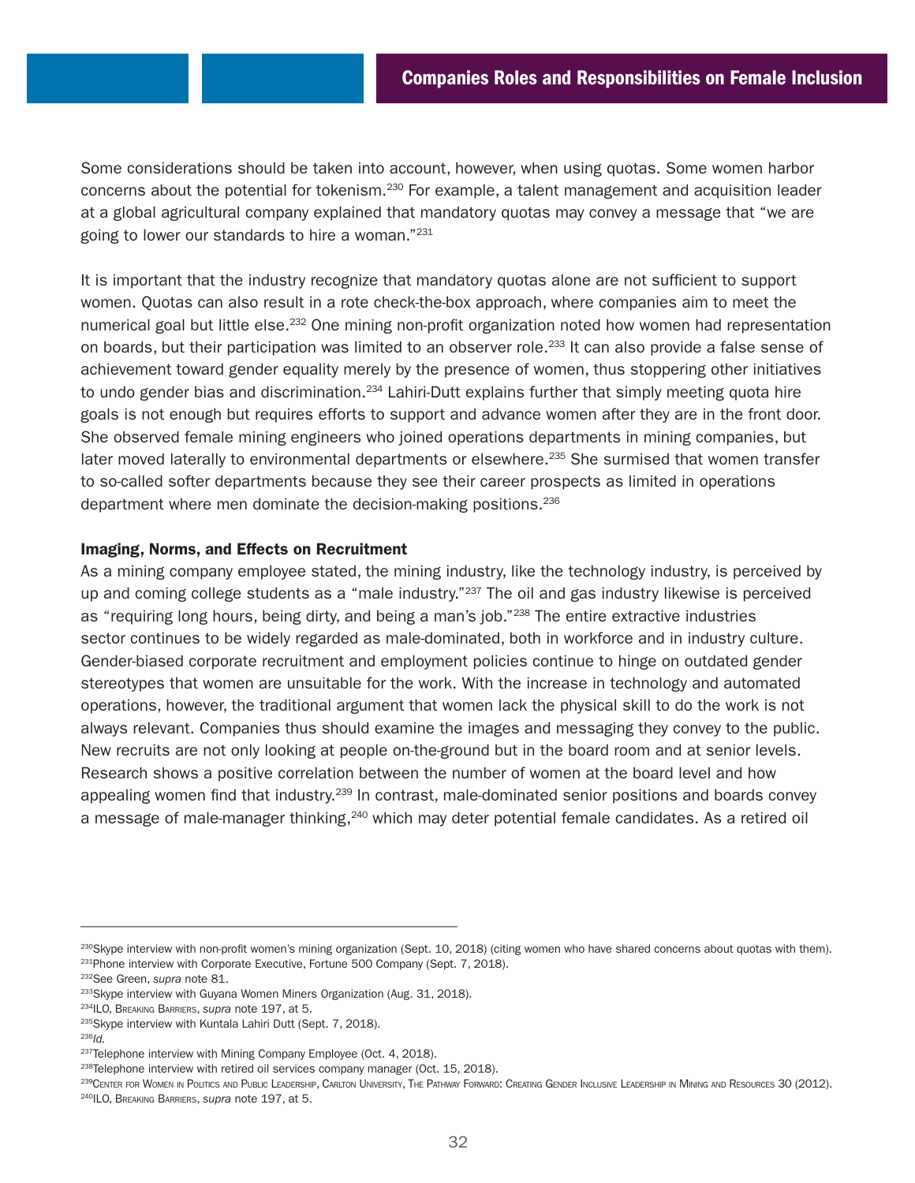Some considerations should be taken into account, however, when using quotas. Some women harbor concerns about the potential for tokenism.[230] For example, a talent management and acquisition leader at a global agricultural company explained that mandatory quotas may convey a message that "we are going to lower our standards to hire a woman."[231]

It is important that the industry recognize that mandatory quotas alone are not sufficient to support women. Quotas can also result in a rote check-the-box approach, where companies aim to meet the numerical goal but little else.[232] One mining non-profit organization noted how women had representation on boards, but their participation was limited to an observer role.[233] It can also provide a false sense of achievement toward gender equality merely by the presence of women, thus stoppering other initiatives to undo gender bias and discrimination.[234] Lahiri-Dutt explains further that simply meeting quota hire goals is not enough but requires efforts to support and advance women after they are in the front door. She observed female mining engineers who joined operations departments in mining companies, but later moved laterally to environmental departments or elsewhere.[235] She surmised that women transfer to so-called softer departments because they see their career prospects as limited in operations department where men dominate the decision-making positions.[236]

### Imaging, Norms, and Effects on Recruitment

As a mining company employee stated, the mining industry, like the technology industry, is perceived by up and coming college students as a "male industry."[237] The oil and gas industry likewise is perceived as "requiring long hours, being dirty, and being a man's job."[238] The entire extractive industries sector continues to be widely regarded as male-dominated, both in workforce and in industry culture. Gender-biased corporate recruitment and employment policies continue to hinge on outdated gender stereotypes that women are unsuitable for the work. With the increase in technology and automated operations, however, the traditional argument that women lack the physical skill to do the work is not always relevant. Companies thus should examine the images and messaging they convey to the public. New recruits are not only looking at people on-the-ground but in the board room and at senior levels. Research shows a positive correlation between the number of women at the board level and how appealing women find that industry.[239] In contrast, male-dominated senior positions and boards convey a message of male-manager thinking,[240] which may deter potential female candidates. As a retired oil

---

[230] Skype interview with non-profit women's mining organization (Sept. 10, 2018) (citing women who have shared concerns about quotas with them).

[231] Phone interview with Corporate Executive, Fortune 500 Company (Sept. 7, 2018).

[232] See Green, *supra* note 81.

[233] Skype interview with Guyana Women Miners Organization (Aug. 31, 2018).

[234] ILO, Breaking Barriers, *supra* note 197, at 5.

[235] Skype interview with Kuntala Lahiri Dutt (Sept. 7, 2018).

[236] *Id.*

[237] Telephone interview with Mining Company Employee (Oct. 4, 2018).

[238] Telephone interview with retired oil services company manager (Oct. 15, 2018).

[239] Center for Women in Politics and Public Leadership, Carlton University, The Pathway Forward: Creating Gender Inclusive Leadership in Mining and Resources 30 (2012).

[240] ILO, Breaking Barriers, *supra* note 197, at 5.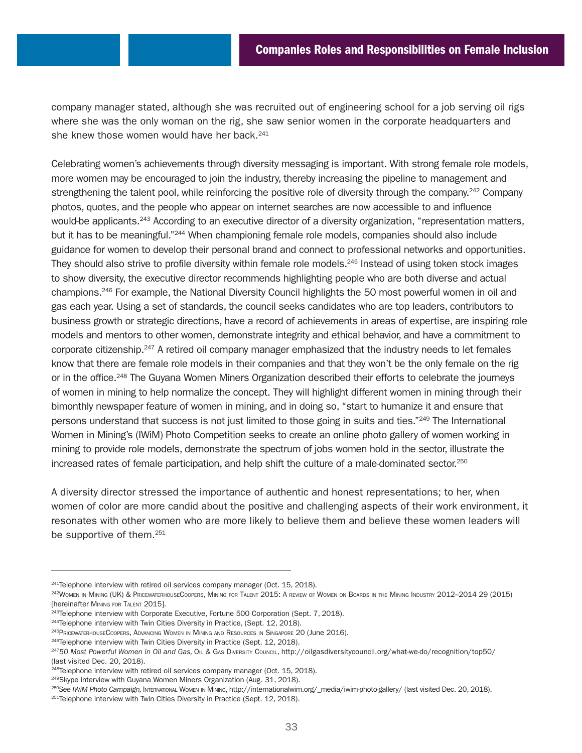company manager stated, although she was recruited out of engineering school for a job serving oil rigs where she was the only woman on the rig, she saw senior women in the corporate headquarters and she knew those women would have her back.[241]

Celebrating women's achievements through diversity messaging is important. With strong female role models, more women may be encouraged to join the industry, thereby increasing the pipeline to management and strengthening the talent pool, while reinforcing the positive role of diversity through the company.[242] Company photos, quotes, and the people who appear on internet searches are now accessible to and influence would-be applicants.[243] According to an executive director of a diversity organization, "representation matters, but it has to be meaningful."[244] When championing female role models, companies should also include guidance for women to develop their personal brand and connect to professional networks and opportunities. They should also strive to profile diversity within female role models.[245] Instead of using token stock images to show diversity, the executive director recommends highlighting people who are both diverse and actual champions.[246] For example, the National Diversity Council highlights the 50 most powerful women in oil and gas each year. Using a set of standards, the council seeks candidates who are top leaders, contributors to business growth or strategic directions, have a record of achievements in areas of expertise, are inspiring role models and mentors to other women, demonstrate integrity and ethical behavior, and have a commitment to corporate citizenship.[247] A retired oil company manager emphasized that the industry needs to let females know that there are female role models in their companies and that they won't be the only female on the rig or in the office.[248] The Guyana Women Miners Organization described their efforts to celebrate the journeys of women in mining to help normalize the concept. They will highlight different women in mining through their bimonthly newspaper feature of women in mining, and in doing so, "start to humanize it and ensure that persons understand that success is not just limited to those going in suits and ties."[249] The International Women in Mining's (IWiM) Photo Competition seeks to create an online photo gallery of women working in mining to provide role models, demonstrate the spectrum of jobs women hold in the sector, illustrate the increased rates of female participation, and help shift the culture of a male-dominated sector.[250]

A diversity director stressed the importance of authentic and honest representations; to her, when women of color are more candid about the positive and challenging aspects of their work environment, it resonates with other women who are more likely to believe them and believe these women leaders will be supportive of them.[251]

---

[241] Telephone interview with retired oil services company manager (Oct. 15, 2018).
[242] Women in Mining (UK) & PricewaterhouseCoopers, Mining for Talent 2015: A review of Women on Boards in the Mining Industry 2012–2014 29 (2015) [hereinafter Mining for Talent 2015].
[243] Telephone interview with Corporate Executive, Fortune 500 Corporation (Sept. 7, 2018).
[244] Telephone interview with Twin Cities Diversity in Practice, (Sept. 12, 2018).
[245] PricewaterhouseCoopers, Advancing Women in Mining and Resources in Singapore 20 (June 2016).
[246] Telephone interview with Twin Cities Diversity in Practice (Sept. 12, 2018).
[247] *50 Most Powerful Women in Oil and Gas,* Oil & Gas Diversity Council, http://oilgasdiversitycouncil.org/what-we-do/recognition/top50/ (last visited Dec. 20, 2018).
[248] Telephone interview with retired oil services company manager (Oct. 15, 2018).
[249] Skype interview with Guyana Women Miners Organization (Aug. 31, 2018).
[250] *See IWiM Photo Campaign,* International Women in Mining, http://internationalwim.org/_media/iwim-photo-gallery/ (last visited Dec. 20, 2018).
[251] Telephone interview with Twin Cities Diversity in Practice (Sept. 12, 2018).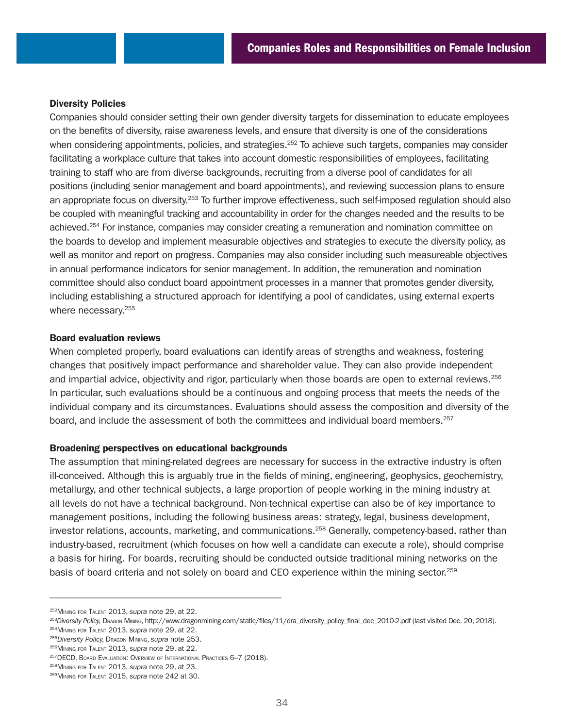### Diversity Policies

Companies should consider setting their own gender diversity targets for dissemination to educate employees on the benefits of diversity, raise awareness levels, and ensure that diversity is one of the considerations when considering appointments, policies, and strategies.[252] To achieve such targets, companies may consider facilitating a workplace culture that takes into account domestic responsibilities of employees, facilitating training to staff who are from diverse backgrounds, recruiting from a diverse pool of candidates for all positions (including senior management and board appointments), and reviewing succession plans to ensure an appropriate focus on diversity.[253] To further improve effectiveness, such self-imposed regulation should also be coupled with meaningful tracking and accountability in order for the changes needed and the results to be achieved.[254] For instance, companies may consider creating a remuneration and nomination committee on the boards to develop and implement measurable objectives and strategies to execute the diversity policy, as well as monitor and report on progress. Companies may also consider including such measureable objectives in annual performance indicators for senior management. In addition, the remuneration and nomination committee should also conduct board appointment processes in a manner that promotes gender diversity, including establishing a structured approach for identifying a pool of candidates, using external experts where necessary.[255]

### Board evaluation reviews

When completed properly, board evaluations can identify areas of strengths and weakness, fostering changes that positively impact performance and shareholder value. They can also provide independent and impartial advice, objectivity and rigor, particularly when those boards are open to external reviews.[256] In particular, such evaluations should be a continuous and ongoing process that meets the needs of the individual company and its circumstances. Evaluations should assess the composition and diversity of the board, and include the assessment of both the committees and individual board members.[257]

### Broadening perspectives on educational backgrounds

The assumption that mining-related degrees are necessary for success in the extractive industry is often ill-conceived. Although this is arguably true in the fields of mining, engineering, geophysics, geochemistry, metallurgy, and other technical subjects, a large proportion of people working in the mining industry at all levels do not have a technical background. Non-technical expertise can also be of key importance to management positions, including the following business areas: strategy, legal, business development, investor relations, accounts, marketing, and communications.[258] Generally, competency-based, rather than industry-based, recruitment (which focuses on how well a candidate can execute a role), should comprise a basis for hiring. For boards, recruiting should be conducted outside traditional mining networks on the basis of board criteria and not solely on board and CEO experience within the mining sector.[259]

---

[252] Mining for Talent 2013, *supra* note 29, at 22.
[253] *Diversity Policy,* Dragon Mining, http://www.dragonmining.com/static/files/11/dra_diversity_policy_final_dec_2010-2.pdf (last visited Dec. 20, 2018).
[254] Mining for Talent 2013, *supra* note 29, at 22.
[255] *Diversity Policy,* Dragon Mining, *supra* note 253.
[256] Mining for Talent 2013, *supra* note 29, at 22.
[257] OECD, Board Evaluation: Overview of International Practices 6–7 (2018).
[258] Mining for Talent 2013, *supra* note 29, at 23.
[259] Mining for Talent 2015, *supra* note 242 at 30.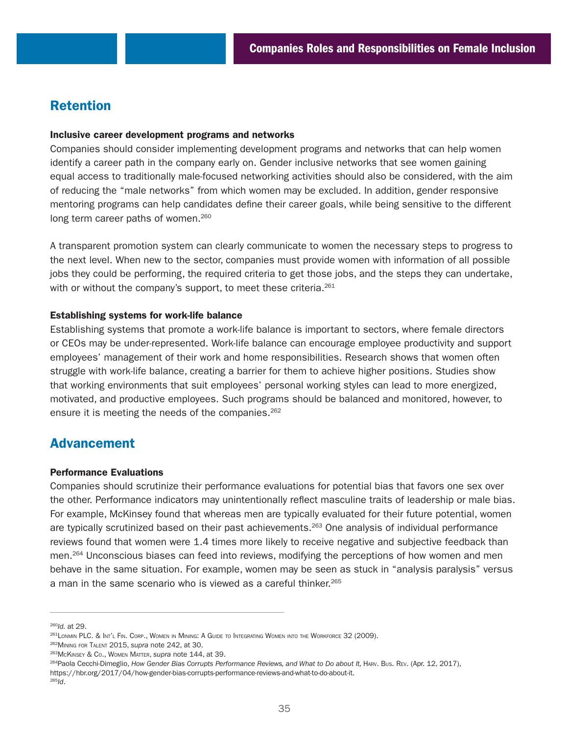## Retention

**Inclusive career development programs and networks**

Companies should consider implementing development programs and networks that can help women identify a career path in the company early on. Gender inclusive networks that see women gaining equal access to traditionally male-focused networking activities should also be considered, with the aim of reducing the "male networks" from which women may be excluded. In addition, gender responsive mentoring programs can help candidates define their career goals, while being sensitive to the different long term career paths of women.[260]

A transparent promotion system can clearly communicate to women the necessary steps to progress to the next level. When new to the sector, companies must provide women with information of all possible jobs they could be performing, the required criteria to get those jobs, and the steps they can undertake, with or without the company's support, to meet these criteria.[261]

**Establishing systems for work-life balance**

Establishing systems that promote a work-life balance is important to sectors, where female directors or CEOs may be under-represented. Work-life balance can encourage employee productivity and support employees' management of their work and home responsibilities. Research shows that women often struggle with work-life balance, creating a barrier for them to achieve higher positions. Studies show that working environments that suit employees' personal working styles can lead to more energized, motivated, and productive employees. Such programs should be balanced and monitored, however, to ensure it is meeting the needs of the companies.[262]

## Advancement

**Performance Evaluations**

Companies should scrutinize their performance evaluations for potential bias that favors one sex over the other. Performance indicators may unintentionally reflect masculine traits of leadership or male bias. For example, McKinsey found that whereas men are typically evaluated for their future potential, women are typically scrutinized based on their past achievements.[263] One analysis of individual performance reviews found that women were 1.4 times more likely to receive negative and subjective feedback than men.[264] Unconscious biases can feed into reviews, modifying the perceptions of how women and men behave in the same situation. For example, women may be seen as stuck in "analysis paralysis" versus a man in the same scenario who is viewed as a careful thinker.[265]

---

[260] *Id.* at 29.

[261] Lonmin PLC. & Int'l Fin. Corp., Women in Mining: A Guide to Integrating Women into the Workforce 32 (2009).

[262] Mining for Talent 2015, *supra* note 242, at 30.

[263] McKinsey & Co., Women Matter, *supra* note 144, at 39.

[264] Paola Cecchi-Dimeglio, *How Gender Bias Corrupts Performance Reviews, and What to Do about It,* Harv. Bus. Rev. (Apr. 12, 2017), https://hbr.org/2017/04/how-gender-bias-corrupts-performance-reviews-and-what-to-do-about-it.

[265] *Id*.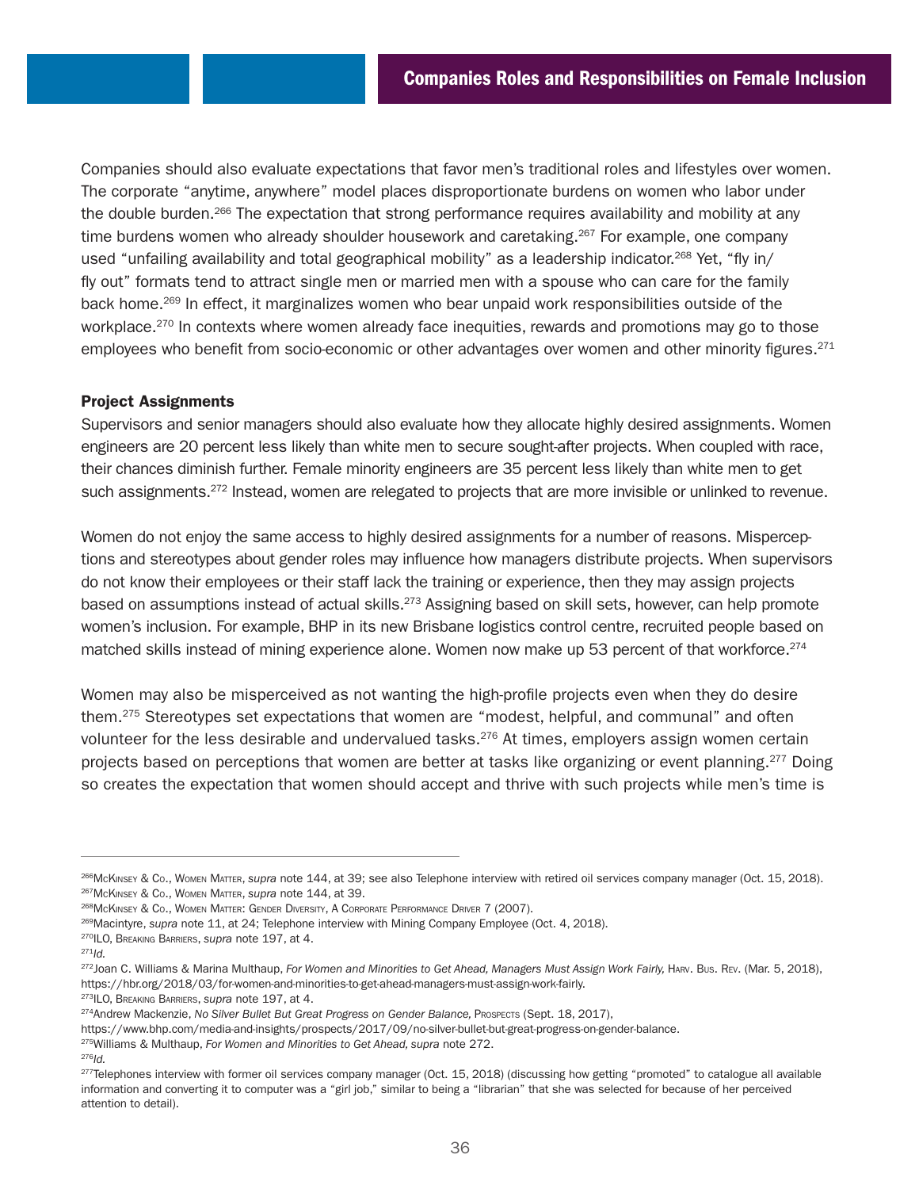Companies should also evaluate expectations that favor men's traditional roles and lifestyles over women. The corporate "anytime, anywhere" model places disproportionate burdens on women who labor under the double burden.[266] The expectation that strong performance requires availability and mobility at any time burdens women who already shoulder housework and caretaking.[267] For example, one company used "unfailing availability and total geographical mobility" as a leadership indicator.[268] Yet, "fly in/fly out" formats tend to attract single men or married men with a spouse who can care for the family back home.[269] In effect, it marginalizes women who bear unpaid work responsibilities outside of the workplace.[270] In contexts where women already face inequities, rewards and promotions may go to those employees who benefit from socio-economic or other advantages over women and other minority figures.[271]

**Project Assignments**

Supervisors and senior managers should also evaluate how they allocate highly desired assignments. Women engineers are 20 percent less likely than white men to secure sought-after projects. When coupled with race, their chances diminish further. Female minority engineers are 35 percent less likely than white men to get such assignments.[272] Instead, women are relegated to projects that are more invisible or unlinked to revenue.

Women do not enjoy the same access to highly desired assignments for a number of reasons. Misperceptions and stereotypes about gender roles may influence how managers distribute projects. When supervisors do not know their employees or their staff lack the training or experience, then they may assign projects based on assumptions instead of actual skills.[273] Assigning based on skill sets, however, can help promote women's inclusion. For example, BHP in its new Brisbane logistics control centre, recruited people based on matched skills instead of mining experience alone. Women now make up 53 percent of that workforce.[274]

Women may also be misperceived as not wanting the high-profile projects even when they do desire them.[275] Stereotypes set expectations that women are "modest, helpful, and communal" and often volunteer for the less desirable and undervalued tasks.[276] At times, employers assign women certain projects based on perceptions that women are better at tasks like organizing or event planning.[277] Doing so creates the expectation that women should accept and thrive with such projects while men's time is

---

[266] McKinsey & Co., Women Matter, *supra* note 144, at 39; see also Telephone interview with retired oil services company manager (Oct. 15, 2018).
[267] McKinsey & Co., Women Matter, *supra* note 144, at 39.
[268] McKinsey & Co., Women Matter: Gender Diversity, A Corporate Performance Driver 7 (2007).
[269] Macintyre, *supra* note 11, at 24; Telephone interview with Mining Company Employee (Oct. 4, 2018).
[270] ILO, Breaking Barriers, *supra* note 197, at 4.
[271] *Id.*
[272] Joan C. Williams & Marina Multhaup, *For Women and Minorities to Get Ahead, Managers Must Assign Work Fairly,* Harv. Bus. Rev. (Mar. 5, 2018), https://hbr.org/2018/03/for-women-and-minorities-to-get-ahead-managers-must-assign-work-fairly.
[273] ILO, Breaking Barriers, *supra* note 197, at 4.
[274] Andrew Mackenzie, *No Silver Bullet But Great Progress on Gender Balance,* Prospects (Sept. 18, 2017), https://www.bhp.com/media-and-insights/prospects/2017/09/no-silver-bullet-but-great-progress-on-gender-balance.
[275] Williams & Multhaup, *For Women and Minorities to Get Ahead, supra* note 272.
[276] *Id.*
[277] Telephones interview with former oil services company manager (Oct. 15, 2018) (discussing how getting "promoted" to catalogue all available information and converting it to computer was a "girl job," similar to being a "librarian" that she was selected for because of her perceived attention to detail).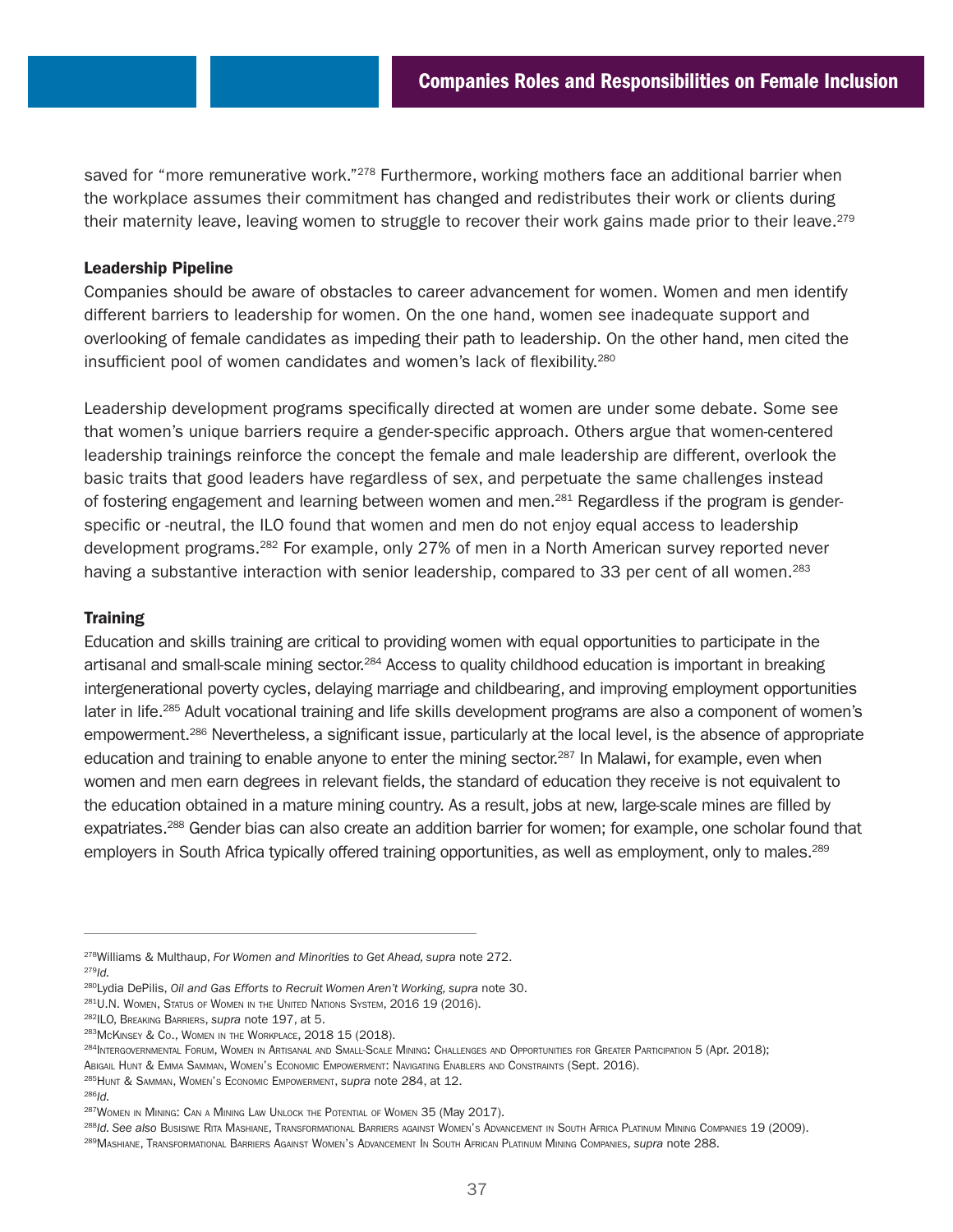saved for "more remunerative work."[278] Furthermore, working mothers face an additional barrier when the workplace assumes their commitment has changed and redistributes their work or clients during their maternity leave, leaving women to struggle to recover their work gains made prior to their leave.[279]

### Leadership Pipeline

Companies should be aware of obstacles to career advancement for women. Women and men identify different barriers to leadership for women. On the one hand, women see inadequate support and overlooking of female candidates as impeding their path to leadership. On the other hand, men cited the insufficient pool of women candidates and women's lack of flexibility.[280]

Leadership development programs specifically directed at women are under some debate. Some see that women's unique barriers require a gender-specific approach. Others argue that women-centered leadership trainings reinforce the concept the female and male leadership are different, overlook the basic traits that good leaders have regardless of sex, and perpetuate the same challenges instead of fostering engagement and learning between women and men.[281] Regardless if the program is gender-specific or -neutral, the ILO found that women and men do not enjoy equal access to leadership development programs.[282] For example, only 27% of men in a North American survey reported never having a substantive interaction with senior leadership, compared to 33 per cent of all women.[283]

### Training

Education and skills training are critical to providing women with equal opportunities to participate in the artisanal and small-scale mining sector.[284] Access to quality childhood education is important in breaking intergenerational poverty cycles, delaying marriage and childbearing, and improving employment opportunities later in life.[285] Adult vocational training and life skills development programs are also a component of women's empowerment.[286] Nevertheless, a significant issue, particularly at the local level, is the absence of appropriate education and training to enable anyone to enter the mining sector.[287] In Malawi, for example, even when women and men earn degrees in relevant fields, the standard of education they receive is not equivalent to the education obtained in a mature mining country. As a result, jobs at new, large-scale mines are filled by expatriates.[288] Gender bias can also create an addition barrier for women; for example, one scholar found that employers in South Africa typically offered training opportunities, as well as employment, only to males.[289]

---

[278] Williams & Multhaup, *For Women and Minorities to Get Ahead, supra* note 272.
[279] *Id.*
[280] Lydia DePilis, *Oil and Gas Efforts to Recruit Women Aren't Working, supra* note 30.
[281] U.N. Women, Status of Women in the United Nations System, 2016 19 (2016).
[282] ILO, Breaking Barriers, *supra* note 197, at 5.
[283] McKinsey & Co., Women in the Workplace, 2018 15 (2018).
[284] Intergovernmental Forum, Women in Artisanal and Small-Scale Mining: Challenges and Opportunities for Greater Participation 5 (Apr. 2018); Abigail Hunt & Emma Samman, Women's Economic Empowerment: Navigating Enablers and Constraints (Sept. 2016).
[285] Hunt & Samman, Women's Economic Empowerment, *supra* note 284, at 12.
[286] *Id.*
[287] Women in Mining: Can a Mining Law Unlock the Potential of Women 35 (May 2017).
[288] *Id. See also* Busisiwe Rita Mashiane, Transformational Barriers against Women's Advancement in South Africa Platinum Mining Companies 19 (2009).
[289] Mashiane, Transformational Barriers Against Women's Advancement In South African Platinum Mining Companies, *supra* note 288.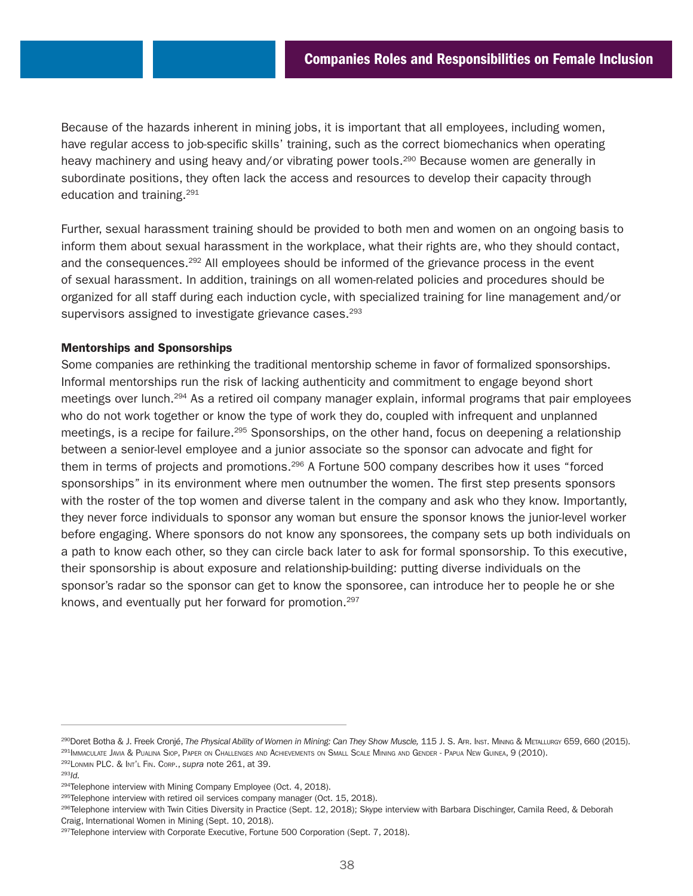Because of the hazards inherent in mining jobs, it is important that all employees, including women, have regular access to job-specific skills' training, such as the correct biomechanics when operating heavy machinery and using heavy and/or vibrating power tools.[290] Because women are generally in subordinate positions, they often lack the access and resources to develop their capacity through education and training.[291]

Further, sexual harassment training should be provided to both men and women on an ongoing basis to inform them about sexual harassment in the workplace, what their rights are, who they should contact, and the consequences.[292] All employees should be informed of the grievance process in the event of sexual harassment. In addition, trainings on all women-related policies and procedures should be organized for all staff during each induction cycle, with specialized training for line management and/or supervisors assigned to investigate grievance cases.[293]

### Mentorships and Sponsorships

Some companies are rethinking the traditional mentorship scheme in favor of formalized sponsorships. Informal mentorships run the risk of lacking authenticity and commitment to engage beyond short meetings over lunch.[294] As a retired oil company manager explain, informal programs that pair employees who do not work together or know the type of work they do, coupled with infrequent and unplanned meetings, is a recipe for failure.[295] Sponsorships, on the other hand, focus on deepening a relationship between a senior-level employee and a junior associate so the sponsor can advocate and fight for them in terms of projects and promotions.[296] A Fortune 500 company describes how it uses "forced sponsorships" in its environment where men outnumber the women. The first step presents sponsors with the roster of the top women and diverse talent in the company and ask who they know. Importantly, they never force individuals to sponsor any woman but ensure the sponsor knows the junior-level worker before engaging. Where sponsors do not know any sponsorees, the company sets up both individuals on a path to know each other, so they can circle back later to ask for formal sponsorship. To this executive, their sponsorship is about exposure and relationship-building: putting diverse individuals on the sponsor's radar so the sponsor can get to know the sponsoree, can introduce her to people he or she knows, and eventually put her forward for promotion.[297]

---

[290] Doret Botha & J. Freek Cronjé, *The Physical Ability of Women in Mining: Can They Show Muscle,* 115 J. S. Afr. Inst. Mining & Metallurgy 659, 660 (2015).

[291] Immaculate Javia & Pualina Siop, Paper on Challenges and Achievements on Small Scale Mining and Gender - Papua New Guinea, 9 (2010).

[292] Lonmin PLC. & Int'l Fin. Corp., *supra* note 261, at 39.

[293] *Id.*

[294] Telephone interview with Mining Company Employee (Oct. 4, 2018).

[295] Telephone interview with retired oil services company manager (Oct. 15, 2018).

[296] Telephone interview with Twin Cities Diversity in Practice (Sept. 12, 2018); Skype interview with Barbara Dischinger, Camila Reed, & Deborah Craig, International Women in Mining (Sept. 10, 2018).

[297] Telephone interview with Corporate Executive, Fortune 500 Corporation (Sept. 7, 2018).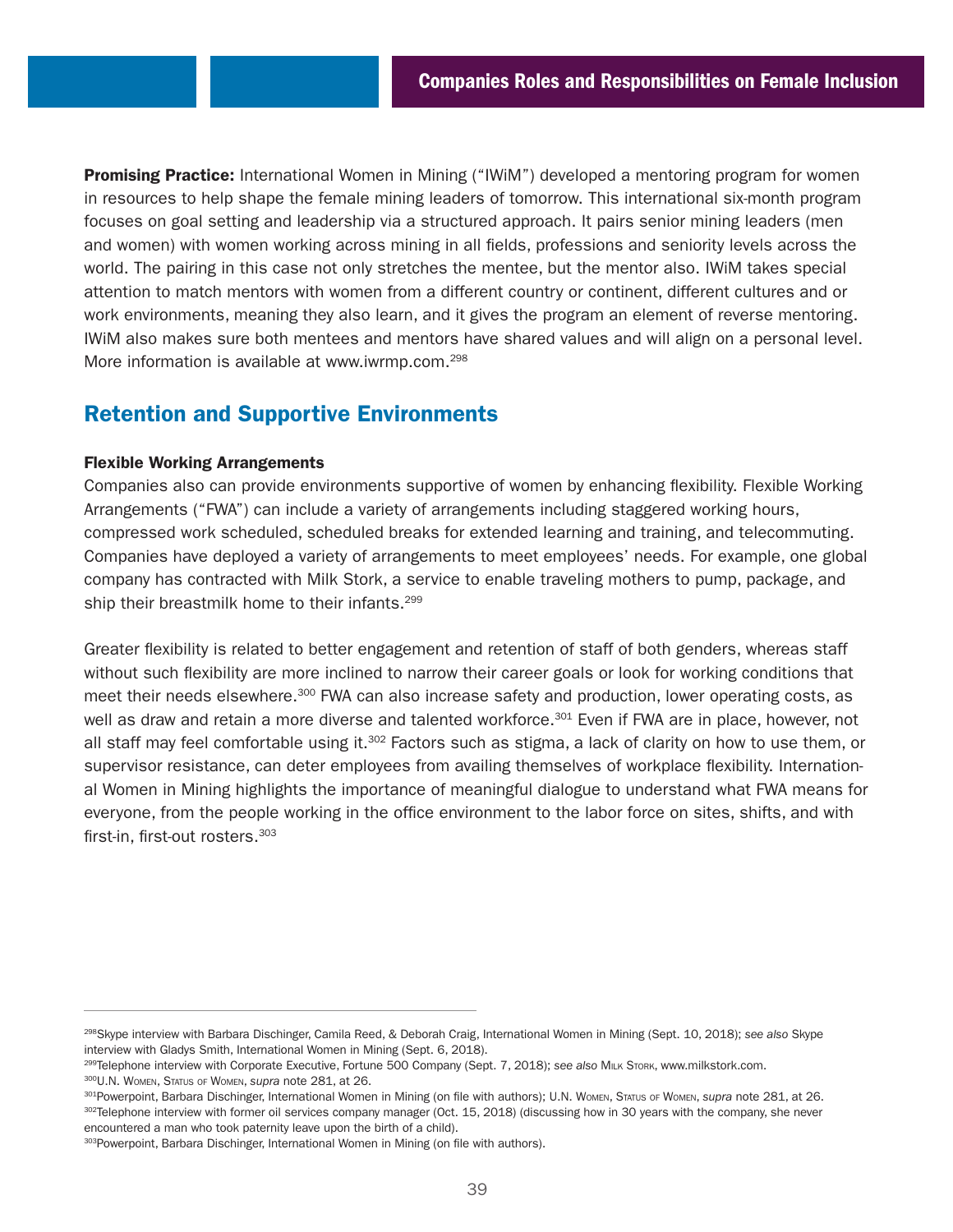**Promising Practice:** International Women in Mining ("IWiM") developed a mentoring program for women in resources to help shape the female mining leaders of tomorrow. This international six-month program focuses on goal setting and leadership via a structured approach. It pairs senior mining leaders (men and women) with women working across mining in all fields, professions and seniority levels across the world. The pairing in this case not only stretches the mentee, but the mentor also. IWiM takes special attention to match mentors with women from a different country or continent, different cultures and or work environments, meaning they also learn, and it gives the program an element of reverse mentoring. IWiM also makes sure both mentees and mentors have shared values and will align on a personal level. More information is available at www.iwrmp.com.[298]

## Retention and Supportive Environments

#### Flexible Working Arrangements

Companies also can provide environments supportive of women by enhancing flexibility. Flexible Working Arrangements ("FWA") can include a variety of arrangements including staggered working hours, compressed work scheduled, scheduled breaks for extended learning and training, and telecommuting. Companies have deployed a variety of arrangements to meet employees' needs. For example, one global company has contracted with Milk Stork, a service to enable traveling mothers to pump, package, and ship their breastmilk home to their infants.[299]

Greater flexibility is related to better engagement and retention of staff of both genders, whereas staff without such flexibility are more inclined to narrow their career goals or look for working conditions that meet their needs elsewhere.[300] FWA can also increase safety and production, lower operating costs, as well as draw and retain a more diverse and talented workforce.[301] Even if FWA are in place, however, not all staff may feel comfortable using it.[302] Factors such as stigma, a lack of clarity on how to use them, or supervisor resistance, can deter employees from availing themselves of workplace flexibility. International Women in Mining highlights the importance of meaningful dialogue to understand what FWA means for everyone, from the people working in the office environment to the labor force on sites, shifts, and with first-in, first-out rosters.[303]

---

[298] Skype interview with Barbara Dischinger, Camila Reed, & Deborah Craig, International Women in Mining (Sept. 10, 2018); *see also* Skype interview with Gladys Smith, International Women in Mining (Sept. 6, 2018).

[299] Telephone interview with Corporate Executive, Fortune 500 Company (Sept. 7, 2018); *see also* Milk Stork, www.milkstork.com.

[300] U.N. Women, Status of Women, *supra* note 281, at 26.

[301] Powerpoint, Barbara Dischinger, International Women in Mining (on file with authors); U.N. Women, Status of Women, *supra* note 281, at 26.

[302] Telephone interview with former oil services company manager (Oct. 15, 2018) (discussing how in 30 years with the company, she never encountered a man who took paternity leave upon the birth of a child).

[303] Powerpoint, Barbara Dischinger, International Women in Mining (on file with authors).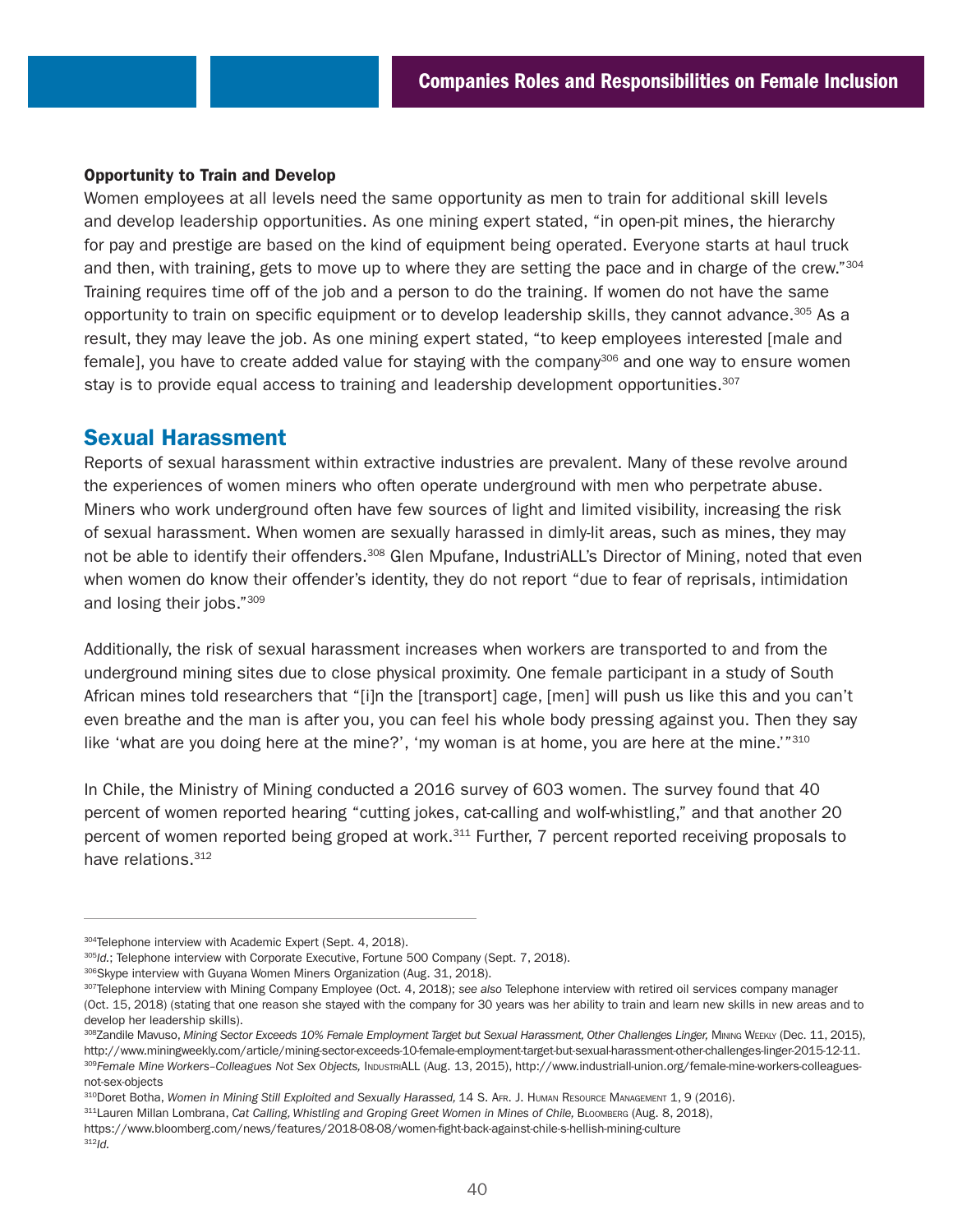### Opportunity to Train and Develop

Women employees at all levels need the same opportunity as men to train for additional skill levels and develop leadership opportunities. As one mining expert stated, "in open-pit mines, the hierarchy for pay and prestige are based on the kind of equipment being operated. Everyone starts at haul truck and then, with training, gets to move up to where they are setting the pace and in charge of the crew."[304] Training requires time off of the job and a person to do the training. If women do not have the same opportunity to train on specific equipment or to develop leadership skills, they cannot advance.[305] As a result, they may leave the job. As one mining expert stated, "to keep employees interested [male and female], you have to create added value for staying with the company[306] and one way to ensure women stay is to provide equal access to training and leadership development opportunities.[307]

## Sexual Harassment

Reports of sexual harassment within extractive industries are prevalent. Many of these revolve around the experiences of women miners who often operate underground with men who perpetrate abuse. Miners who work underground often have few sources of light and limited visibility, increasing the risk of sexual harassment. When women are sexually harassed in dimly-lit areas, such as mines, they may not be able to identify their offenders.[308] Glen Mpufane, IndustriALL's Director of Mining, noted that even when women do know their offender's identity, they do not report "due to fear of reprisals, intimidation and losing their jobs."[309]

Additionally, the risk of sexual harassment increases when workers are transported to and from the underground mining sites due to close physical proximity. One female participant in a study of South African mines told researchers that "[i]n the [transport] cage, [men] will push us like this and you can't even breathe and the man is after you, you can feel his whole body pressing against you. Then they say like 'what are you doing here at the mine?', 'my woman is at home, you are here at the mine.'"[310]

In Chile, the Ministry of Mining conducted a 2016 survey of 603 women. The survey found that 40 percent of women reported hearing "cutting jokes, cat-calling and wolf-whistling," and that another 20 percent of women reported being groped at work.[311] Further, 7 percent reported receiving proposals to have relations.[312]

---

[304] Telephone interview with Academic Expert (Sept. 4, 2018).

[305] *Id.*; Telephone interview with Corporate Executive, Fortune 500 Company (Sept. 7, 2018).

[306] Skype interview with Guyana Women Miners Organization (Aug. 31, 2018).

[307] Telephone interview with Mining Company Employee (Oct. 4, 2018); *see also* Telephone interview with retired oil services company manager (Oct. 15, 2018) (stating that one reason she stayed with the company for 30 years was her ability to train and learn new skills in new areas and to develop her leadership skills).

[308] Zandile Mavuso, *Mining Sector Exceeds 10% Female Employment Target but Sexual Harassment, Other Challenges Linger,* Mining Weekly (Dec. 11, 2015), http://www.miningweekly.com/article/mining-sector-exceeds-10-female-employment-target-but-sexual-harassment-other-challenges-linger-2015-12-11.

[309] *Female Mine Workers–Colleagues Not Sex Objects,* IndustriALL (Aug. 13, 2015), http://www.industriall-union.org/female-mine-workers-colleagues-not-sex-objects

[310] Doret Botha, *Women in Mining Still Exploited and Sexually Harassed,* 14 S. Afr. J. Human Resource Management 1, 9 (2016).

[311] Lauren Millan Lombrana, *Cat Calling, Whistling and Groping Greet Women in Mines of Chile,* Bloomberg (Aug. 8, 2018), https://www.bloomberg.com/news/features/2018-08-08/women-fight-back-against-chile-s-hellish-mining-culture

[312] *Id.*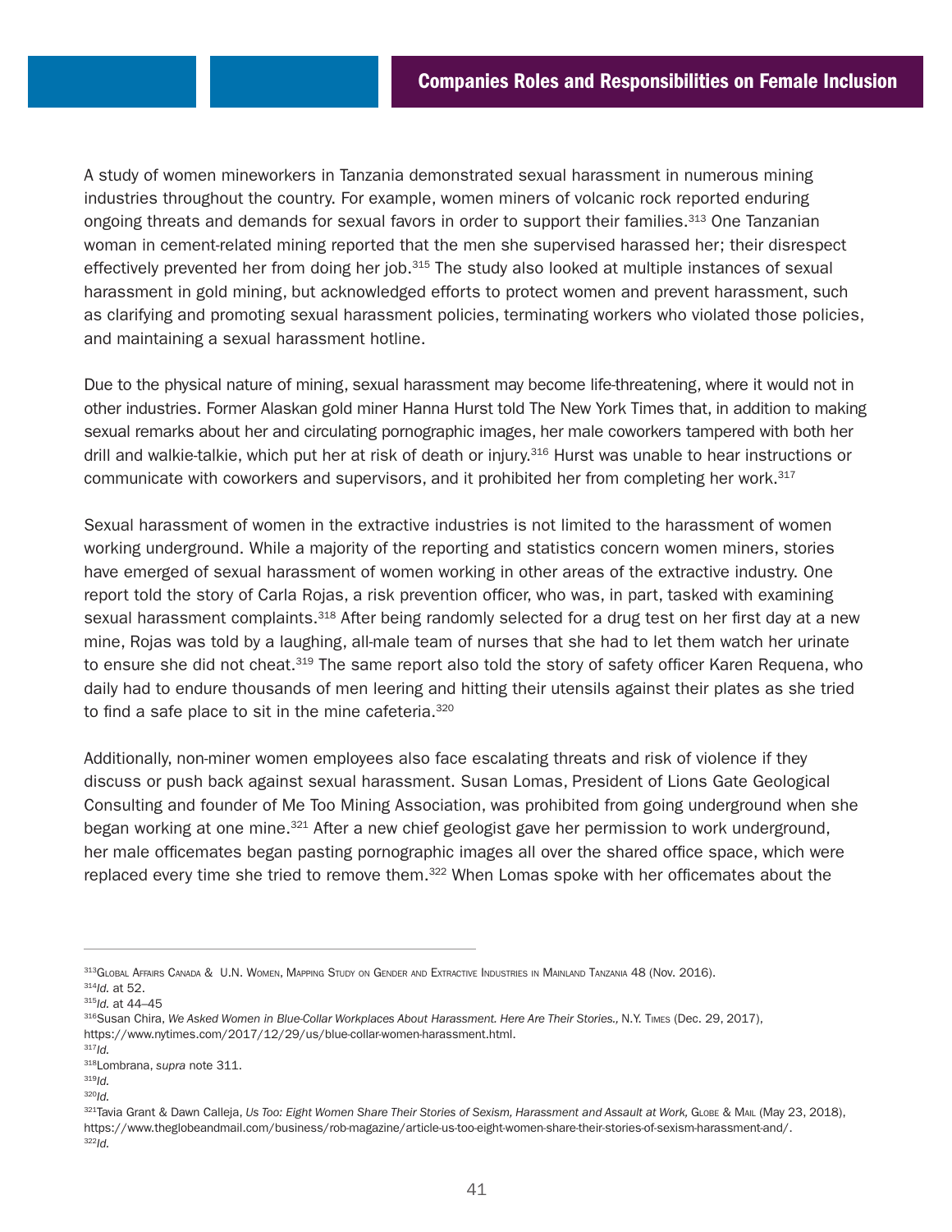A study of women mineworkers in Tanzania demonstrated sexual harassment in numerous mining industries throughout the country. For example, women miners of volcanic rock reported enduring ongoing threats and demands for sexual favors in order to support their families.[313] One Tanzanian woman in cement-related mining reported that the men she supervised harassed her; their disrespect effectively prevented her from doing her job.[315] The study also looked at multiple instances of sexual harassment in gold mining, but acknowledged efforts to protect women and prevent harassment, such as clarifying and promoting sexual harassment policies, terminating workers who violated those policies, and maintaining a sexual harassment hotline.

Due to the physical nature of mining, sexual harassment may become life-threatening, where it would not in other industries. Former Alaskan gold miner Hanna Hurst told The New York Times that, in addition to making sexual remarks about her and circulating pornographic images, her male coworkers tampered with both her drill and walkie-talkie, which put her at risk of death or injury.[316] Hurst was unable to hear instructions or communicate with coworkers and supervisors, and it prohibited her from completing her work.[317]

Sexual harassment of women in the extractive industries is not limited to the harassment of women working underground. While a majority of the reporting and statistics concern women miners, stories have emerged of sexual harassment of women working in other areas of the extractive industry. One report told the story of Carla Rojas, a risk prevention officer, who was, in part, tasked with examining sexual harassment complaints.[318] After being randomly selected for a drug test on her first day at a new mine, Rojas was told by a laughing, all-male team of nurses that she had to let them watch her urinate to ensure she did not cheat.[319] The same report also told the story of safety officer Karen Requena, who daily had to endure thousands of men leering and hitting their utensils against their plates as she tried to find a safe place to sit in the mine cafeteria.[320]

Additionally, non-miner women employees also face escalating threats and risk of violence if they discuss or push back against sexual harassment. Susan Lomas, President of Lions Gate Geological Consulting and founder of Me Too Mining Association, was prohibited from going underground when she began working at one mine.[321] After a new chief geologist gave her permission to work underground, her male officemates began pasting pornographic images all over the shared office space, which were replaced every time she tried to remove them.[322] When Lomas spoke with her officemates about the

---

[313] Global Affairs Canada & U.N. Women, Mapping Study on Gender and Extractive Industries in Mainland Tanzania 48 (Nov. 2016).

[314] *Id.* at 52.

[315] *Id.* at 44–45

[316] Susan Chira, *We Asked Women in Blue-Collar Workplaces About Harassment. Here Are Their Stories.,* N.Y. Times (Dec. 29, 2017), https://www.nytimes.com/2017/12/29/us/blue-collar-women-harassment.html.

[317] *Id.*

[318] Lombrana, *supra* note 311.

[319] *Id.*

[320] *Id.*

[321] Tavia Grant & Dawn Calleja, *Us Too: Eight Women Share Their Stories of Sexism, Harassment and Assault at Work,* Globe & Mail (May 23, 2018), https://www.theglobeandmail.com/business/rob-magazine/article-us-too-eight-women-share-their-stories-of-sexism-harassment-and/.

[322] *Id.*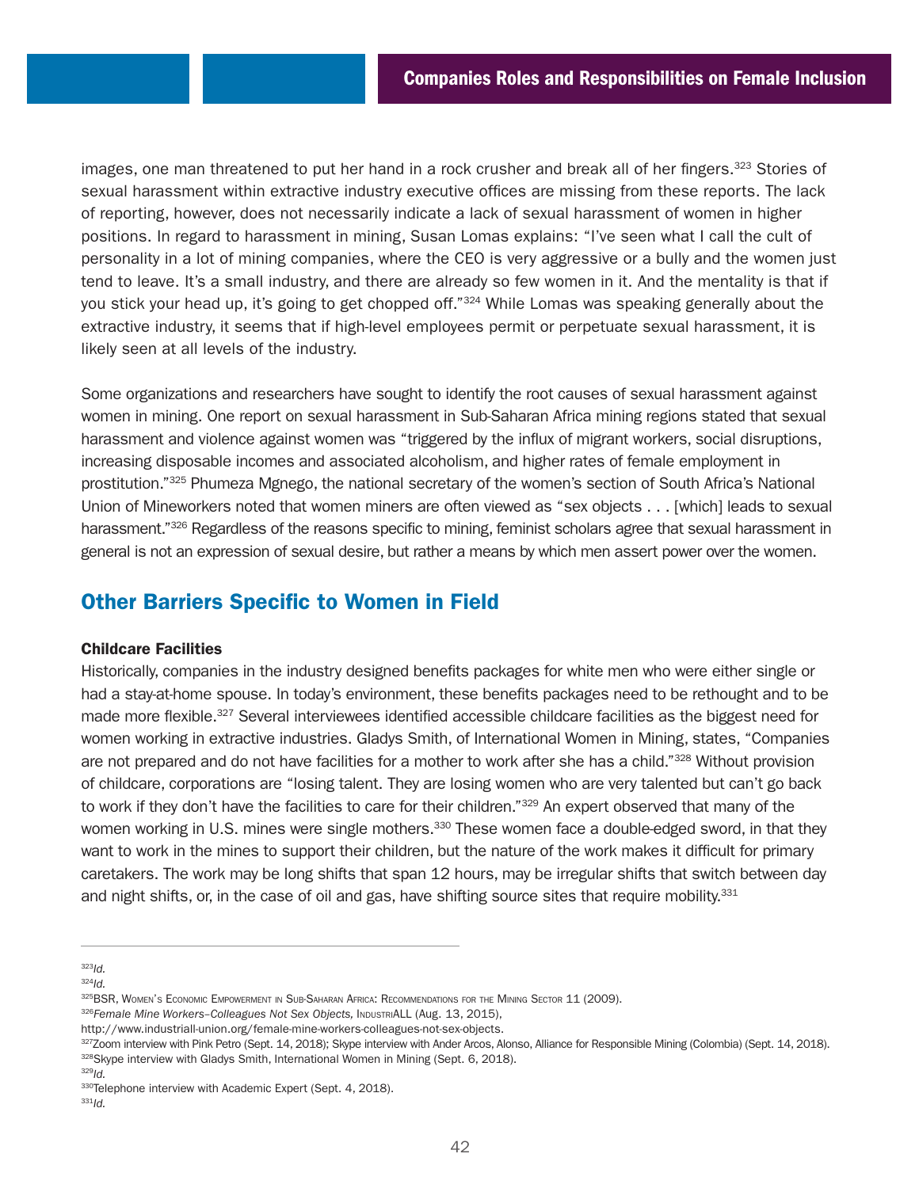images, one man threatened to put her hand in a rock crusher and break all of her fingers.[323] Stories of sexual harassment within extractive industry executive offices are missing from these reports. The lack of reporting, however, does not necessarily indicate a lack of sexual harassment of women in higher positions. In regard to harassment in mining, Susan Lomas explains: "I've seen what I call the cult of personality in a lot of mining companies, where the CEO is very aggressive or a bully and the women just tend to leave. It's a small industry, and there are already so few women in it. And the mentality is that if you stick your head up, it's going to get chopped off."[324] While Lomas was speaking generally about the extractive industry, it seems that if high-level employees permit or perpetuate sexual harassment, it is likely seen at all levels of the industry.

Some organizations and researchers have sought to identify the root causes of sexual harassment against women in mining. One report on sexual harassment in Sub-Saharan Africa mining regions stated that sexual harassment and violence against women was "triggered by the influx of migrant workers, social disruptions, increasing disposable incomes and associated alcoholism, and higher rates of female employment in prostitution."[325] Phumeza Mgnego, the national secretary of the women's section of South Africa's National Union of Mineworkers noted that women miners are often viewed as "sex objects . . . [which] leads to sexual harassment."[326] Regardless of the reasons specific to mining, feminist scholars agree that sexual harassment in general is not an expression of sexual desire, but rather a means by which men assert power over the women.

## Other Barriers Specific to Women in Field

### Childcare Facilities

Historically, companies in the industry designed benefits packages for white men who were either single or had a stay-at-home spouse. In today's environment, these benefits packages need to be rethought and to be made more flexible.[327] Several interviewees identified accessible childcare facilities as the biggest need for women working in extractive industries. Gladys Smith, of International Women in Mining, states, "Companies are not prepared and do not have facilities for a mother to work after she has a child."[328] Without provision of childcare, corporations are "losing talent. They are losing women who are very talented but can't go back to work if they don't have the facilities to care for their children."[329] An expert observed that many of the women working in U.S. mines were single mothers.[330] These women face a double-edged sword, in that they want to work in the mines to support their children, but the nature of the work makes it difficult for primary caretakers. The work may be long shifts that span 12 hours, may be irregular shifts that switch between day and night shifts, or, in the case of oil and gas, have shifting source sites that require mobility.[331]

---

[323] *Id.*
[324] *Id.*
[325] BSR, Women's Economic Empowerment in Sub-Saharan Africa: Recommendations for the Mining Sector 11 (2009).
[326] *Female Mine Workers–Colleagues Not Sex Objects,* IndustriALL (Aug. 13, 2015), http://www.industriall-union.org/female-mine-workers-colleagues-not-sex-objects.
[327] Zoom interview with Pink Petro (Sept. 14, 2018); Skype interview with Ander Arcos, Alonso, Alliance for Responsible Mining (Colombia) (Sept. 14, 2018).
[328] Skype interview with Gladys Smith, International Women in Mining (Sept. 6, 2018).
[329] *Id.*
[330] Telephone interview with Academic Expert (Sept. 4, 2018).
[331] *Id.*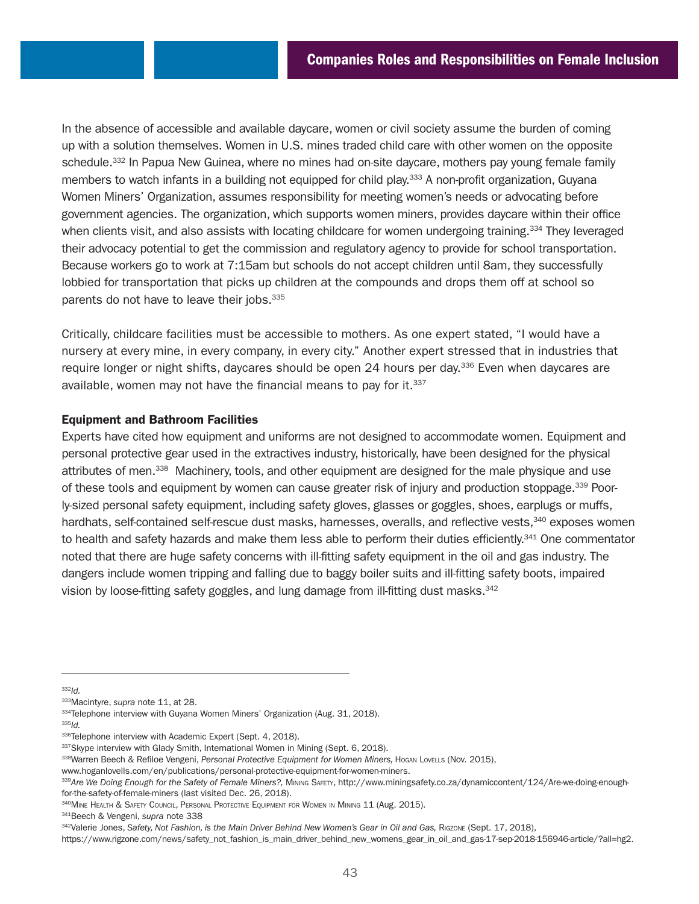In the absence of accessible and available daycare, women or civil society assume the burden of coming up with a solution themselves. Women in U.S. mines traded child care with other women on the opposite schedule.[332] In Papua New Guinea, where no mines had on-site daycare, mothers pay young female family members to watch infants in a building not equipped for child play.[333] A non-profit organization, Guyana Women Miners' Organization, assumes responsibility for meeting women's needs or advocating before government agencies. The organization, which supports women miners, provides daycare within their office when clients visit, and also assists with locating childcare for women undergoing training.[334] They leveraged their advocacy potential to get the commission and regulatory agency to provide for school transportation. Because workers go to work at 7:15am but schools do not accept children until 8am, they successfully lobbied for transportation that picks up children at the compounds and drops them off at school so parents do not have to leave their jobs.[335]

Critically, childcare facilities must be accessible to mothers. As one expert stated, "I would have a nursery at every mine, in every company, in every city." Another expert stressed that in industries that require longer or night shifts, daycares should be open 24 hours per day.[336] Even when daycares are available, women may not have the financial means to pay for it.[337]

**Equipment and Bathroom Facilities**

Experts have cited how equipment and uniforms are not designed to accommodate women. Equipment and personal protective gear used in the extractives industry, historically, have been designed for the physical attributes of men.[338] Machinery, tools, and other equipment are designed for the male physique and use of these tools and equipment by women can cause greater risk of injury and production stoppage.[339] Poorly-sized personal safety equipment, including safety gloves, glasses or goggles, shoes, earplugs or muffs, hardhats, self-contained self-rescue dust masks, harnesses, overalls, and reflective vests,[340] exposes women to health and safety hazards and make them less able to perform their duties efficiently.[341] One commentator noted that there are huge safety concerns with ill-fitting safety equipment in the oil and gas industry. The dangers include women tripping and falling due to baggy boiler suits and ill-fitting safety boots, impaired vision by loose-fitting safety goggles, and lung damage from ill-fitting dust masks.[342]

---

[332] *Id.*

[333] Macintyre, *supra* note 11, at 28.

[334] Telephone interview with Guyana Women Miners' Organization (Aug. 31, 2018).

[335] *Id.*

[336] Telephone interview with Academic Expert (Sept. 4, 2018).

[337] Skype interview with Glady Smith, International Women in Mining (Sept. 6, 2018).

[338] Warren Beech & Refiloe Vengeni, *Personal Protective Equipment for Women Miners,* Hogan Lovells (Nov. 2015), www.hoganlovells.com/en/publications/personal-protective-equipment-for-women-miners.

[339] *Are We Doing Enough for the Safety of Female Miners?,* Mining Safety, http://www.miningsafety.co.za/dynamiccontent/124/Are-we-doing-enough-for-the-safety-of-female-miners (last visited Dec. 26, 2018).

[340] Mine Health & Safety Council, Personal Protective Equipment for Women in Mining 11 (Aug. 2015).

[341] Beech & Vengeni, *supra* note 338

[342] Valerie Jones, *Safety, Not Fashion, is the Main Driver Behind New Women's Gear in Oil and Gas,* Rigzone (Sept. 17, 2018), https://www.rigzone.com/news/safety_not_fashion_is_main_driver_behind_new_womens_gear_in_oil_and_gas-17-sep-2018-156946-article/?all=hg2.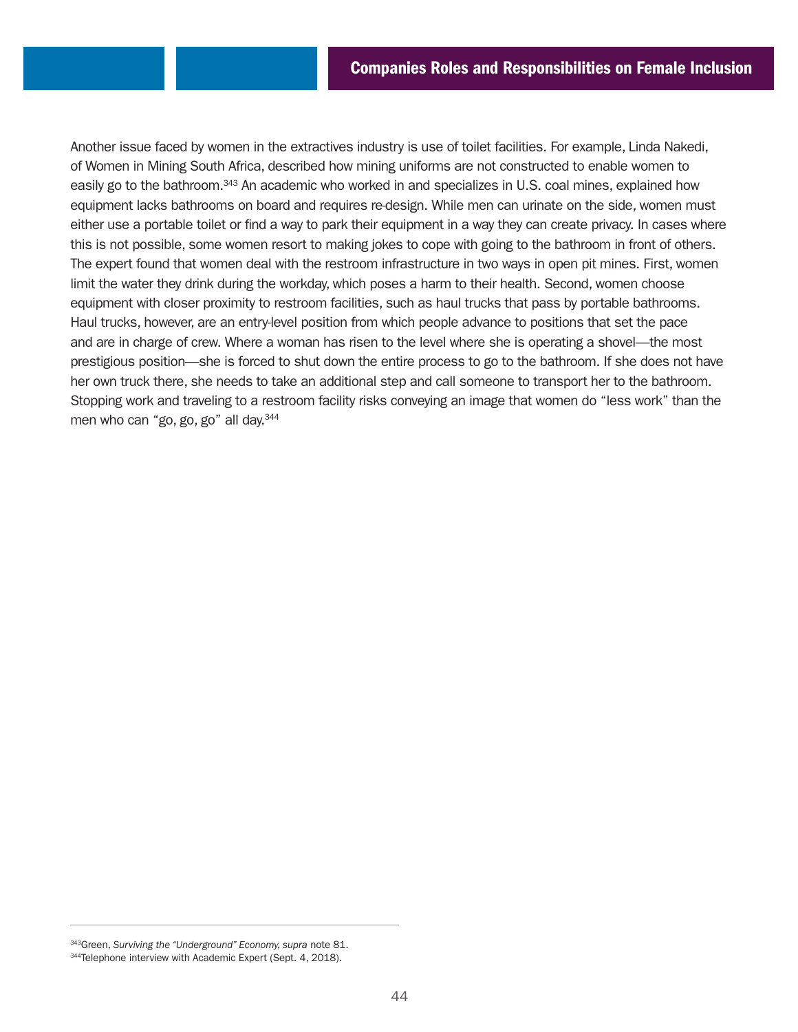Another issue faced by women in the extractives industry is use of toilet facilities. For example, Linda Nakedi, of Women in Mining South Africa, described how mining uniforms are not constructed to enable women to easily go to the bathroom.[343] An academic who worked in and specializes in U.S. coal mines, explained how equipment lacks bathrooms on board and requires re-design. While men can urinate on the side, women must either use a portable toilet or find a way to park their equipment in a way they can create privacy. In cases where this is not possible, some women resort to making jokes to cope with going to the bathroom in front of others. The expert found that women deal with the restroom infrastructure in two ways in open pit mines. First, women limit the water they drink during the workday, which poses a harm to their health. Second, women choose equipment with closer proximity to restroom facilities, such as haul trucks that pass by portable bathrooms. Haul trucks, however, are an entry-level position from which people advance to positions that set the pace and are in charge of crew. Where a woman has risen to the level where she is operating a shovel—the most prestigious position—she is forced to shut down the entire process to go to the bathroom. If she does not have her own truck there, she needs to take an additional step and call someone to transport her to the bathroom. Stopping work and traveling to a restroom facility risks conveying an image that women do "less work" than the men who can "go, go, go" all day.[344]

---

[343] Green, *Surviving the "Underground" Economy, supra* note 81.

[344] Telephone interview with Academic Expert (Sept. 4, 2018).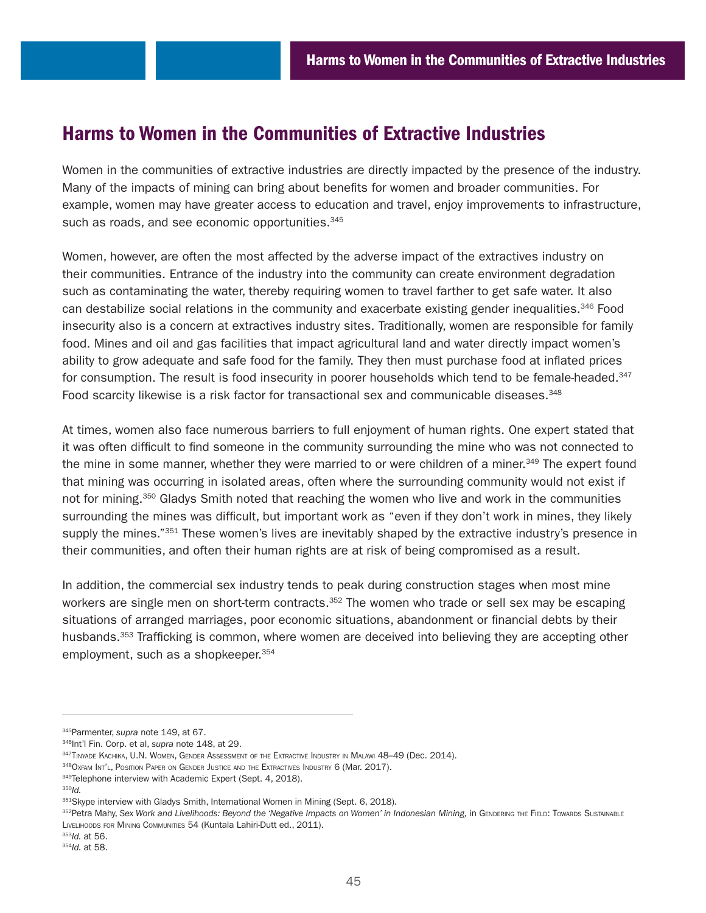## Harms to Women in the Communities of Extractive Industries

Women in the communities of extractive industries are directly impacted by the presence of the industry. Many of the impacts of mining can bring about benefits for women and broader communities. For example, women may have greater access to education and travel, enjoy improvements to infrastructure, such as roads, and see economic opportunities.[345]

Women, however, are often the most affected by the adverse impact of the extractives industry on their communities. Entrance of the industry into the community can create environment degradation such as contaminating the water, thereby requiring women to travel farther to get safe water. It also can destabilize social relations in the community and exacerbate existing gender inequalities.[346] Food insecurity also is a concern at extractives industry sites. Traditionally, women are responsible for family food. Mines and oil and gas facilities that impact agricultural land and water directly impact women's ability to grow adequate and safe food for the family. They then must purchase food at inflated prices for consumption. The result is food insecurity in poorer households which tend to be female-headed.[347] Food scarcity likewise is a risk factor for transactional sex and communicable diseases.[348]

At times, women also face numerous barriers to full enjoyment of human rights. One expert stated that it was often difficult to find someone in the community surrounding the mine who was not connected to the mine in some manner, whether they were married to or were children of a miner.[349] The expert found that mining was occurring in isolated areas, often where the surrounding community would not exist if not for mining.[350] Gladys Smith noted that reaching the women who live and work in the communities surrounding the mines was difficult, but important work as "even if they don't work in mines, they likely supply the mines."[351] These women's lives are inevitably shaped by the extractive industry's presence in their communities, and often their human rights are at risk of being compromised as a result.

In addition, the commercial sex industry tends to peak during construction stages when most mine workers are single men on short-term contracts.[352] The women who trade or sell sex may be escaping situations of arranged marriages, poor economic situations, abandonment or financial debts by their husbands.[353] Trafficking is common, where women are deceived into believing they are accepting other employment, such as a shopkeeper.[354]

---

[345] Parmenter, *supra* note 149, at 67.
[346] Int'l Fin. Corp. et al, *supra* note 148, at 29.
[347] Tinyade Kachika, U.N. Women, Gender Assessment of the Extractive Industry in Malawi 48–49 (Dec. 2014).
[348] Oxfam Int'l, Position Paper on Gender Justice and the Extractives Industry 6 (Mar. 2017).
[349] Telephone interview with Academic Expert (Sept. 4, 2018).
[350] *Id.*
[351] Skype interview with Gladys Smith, International Women in Mining (Sept. 6, 2018).
[352] Petra Mahy, *Sex Work and Livelihoods: Beyond the 'Negative Impacts on Women' in Indonesian Mining,* in Gendering the Field: Towards Sustainable Livelihoods for Mining Communities 54 (Kuntala Lahiri-Dutt ed., 2011).
[353] *Id.* at 56.
[354] *Id.* at 58.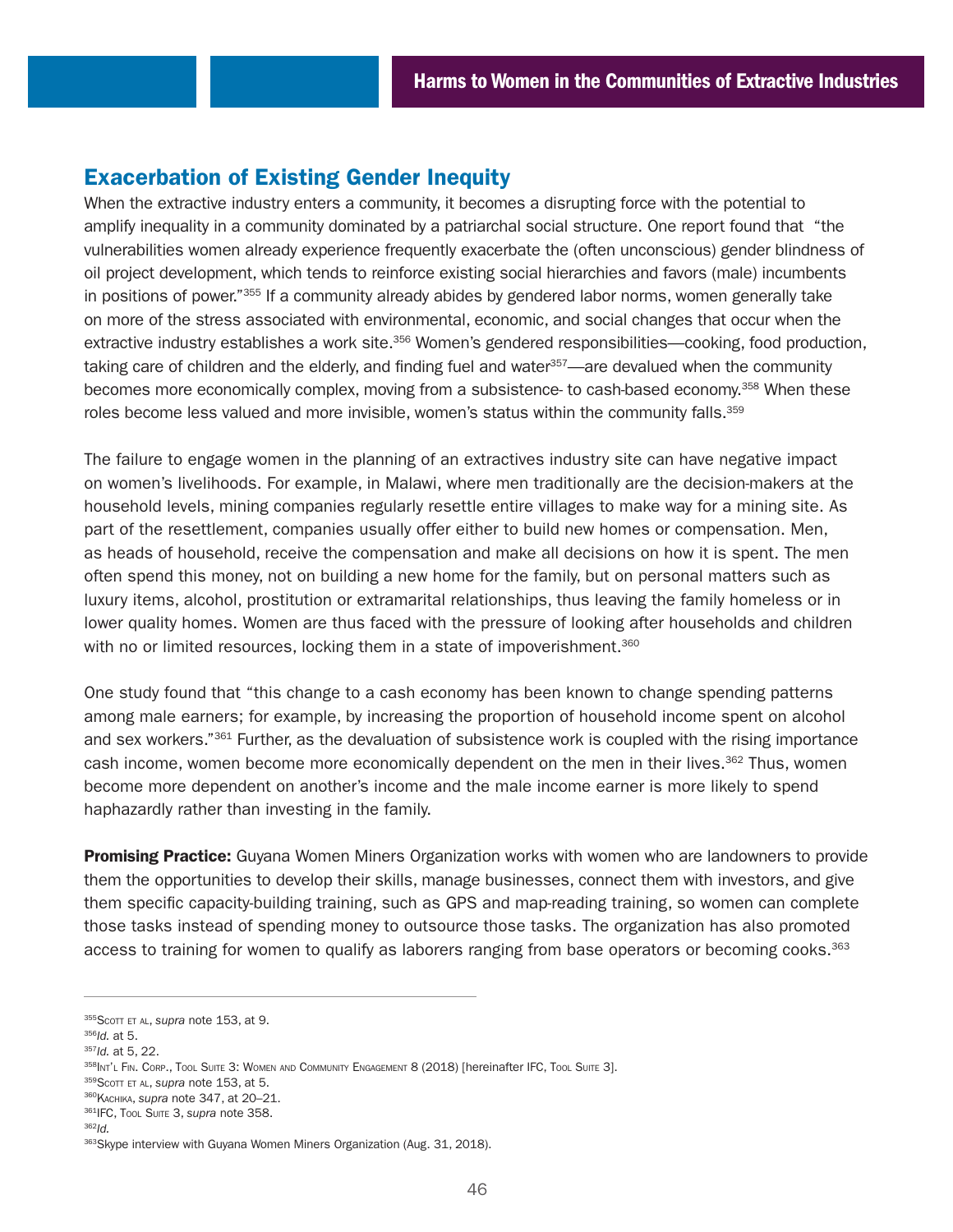## Exacerbation of Existing Gender Inequity

When the extractive industry enters a community, it becomes a disrupting force with the potential to amplify inequality in a community dominated by a patriarchal social structure. One report found that "the vulnerabilities women already experience frequently exacerbate the (often unconscious) gender blindness of oil project development, which tends to reinforce existing social hierarchies and favors (male) incumbents in positions of power."[355] If a community already abides by gendered labor norms, women generally take on more of the stress associated with environmental, economic, and social changes that occur when the extractive industry establishes a work site.[356] Women's gendered responsibilities—cooking, food production, taking care of children and the elderly, and finding fuel and water[357]—are devalued when the community becomes more economically complex, moving from a subsistence- to cash-based economy.[358] When these roles become less valued and more invisible, women's status within the community falls.[359]

The failure to engage women in the planning of an extractives industry site can have negative impact on women's livelihoods. For example, in Malawi, where men traditionally are the decision-makers at the household levels, mining companies regularly resettle entire villages to make way for a mining site. As part of the resettlement, companies usually offer either to build new homes or compensation. Men, as heads of household, receive the compensation and make all decisions on how it is spent. The men often spend this money, not on building a new home for the family, but on personal matters such as luxury items, alcohol, prostitution or extramarital relationships, thus leaving the family homeless or in lower quality homes. Women are thus faced with the pressure of looking after households and children with no or limited resources, locking them in a state of impoverishment.[360]

One study found that "this change to a cash economy has been known to change spending patterns among male earners; for example, by increasing the proportion of household income spent on alcohol and sex workers."[361] Further, as the devaluation of subsistence work is coupled with the rising importance cash income, women become more economically dependent on the men in their lives.[362] Thus, women become more dependent on another's income and the male income earner is more likely to spend haphazardly rather than investing in the family.

**Promising Practice:** Guyana Women Miners Organization works with women who are landowners to provide them the opportunities to develop their skills, manage businesses, connect them with investors, and give them specific capacity-building training, such as GPS and map-reading training, so women can complete those tasks instead of spending money to outsource those tasks. The organization has also promoted access to training for women to qualify as laborers ranging from base operators or becoming cooks.[363]

---

[355] Scott et al, *supra* note 153, at 9.
[356] *Id.* at 5.
[357] *Id.* at 5, 22.
[358] Int'l Fin. Corp., Tool Suite 3: Women and Community Engagement 8 (2018) [hereinafter IFC, Tool Suite 3].
[359] Scott et al, *supra* note 153, at 5.
[360] Kachika, *supra* note 347, at 20–21.
[361] IFC, Tool Suite 3, *supra* note 358.
[362] *Id.*
[363] Skype interview with Guyana Women Miners Organization (Aug. 31, 2018).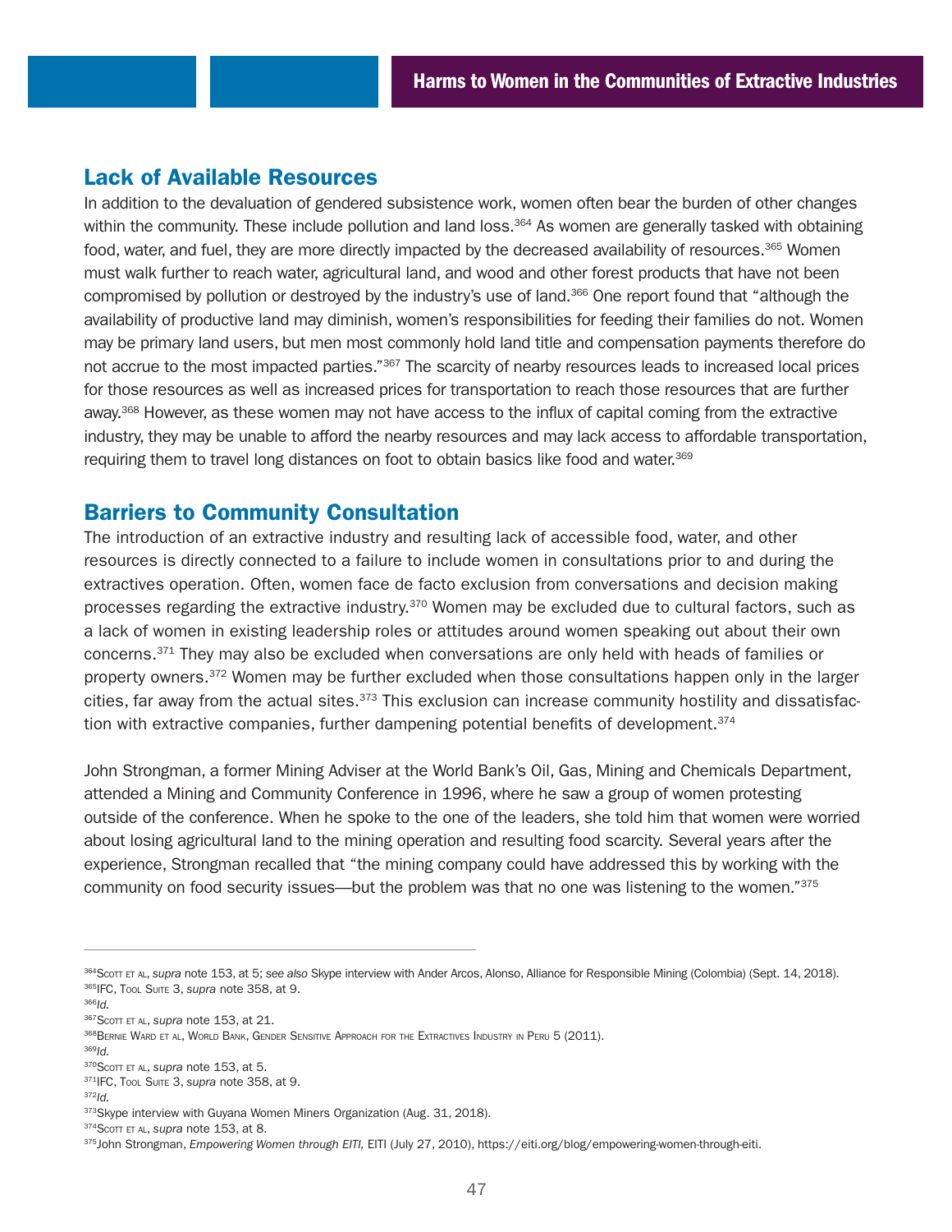## Lack of Available Resources

In addition to the devaluation of gendered subsistence work, women often bear the burden of other changes within the community. These include pollution and land loss.[364] As women are generally tasked with obtaining food, water, and fuel, they are more directly impacted by the decreased availability of resources.[365] Women must walk further to reach water, agricultural land, and wood and other forest products that have not been compromised by pollution or destroyed by the industry's use of land.[366] One report found that "although the availability of productive land may diminish, women's responsibilities for feeding their families do not. Women may be primary land users, but men most commonly hold land title and compensation payments therefore do not accrue to the most impacted parties."[367] The scarcity of nearby resources leads to increased local prices for those resources as well as increased prices for transportation to reach those resources that are further away.[368] However, as these women may not have access to the influx of capital coming from the extractive industry, they may be unable to afford the nearby resources and may lack access to affordable transportation, requiring them to travel long distances on foot to obtain basics like food and water.[369]

## Barriers to Community Consultation

The introduction of an extractive industry and resulting lack of accessible food, water, and other resources is directly connected to a failure to include women in consultations prior to and during the extractives operation. Often, women face de facto exclusion from conversations and decision making processes regarding the extractive industry.[370] Women may be excluded due to cultural factors, such as a lack of women in existing leadership roles or attitudes around women speaking out about their own concerns.[371] They may also be excluded when conversations are only held with heads of families or property owners.[372] Women may be further excluded when those consultations happen only in the larger cities, far away from the actual sites.[373] This exclusion can increase community hostility and dissatisfaction with extractive companies, further dampening potential benefits of development.[374]

John Strongman, a former Mining Adviser at the World Bank's Oil, Gas, Mining and Chemicals Department, attended a Mining and Community Conference in 1996, where he saw a group of women protesting outside of the conference. When he spoke to the one of the leaders, she told him that women were worried about losing agricultural land to the mining operation and resulting food scarcity. Several years after the experience, Strongman recalled that "the mining company could have addressed this by working with the community on food security issues—but the problem was that no one was listening to the women."[375]

---

[364] Scott et al, *supra* note 153, at 5; *see also* Skype interview with Ander Arcos, Alonso, Alliance for Responsible Mining (Colombia) (Sept. 14, 2018).
[365] IFC, Tool Suite 3, *supra* note 358, at 9.
[366] *Id.*
[367] Scott et al, *supra* note 153, at 21.
[368] Bernie Ward et al, World Bank, Gender Sensitive Approach for the Extractives Industry in Peru 5 (2011).
[369] *Id.*
[370] Scott et al, *supra* note 153, at 5.
[371] IFC, Tool Suite 3, *supra* note 358, at 9.
[372] *Id.*
[373] Skype interview with Guyana Women Miners Organization (Aug. 31, 2018).
[374] Scott et al, *supra* note 153, at 8.
[375] John Strongman, *Empowering Women through EITI,* EITI (July 27, 2010), https://eiti.org/blog/empowering-women-through-eiti.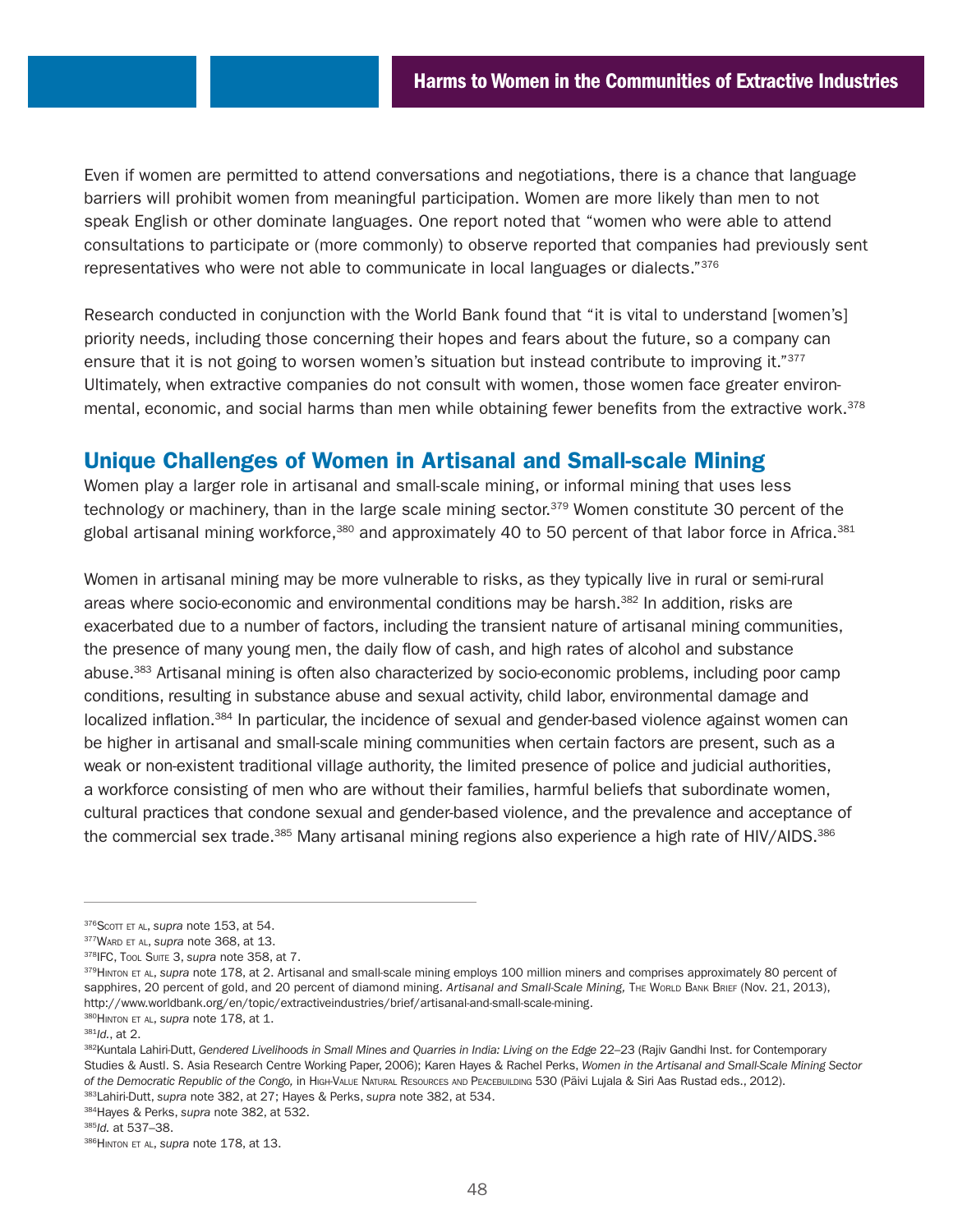Even if women are permitted to attend conversations and negotiations, there is a chance that language barriers will prohibit women from meaningful participation. Women are more likely than men to not speak English or other dominate languages. One report noted that "women who were able to attend consultations to participate or (more commonly) to observe reported that companies had previously sent representatives who were not able to communicate in local languages or dialects."[376]

Research conducted in conjunction with the World Bank found that "it is vital to understand [women's] priority needs, including those concerning their hopes and fears about the future, so a company can ensure that it is not going to worsen women's situation but instead contribute to improving it."[377] Ultimately, when extractive companies do not consult with women, those women face greater environmental, economic, and social harms than men while obtaining fewer benefits from the extractive work.[378]

## Unique Challenges of Women in Artisanal and Small-scale Mining

Women play a larger role in artisanal and small-scale mining, or informal mining that uses less technology or machinery, than in the large scale mining sector.[379] Women constitute 30 percent of the global artisanal mining workforce,[380] and approximately 40 to 50 percent of that labor force in Africa.[381]

Women in artisanal mining may be more vulnerable to risks, as they typically live in rural or semi-rural areas where socio-economic and environmental conditions may be harsh.[382] In addition, risks are exacerbated due to a number of factors, including the transient nature of artisanal mining communities, the presence of many young men, the daily flow of cash, and high rates of alcohol and substance abuse.[383] Artisanal mining is often also characterized by socio-economic problems, including poor camp conditions, resulting in substance abuse and sexual activity, child labor, environmental damage and localized inflation.[384] In particular, the incidence of sexual and gender-based violence against women can be higher in artisanal and small-scale mining communities when certain factors are present, such as a weak or non-existent traditional village authority, the limited presence of police and judicial authorities, a workforce consisting of men who are without their families, harmful beliefs that subordinate women, cultural practices that condone sexual and gender-based violence, and the prevalence and acceptance of the commercial sex trade.[385] Many artisanal mining regions also experience a high rate of HIV/AIDS.[386]

---

[376] Scott et al, *supra* note 153, at 54.

[377] Ward et al, *supra* note 368, at 13.

[378] IFC, Tool Suite 3, *supra* note 358, at 7.

[379] Hinton et al, *supra* note 178, at 2. Artisanal and small-scale mining employs 100 million miners and comprises approximately 80 percent of sapphires, 20 percent of gold, and 20 percent of diamond mining. *Artisanal and Small-Scale Mining,* The World Bank Brief (Nov. 21, 2013), http://www.worldbank.org/en/topic/extractiveindustries/brief/artisanal-and-small-scale-mining.

[380] Hinton et al, *supra* note 178, at 1.

[381] *Id.*, at 2.

[382] Kuntala Lahiri-Dutt, *Gendered Livelihoods in Small Mines and Quarries in India: Living on the Edge* 22–23 (Rajiv Gandhi Inst. for Contemporary Studies & Austl. S. Asia Research Centre Working Paper, 2006); Karen Hayes & Rachel Perks, *Women in the Artisanal and Small-Scale Mining Sector of the Democratic Republic of the Congo,* in High-Value Natural Resources and Peacebuilding 530 (Päivi Lujala & Siri Aas Rustad eds., 2012).

[383] Lahiri-Dutt, *supra* note 382, at 27; Hayes & Perks, *supra* note 382, at 534.

[384] Hayes & Perks, *supra* note 382, at 532.

[385] *Id.* at 537–38.

[386] Hinton et al, *supra* note 178, at 13.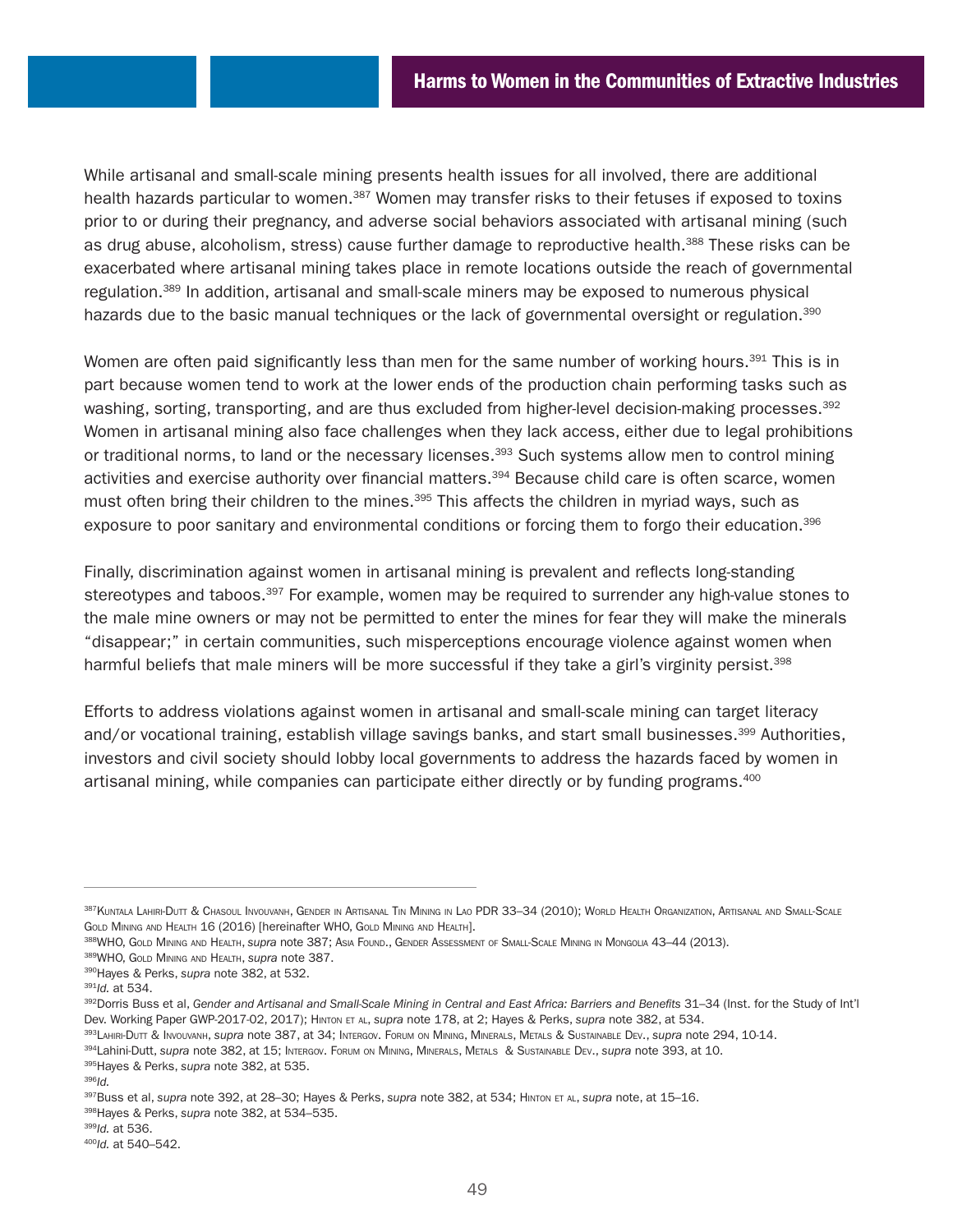While artisanal and small-scale mining presents health issues for all involved, there are additional health hazards particular to women.[387] Women may transfer risks to their fetuses if exposed to toxins prior to or during their pregnancy, and adverse social behaviors associated with artisanal mining (such as drug abuse, alcoholism, stress) cause further damage to reproductive health.[388] These risks can be exacerbated where artisanal mining takes place in remote locations outside the reach of governmental regulation.[389] In addition, artisanal and small-scale miners may be exposed to numerous physical hazards due to the basic manual techniques or the lack of governmental oversight or regulation.[390]

Women are often paid significantly less than men for the same number of working hours.[391] This is in part because women tend to work at the lower ends of the production chain performing tasks such as washing, sorting, transporting, and are thus excluded from higher-level decision-making processes.[392] Women in artisanal mining also face challenges when they lack access, either due to legal prohibitions or traditional norms, to land or the necessary licenses.[393] Such systems allow men to control mining activities and exercise authority over financial matters.[394] Because child care is often scarce, women must often bring their children to the mines.[395] This affects the children in myriad ways, such as exposure to poor sanitary and environmental conditions or forcing them to forgo their education.[396]

Finally, discrimination against women in artisanal mining is prevalent and reflects long-standing stereotypes and taboos.[397] For example, women may be required to surrender any high-value stones to the male mine owners or may not be permitted to enter the mines for fear they will make the minerals "disappear;" in certain communities, such misperceptions encourage violence against women when harmful beliefs that male miners will be more successful if they take a girl's virginity persist.[398]

Efforts to address violations against women in artisanal and small-scale mining can target literacy and/or vocational training, establish village savings banks, and start small businesses.[399] Authorities, investors and civil society should lobby local governments to address the hazards faced by women in artisanal mining, while companies can participate either directly or by funding programs.[400]

---

[387] Kuntala Lahiri-Dutt & Chasoul Invouvanh, Gender in Artisanal Tin Mining in Lao PDR 33–34 (2010); World Health Organization, Artisanal and Small-Scale Gold Mining and Health 16 (2016) [hereinafter WHO, Gold Mining and Health].

[388] WHO, Gold Mining and Health, *supra* note 387; Asia Found., Gender Assessment of Small-Scale Mining in Mongolia 43–44 (2013).

[389] WHO, Gold Mining and Health, *supra* note 387.

[390] Hayes & Perks, *supra* note 382, at 532.

[391] *Id.* at 534.

[392] Dorris Buss et al, *Gender and Artisanal and Small-Scale Mining in Central and East Africa: Barriers and Benefits* 31–34 (Inst. for the Study of Int'l Dev. Working Paper GWP-2017-02, 2017); Hinton et al, *supra* note 178, at 2; Hayes & Perks, *supra* note 382, at 534.

[393] Lahiri-Dutt & Invouvanh, *supra* note 387, at 34; Intergov. Forum on Mining, Minerals, Metals & Sustainable Dev., *supra* note 294, 10-14.

[394] Lahini-Dutt, *supra* note 382, at 15; Intergov. Forum on Mining, Minerals, Metals & Sustainable Dev., *supra* note 393, at 10.

[395] Hayes & Perks, *supra* note 382, at 535.

[396] *Id.*

[397] Buss et al, *supra* note 392, at 28–30; Hayes & Perks, *supra* note 382, at 534; Hinton et al, *supra* note, at 15–16.

[398] Hayes & Perks, *supra* note 382, at 534–535.

[399] *Id.* at 536.

[400] *Id.* at 540–542.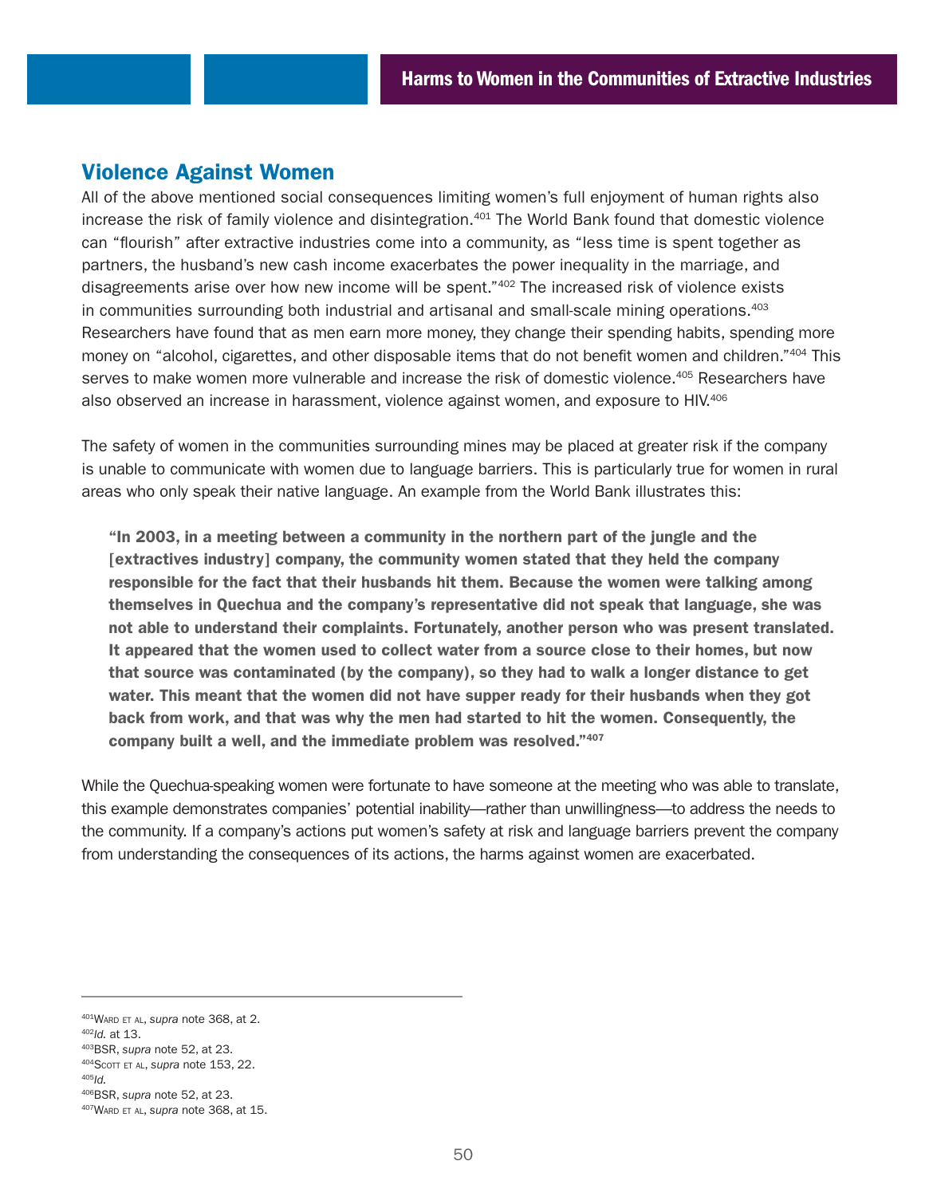## Violence Against Women

All of the above mentioned social consequences limiting women's full enjoyment of human rights also increase the risk of family violence and disintegration.[401] The World Bank found that domestic violence can "flourish" after extractive industries come into a community, as "less time is spent together as partners, the husband's new cash income exacerbates the power inequality in the marriage, and disagreements arise over how new income will be spent."[402] The increased risk of violence exists in communities surrounding both industrial and artisanal and small-scale mining operations.[403] Researchers have found that as men earn more money, they change their spending habits, spending more money on "alcohol, cigarettes, and other disposable items that do not benefit women and children."[404] This serves to make women more vulnerable and increase the risk of domestic violence.[405] Researchers have also observed an increase in harassment, violence against women, and exposure to HIV.[406]

The safety of women in the communities surrounding mines may be placed at greater risk if the company is unable to communicate with women due to language barriers. This is particularly true for women in rural areas who only speak their native language. An example from the World Bank illustrates this:

> **"In 2003, in a meeting between a community in the northern part of the jungle and the [extractives industry] company, the community women stated that they held the company responsible for the fact that their husbands hit them. Because the women were talking among themselves in Quechua and the company's representative did not speak that language, she was not able to understand their complaints. Fortunately, another person who was present translated. It appeared that the women used to collect water from a source close to their homes, but now that source was contaminated (by the company), so they had to walk a longer distance to get water. This meant that the women did not have supper ready for their husbands when they got back from work, and that was why the men had started to hit the women. Consequently, the company built a well, and the immediate problem was resolved."[407]**

While the Quechua-speaking women were fortunate to have someone at the meeting who was able to translate, this example demonstrates companies' potential inability—rather than unwillingness—to address the needs to the community. If a company's actions put women's safety at risk and language barriers prevent the company from understanding the consequences of its actions, the harms against women are exacerbated.

---

[401] Ward et al, *supra* note 368, at 2.
[402] *Id.* at 13.
[403] BSR, *supra* note 52, at 23.
[404] Scott et al, *supra* note 153, 22.
[405] *Id.*
[406] BSR, *supra* note 52, at 23.
[407] Ward et al, *supra* note 368, at 15.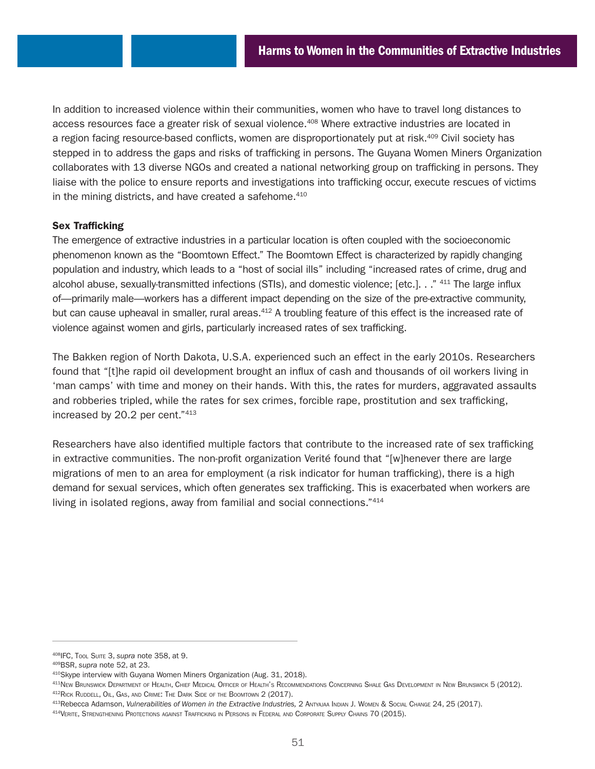In addition to increased violence within their communities, women who have to travel long distances to access resources face a greater risk of sexual violence.[408] Where extractive industries are located in a region facing resource-based conflicts, women are disproportionately put at risk.[409] Civil society has stepped in to address the gaps and risks of trafficking in persons. The Guyana Women Miners Organization collaborates with 13 diverse NGOs and created a national networking group on trafficking in persons. They liaise with the police to ensure reports and investigations into trafficking occur, execute rescues of victims in the mining districts, and have created a safehome.[410]

### Sex Trafficking

The emergence of extractive industries in a particular location is often coupled with the socioeconomic phenomenon known as the "Boomtown Effect." The Boomtown Effect is characterized by rapidly changing population and industry, which leads to a "host of social ills" including "increased rates of crime, drug and alcohol abuse, sexually-transmitted infections (STIs), and domestic violence; [etc.]. . ." [411] The large influx of—primarily male—workers has a different impact depending on the size of the pre-extractive community, but can cause upheaval in smaller, rural areas.[412] A troubling feature of this effect is the increased rate of violence against women and girls, particularly increased rates of sex trafficking.

The Bakken region of North Dakota, U.S.A. experienced such an effect in the early 2010s. Researchers found that "[t]he rapid oil development brought an influx of cash and thousands of oil workers living in 'man camps' with time and money on their hands. With this, the rates for murders, aggravated assaults and robberies tripled, while the rates for sex crimes, forcible rape, prostitution and sex trafficking, increased by 20.2 per cent."[413]

Researchers have also identified multiple factors that contribute to the increased rate of sex trafficking in extractive communities. The non-profit organization Verité found that "[w]henever there are large migrations of men to an area for employment (a risk indicator for human trafficking), there is a high demand for sexual services, which often generates sex trafficking. This is exacerbated when workers are living in isolated regions, away from familial and social connections."[414]

---

[408] IFC, Tool Suite 3, *supra* note 358, at 9.
[409] BSR, *supra* note 52, at 23.
[410] Skype interview with Guyana Women Miners Organization (Aug. 31, 2018).
[411] New Brunswick Department of Health, Chief Medical Officer of Health's Recommendations Concerning Shale Gas Development in New Brunswick 5 (2012).
[412] Rick Ruddell, Oil, Gas, and Crime: The Dark Side of the Boomtown 2 (2017).
[413] Rebecca Adamson, *Vulnerabilities of Women in the Extractive Industries,* 2 Antyajaa Indian J. Women & Social Change 24, 25 (2017).
[414] Verite, Strengthening Protections against Trafficking in Persons in Federal and Corporate Supply Chains 70 (2015).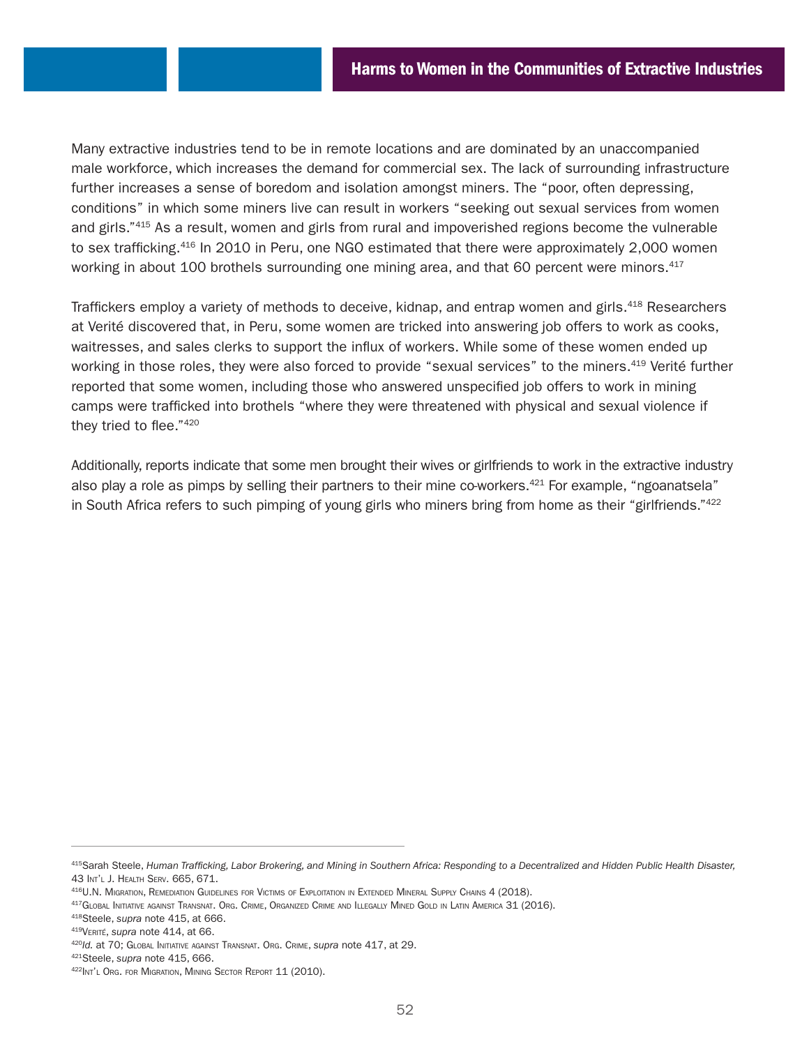Many extractive industries tend to be in remote locations and are dominated by an unaccompanied male workforce, which increases the demand for commercial sex. The lack of surrounding infrastructure further increases a sense of boredom and isolation amongst miners. The "poor, often depressing, conditions" in which some miners live can result in workers "seeking out sexual services from women and girls."[415] As a result, women and girls from rural and impoverished regions become the vulnerable to sex trafficking.[416] In 2010 in Peru, one NGO estimated that there were approximately 2,000 women working in about 100 brothels surrounding one mining area, and that 60 percent were minors.[417]

Traffickers employ a variety of methods to deceive, kidnap, and entrap women and girls.[418] Researchers at Verité discovered that, in Peru, some women are tricked into answering job offers to work as cooks, waitresses, and sales clerks to support the influx of workers. While some of these women ended up working in those roles, they were also forced to provide "sexual services" to the miners.[419] Verité further reported that some women, including those who answered unspecified job offers to work in mining camps were trafficked into brothels "where they were threatened with physical and sexual violence if they tried to flee."[420]

Additionally, reports indicate that some men brought their wives or girlfriends to work in the extractive industry also play a role as pimps by selling their partners to their mine co-workers.[421] For example, "ngoanatsela" in South Africa refers to such pimping of young girls who miners bring from home as their "girlfriends."[422]

---

[415] Sarah Steele, *Human Trafficking, Labor Brokering, and Mining in Southern Africa: Responding to a Decentralized and Hidden Public Health Disaster,* 43 Int'l J. Health Serv. 665, 671.

[416] U.N. Migration, Remediation Guidelines for Victims of Exploitation in Extended Mineral Supply Chains 4 (2018).

[417] Global Initiative against Transnat. Org. Crime, Organized Crime and Illegally Mined Gold in Latin America 31 (2016).

[418] Steele, *supra* note 415, at 666.

[419] Verité, *supra* note 414, at 66.

[420] *Id.* at 70; Global Initiative against Transnat. Org. Crime, *supra* note 417, at 29.

[421] Steele, *supra* note 415, 666.

[422] Int'l Org. for Migration, Mining Sector Report 11 (2010).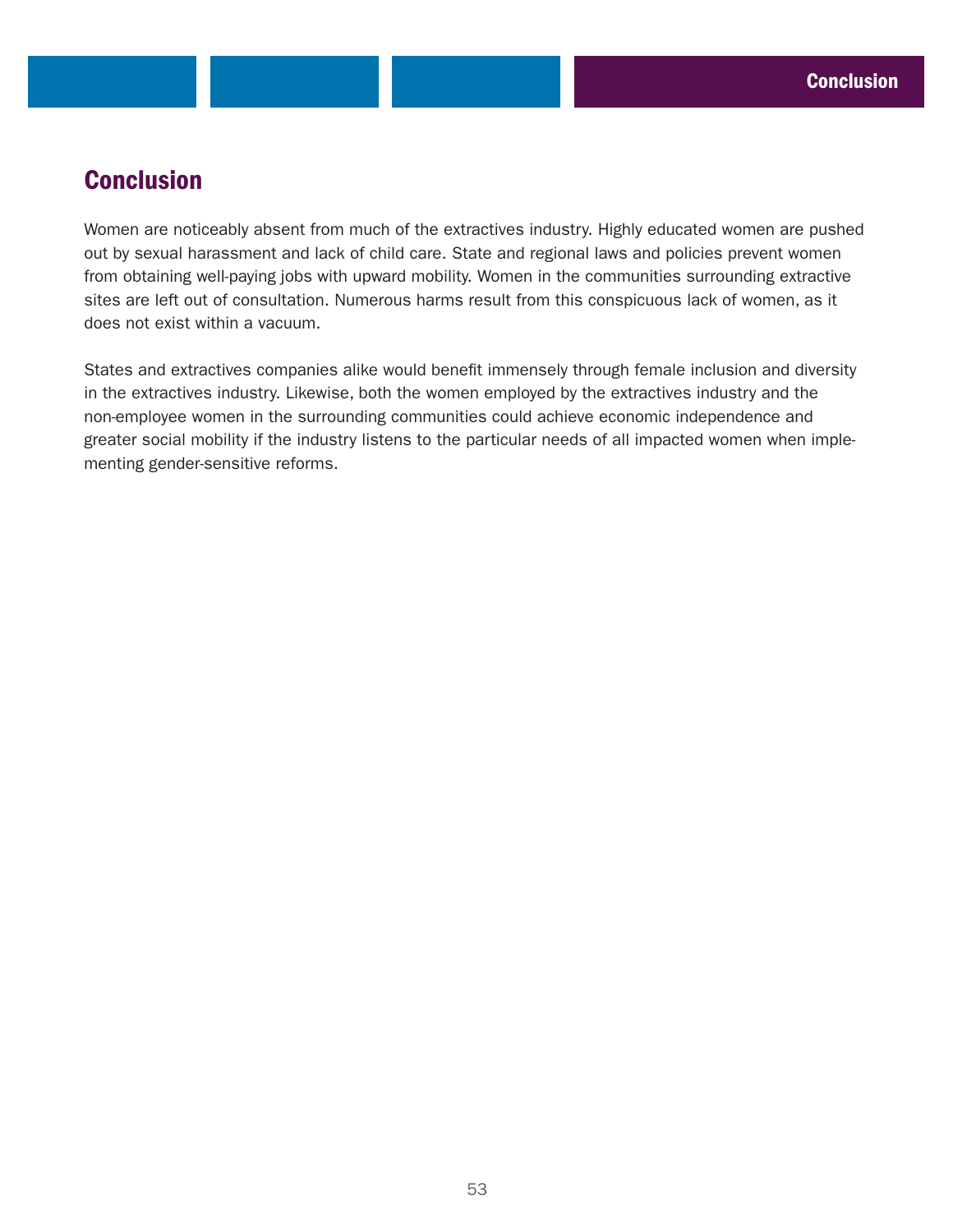## Conclusion

Women are noticeably absent from much of the extractives industry. Highly educated women are pushed out by sexual harassment and lack of child care. State and regional laws and policies prevent women from obtaining well-paying jobs with upward mobility. Women in the communities surrounding extractive sites are left out of consultation. Numerous harms result from this conspicuous lack of women, as it does not exist within a vacuum.

States and extractives companies alike would benefit immensely through female inclusion and diversity in the extractives industry. Likewise, both the women employed by the extractives industry and the non-employee women in the surrounding communities could achieve economic independence and greater social mobility if the industry listens to the particular needs of all impacted women when implementing gender-sensitive reforms.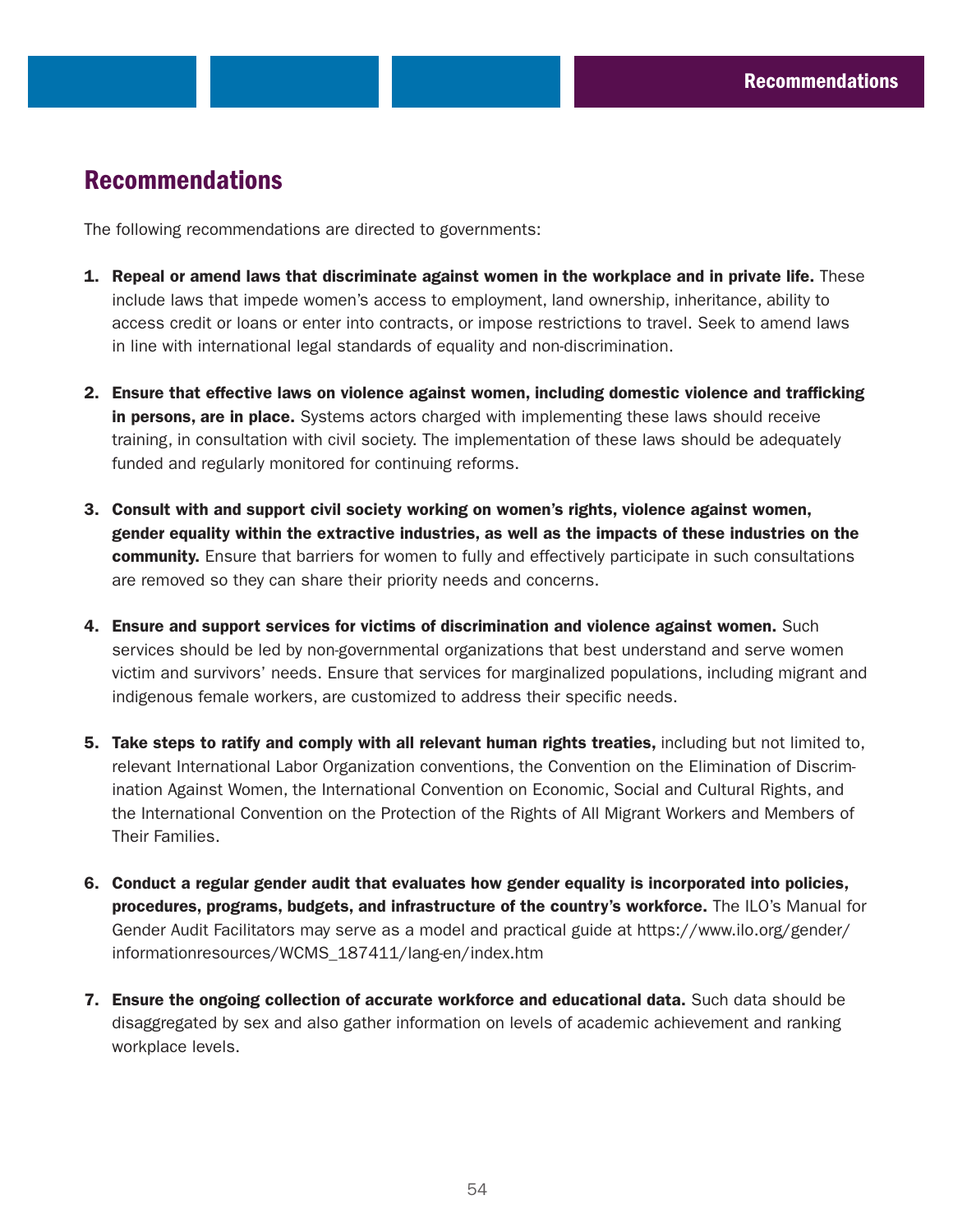## Recommendations

The following recommendations are directed to governments:

1. **Repeal or amend laws that discriminate against women in the workplace and in private life.** These include laws that impede women's access to employment, land ownership, inheritance, ability to access credit or loans or enter into contracts, or impose restrictions to travel. Seek to amend laws in line with international legal standards of equality and non-discrimination.

2. **Ensure that effective laws on violence against women, including domestic violence and trafficking in persons, are in place.** Systems actors charged with implementing these laws should receive training, in consultation with civil society. The implementation of these laws should be adequately funded and regularly monitored for continuing reforms.

3. **Consult with and support civil society working on women's rights, violence against women, gender equality within the extractive industries, as well as the impacts of these industries on the community.** Ensure that barriers for women to fully and effectively participate in such consultations are removed so they can share their priority needs and concerns.

4. **Ensure and support services for victims of discrimination and violence against women.** Such services should be led by non-governmental organizations that best understand and serve women victim and survivors' needs. Ensure that services for marginalized populations, including migrant and indigenous female workers, are customized to address their specific needs.

5. **Take steps to ratify and comply with all relevant human rights treaties,** including but not limited to, relevant International Labor Organization conventions, the Convention on the Elimination of Discrimination Against Women, the International Convention on Economic, Social and Cultural Rights, and the International Convention on the Protection of the Rights of All Migrant Workers and Members of Their Families.

6. **Conduct a regular gender audit that evaluates how gender equality is incorporated into policies, procedures, programs, budgets, and infrastructure of the country's workforce.** The ILO's Manual for Gender Audit Facilitators may serve as a model and practical guide at https://www.ilo.org/gender/informationresources/WCMS_187411/lang-en/index.htm

7. **Ensure the ongoing collection of accurate workforce and educational data.** Such data should be disaggregated by sex and also gather information on levels of academic achievement and ranking workplace levels.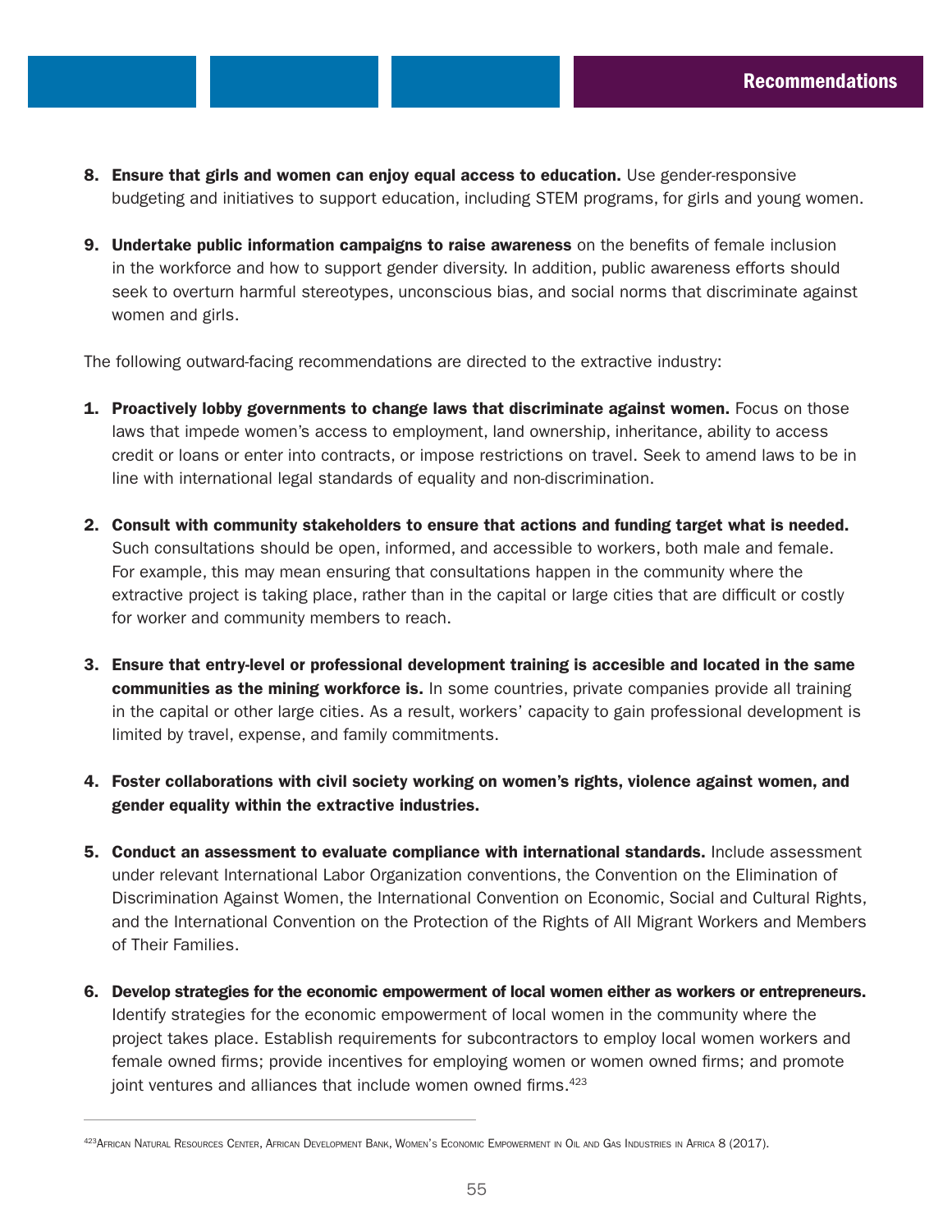8. **Ensure that girls and women can enjoy equal access to education.** Use gender-responsive budgeting and initiatives to support education, including STEM programs, for girls and young women.

9. **Undertake public information campaigns to raise awareness** on the benefits of female inclusion in the workforce and how to support gender diversity. In addition, public awareness efforts should seek to overturn harmful stereotypes, unconscious bias, and social norms that discriminate against women and girls.

The following outward-facing recommendations are directed to the extractive industry:

1. **Proactively lobby governments to change laws that discriminate against women.** Focus on those laws that impede women's access to employment, land ownership, inheritance, ability to access credit or loans or enter into contracts, or impose restrictions on travel. Seek to amend laws to be in line with international legal standards of equality and non-discrimination.

2. **Consult with community stakeholders to ensure that actions and funding target what is needed.** Such consultations should be open, informed, and accessible to workers, both male and female. For example, this may mean ensuring that consultations happen in the community where the extractive project is taking place, rather than in the capital or large cities that are difficult or costly for worker and community members to reach.

3. **Ensure that entry-level or professional development training is accesible and located in the same communities as the mining workforce is.** In some countries, private companies provide all training in the capital or other large cities. As a result, workers' capacity to gain professional development is limited by travel, expense, and family commitments.

4. **Foster collaborations with civil society working on women's rights, violence against women, and gender equality within the extractive industries.**

5. **Conduct an assessment to evaluate compliance with international standards.** Include assessment under relevant International Labor Organization conventions, the Convention on the Elimination of Discrimination Against Women, the International Convention on Economic, Social and Cultural Rights, and the International Convention on the Protection of the Rights of All Migrant Workers and Members of Their Families.

6. **Develop strategies for the economic empowerment of local women either as workers or entrepreneurs.** Identify strategies for the economic empowerment of local women in the community where the project takes place. Establish requirements for subcontractors to employ local women workers and female owned firms; provide incentives for employing women or women owned firms; and promote joint ventures and alliances that include women owned firms.[423]

---

[423] African Natural Resources Center, African Development Bank, Women's Economic Empowerment in Oil and Gas Industries in Africa 8 (2017).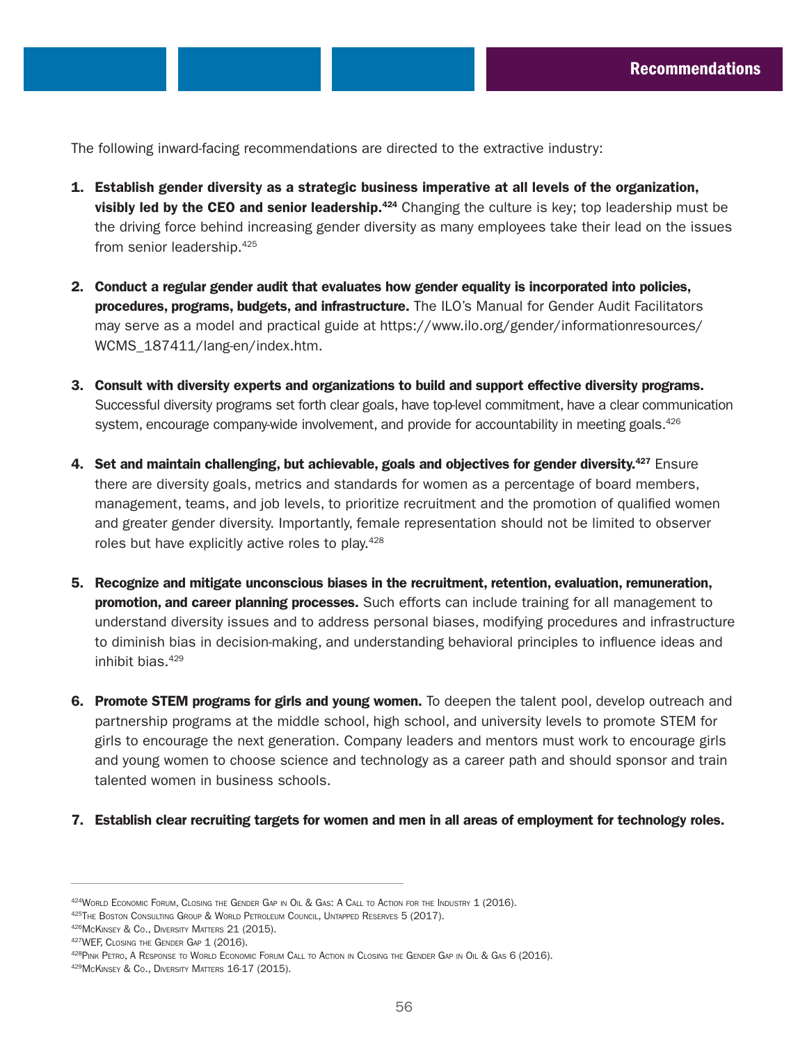The following inward-facing recommendations are directed to the extractive industry:

1. **Establish gender diversity as a strategic business imperative at all levels of the organization, visibly led by the CEO and senior leadership.**[424] Changing the culture is key; top leadership must be the driving force behind increasing gender diversity as many employees take their lead on the issues from senior leadership.[425]

2. **Conduct a regular gender audit that evaluates how gender equality is incorporated into policies, procedures, programs, budgets, and infrastructure.** The ILO's Manual for Gender Audit Facilitators may serve as a model and practical guide at https://www.ilo.org/gender/informationresources/WCMS_187411/lang-en/index.htm.

3. **Consult with diversity experts and organizations to build and support effective diversity programs.** Successful diversity programs set forth clear goals, have top-level commitment, have a clear communication system, encourage company-wide involvement, and provide for accountability in meeting goals.[426]

4. **Set and maintain challenging, but achievable, goals and objectives for gender diversity.**[427] Ensure there are diversity goals, metrics and standards for women as a percentage of board members, management, teams, and job levels, to prioritize recruitment and the promotion of qualified women and greater gender diversity. Importantly, female representation should not be limited to observer roles but have explicitly active roles to play.[428]

5. **Recognize and mitigate unconscious biases in the recruitment, retention, evaluation, remuneration, promotion, and career planning processes.** Such efforts can include training for all management to understand diversity issues and to address personal biases, modifying procedures and infrastructure to diminish bias in decision-making, and understanding behavioral principles to influence ideas and inhibit bias.[429]

6. **Promote STEM programs for girls and young women.** To deepen the talent pool, develop outreach and partnership programs at the middle school, high school, and university levels to promote STEM for girls to encourage the next generation. Company leaders and mentors must work to encourage girls and young women to choose science and technology as a career path and should sponsor and train talented women in business schools.

7. **Establish clear recruiting targets for women and men in all areas of employment for technology roles.**

---

[424] World Economic Forum, Closing the Gender Gap in Oil & Gas: A Call to Action for the Industry 1 (2016).

[425] The Boston Consulting Group & World Petroleum Council, Untapped Reserves 5 (2017).

[426] McKinsey & Co., Diversity Matters 21 (2015).

[427] WEF, Closing the Gender Gap 1 (2016).

[428] Pink Petro, A Response to World Economic Forum Call to Action in Closing the Gender Gap in Oil & Gas 6 (2016).

[429] McKinsey & Co., Diversity Matters 16-17 (2015).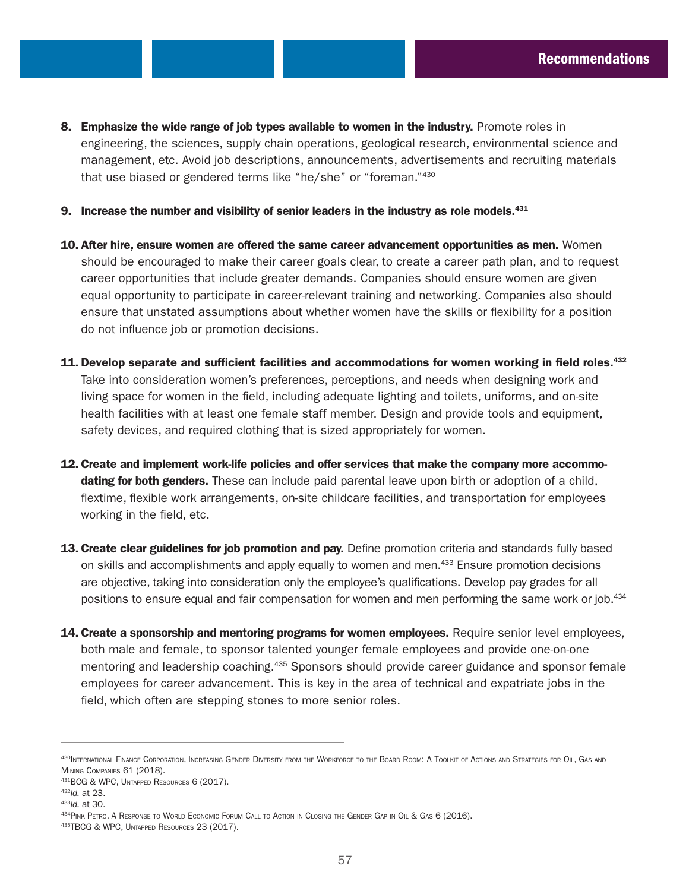8. **Emphasize the wide range of job types available to women in the industry.** Promote roles in engineering, the sciences, supply chain operations, geological research, environmental science and management, etc. Avoid job descriptions, announcements, advertisements and recruiting materials that use biased or gendered terms like "he/she" or "foreman."[430]

9. **Increase the number and visibility of senior leaders in the industry as role models.**[431]

10. **After hire, ensure women are offered the same career advancement opportunities as men.** Women should be encouraged to make their career goals clear, to create a career path plan, and to request career opportunities that include greater demands. Companies should ensure women are given equal opportunity to participate in career-relevant training and networking. Companies also should ensure that unstated assumptions about whether women have the skills or flexibility for a position do not influence job or promotion decisions.

11. **Develop separate and sufficient facilities and accommodations for women working in field roles.**[432] Take into consideration women's preferences, perceptions, and needs when designing work and living space for women in the field, including adequate lighting and toilets, uniforms, and on-site health facilities with at least one female staff member. Design and provide tools and equipment, safety devices, and required clothing that is sized appropriately for women.

12. **Create and implement work-life policies and offer services that make the company more accommodating for both genders.** These can include paid parental leave upon birth or adoption of a child, flextime, flexible work arrangements, on-site childcare facilities, and transportation for employees working in the field, etc.

13. **Create clear guidelines for job promotion and pay.** Define promotion criteria and standards fully based on skills and accomplishments and apply equally to women and men.[433] Ensure promotion decisions are objective, taking into consideration only the employee's qualifications. Develop pay grades for all positions to ensure equal and fair compensation for women and men performing the same work or job.[434]

14. **Create a sponsorship and mentoring programs for women employees.** Require senior level employees, both male and female, to sponsor talented younger female employees and provide one-on-one mentoring and leadership coaching.[435] Sponsors should provide career guidance and sponsor female employees for career advancement. This is key in the area of technical and expatriate jobs in the field, which often are stepping stones to more senior roles.

---

[430] International Finance Corporation, Increasing Gender Diversity from the Workforce to the Board Room: A Toolkit of Actions and Strategies for Oil, Gas and Mining Companies 61 (2018).
[431] BCG & WPC, Untapped Resources 6 (2017).
[432] *Id.* at 23.
[433] *Id.* at 30.
[434] Pink Petro, A Response to World Economic Forum Call to Action in Closing the Gender Gap in Oil & Gas 6 (2016).
[435] TBCG & WPC, Untapped Resources 23 (2017).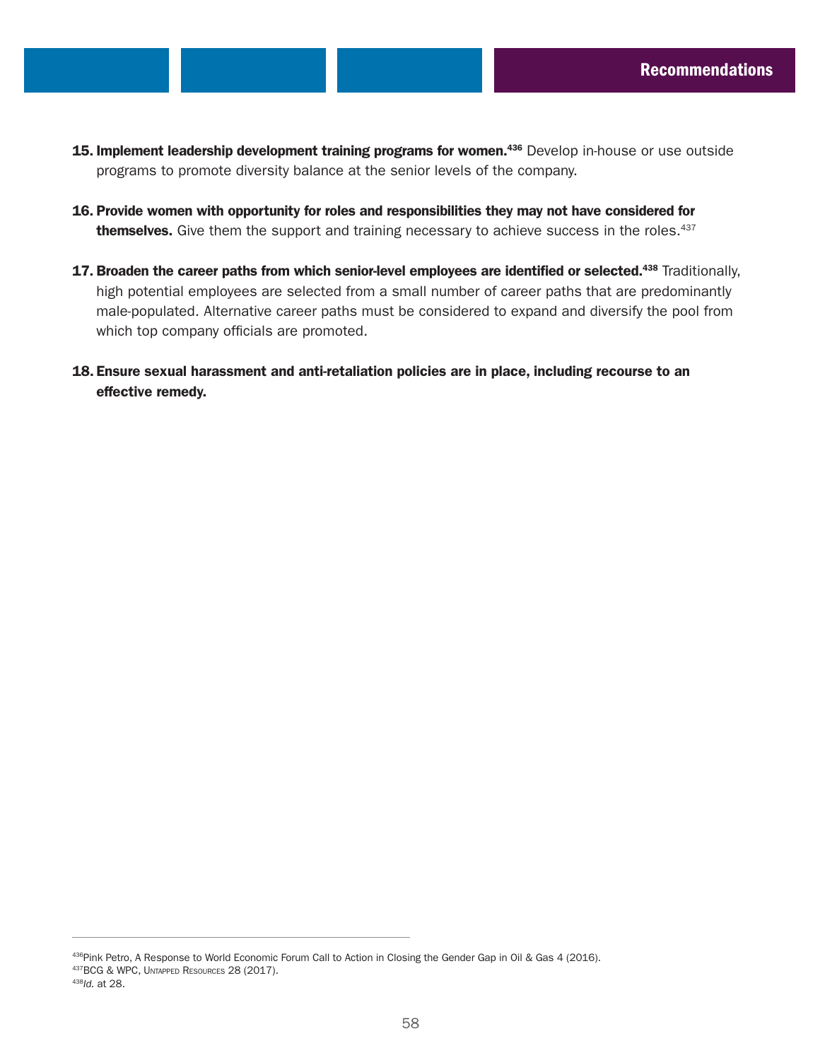15. **Implement leadership development training programs for women.**[436] Develop in-house or use outside programs to promote diversity balance at the senior levels of the company.

16. **Provide women with opportunity for roles and responsibilities they may not have considered for themselves.** Give them the support and training necessary to achieve success in the roles.[437]

17. **Broaden the career paths from which senior-level employees are identified or selected.**[438] Traditionally, high potential employees are selected from a small number of career paths that are predominantly male-populated. Alternative career paths must be considered to expand and diversify the pool from which top company officials are promoted.

18. **Ensure sexual harassment and anti-retaliation policies are in place, including recourse to an effective remedy.**

---

[436] Pink Petro, A Response to World Economic Forum Call to Action in Closing the Gender Gap in Oil & Gas 4 (2016).
[437] BCG & WPC, Untapped Resources 28 (2017).
[438] *Id.* at 28.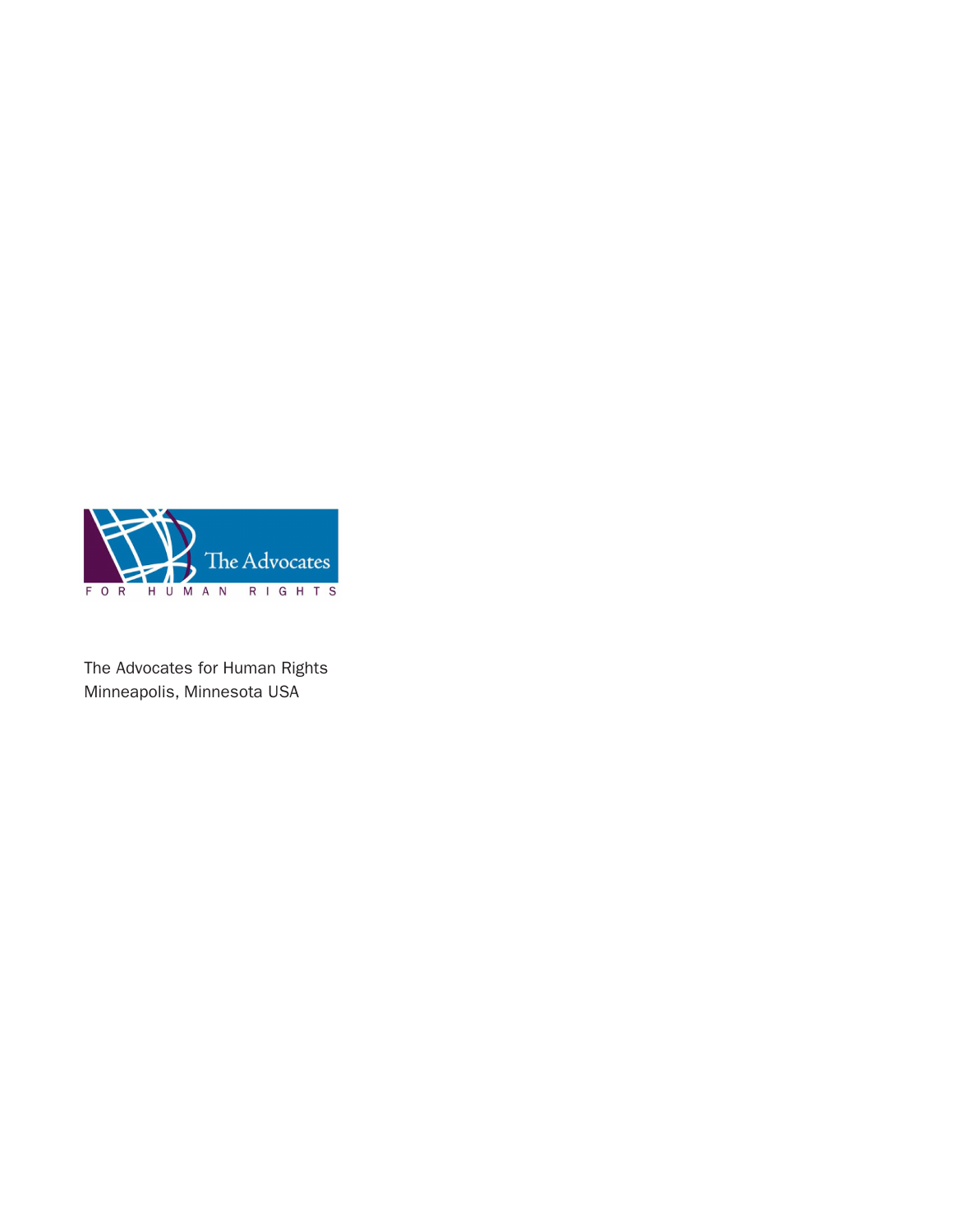The Advocates for Human Rights
Minneapolis, Minnesota USA